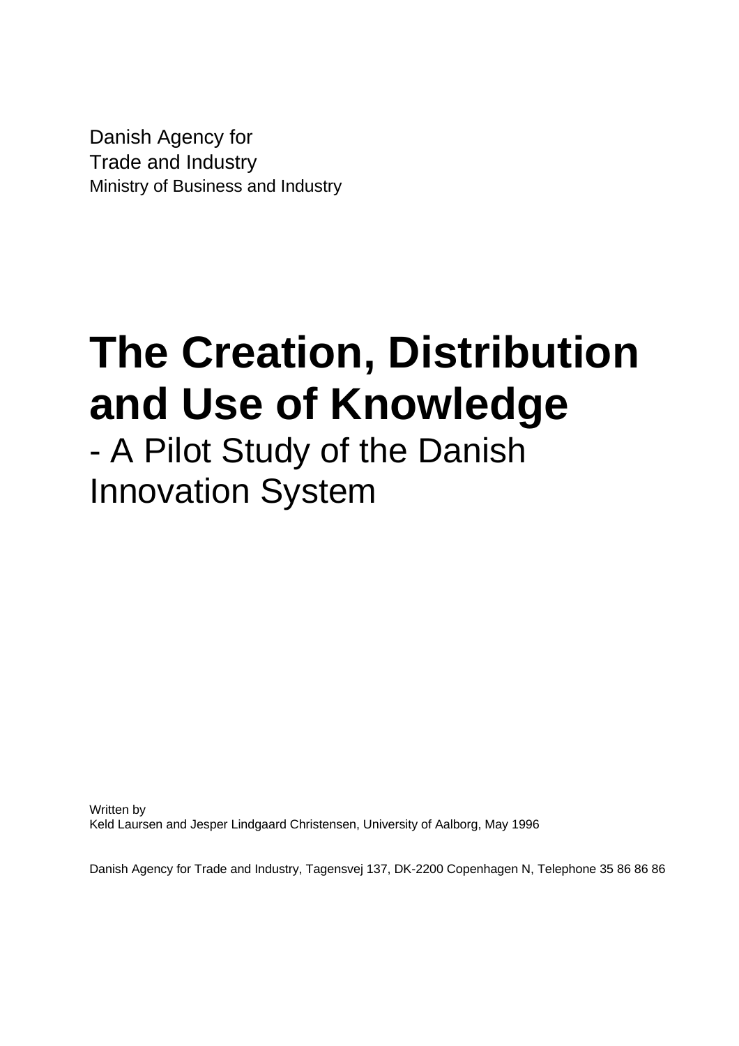Danish Agency for
Trade and Industry
Ministry of Business and Industry

# The Creation, Distribution and Use of Knowledge

## - A Pilot Study of the Danish Innovation System

Written by
Keld Laursen and Jesper Lindgaard Christensen, University of Aalborg, May 1996

Danish Agency for Trade and Industry, Tagensvej 137, DK-2200 Copenhagen N, Telephone 35 86 86 86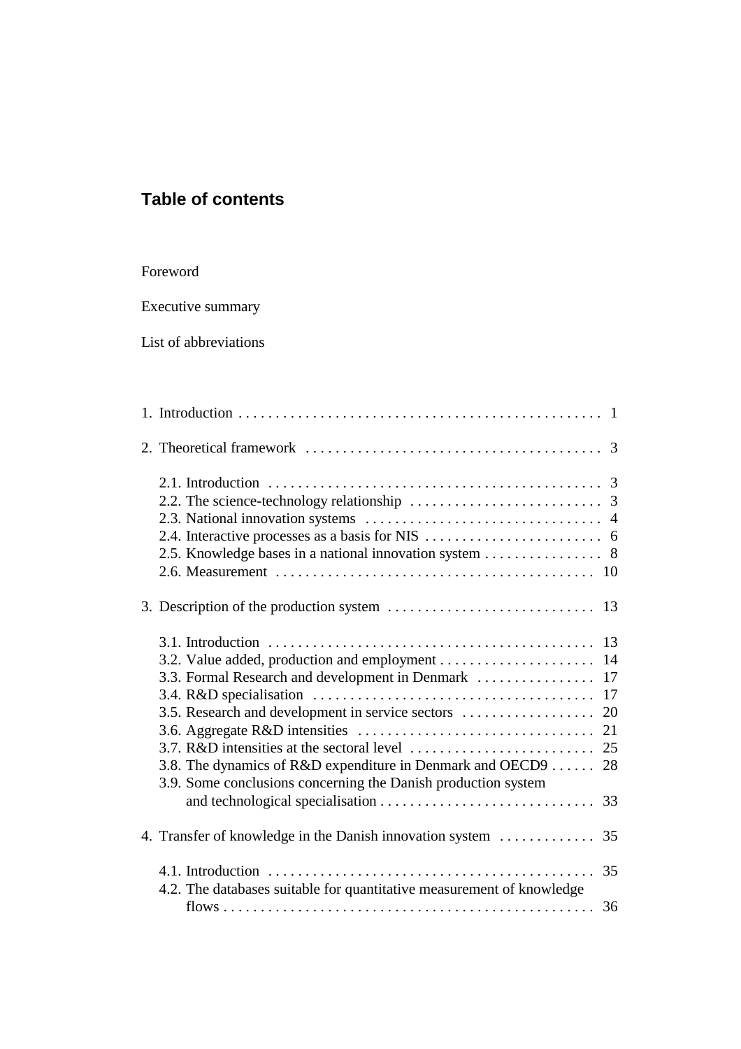## Table of contents

Foreword

Executive summary

List of abbreviations

1. Introduction . . . . . . . . . . . . . . . . . . . . . . . . . . . . . . . . . . . . . . . . . . . . . . . . 1

2. Theoretical framework . . . . . . . . . . . . . . . . . . . . . . . . . . . . . . . . . . . . . . . . 3

   2.1. Introduction . . . . . . . . . . . . . . . . . . . . . . . . . . . . . . . . . . . . . . . . . . . . 3
   2.2. The science-technology relationship . . . . . . . . . . . . . . . . . . . . . . . . . . 3
   2.3. National innovation systems . . . . . . . . . . . . . . . . . . . . . . . . . . . . . . . 4
   2.4. Interactive processes as a basis for NIS . . . . . . . . . . . . . . . . . . . . . . . . 6
   2.5. Knowledge bases in a national innovation system . . . . . . . . . . . . . . . . 8
   2.6. Measurement . . . . . . . . . . . . . . . . . . . . . . . . . . . . . . . . . . . . . . . . . . 10

3. Description of the production system . . . . . . . . . . . . . . . . . . . . . . . . . . . . 13

   3.1. Introduction . . . . . . . . . . . . . . . . . . . . . . . . . . . . . . . . . . . . . . . . . . . . 13
   3.2. Value added, production and employment . . . . . . . . . . . . . . . . . . . . . 14
   3.3. Formal Research and development in Denmark . . . . . . . . . . . . . . . . 17
   3.4. R&D specialisation . . . . . . . . . . . . . . . . . . . . . . . . . . . . . . . . . . . . . . 17
   3.5. Research and development in service sectors . . . . . . . . . . . . . . . . . . 20
   3.6. Aggregate R&D intensities . . . . . . . . . . . . . . . . . . . . . . . . . . . . . . . . 21
   3.7. R&D intensities at the sectoral level . . . . . . . . . . . . . . . . . . . . . . . . . 25
   3.8. The dynamics of R&D expenditure in Denmark and OECD9 . . . . . . 28
   3.9. Some conclusions concerning the Danish production system and technological specialisation . . . . . . . . . . . . . . . . . . . . . . . . . . . . . 33

4. Transfer of knowledge in the Danish innovation system . . . . . . . . . . . . . 35

   4.1. Introduction . . . . . . . . . . . . . . . . . . . . . . . . . . . . . . . . . . . . . . . . . . . . 35
   4.2. The databases suitable for quantitative measurement of knowledge flows . . . . . . . . . . . . . . . . . . . . . . . . . . . . . . . . . . . . . . . . . . . . . . . . . 36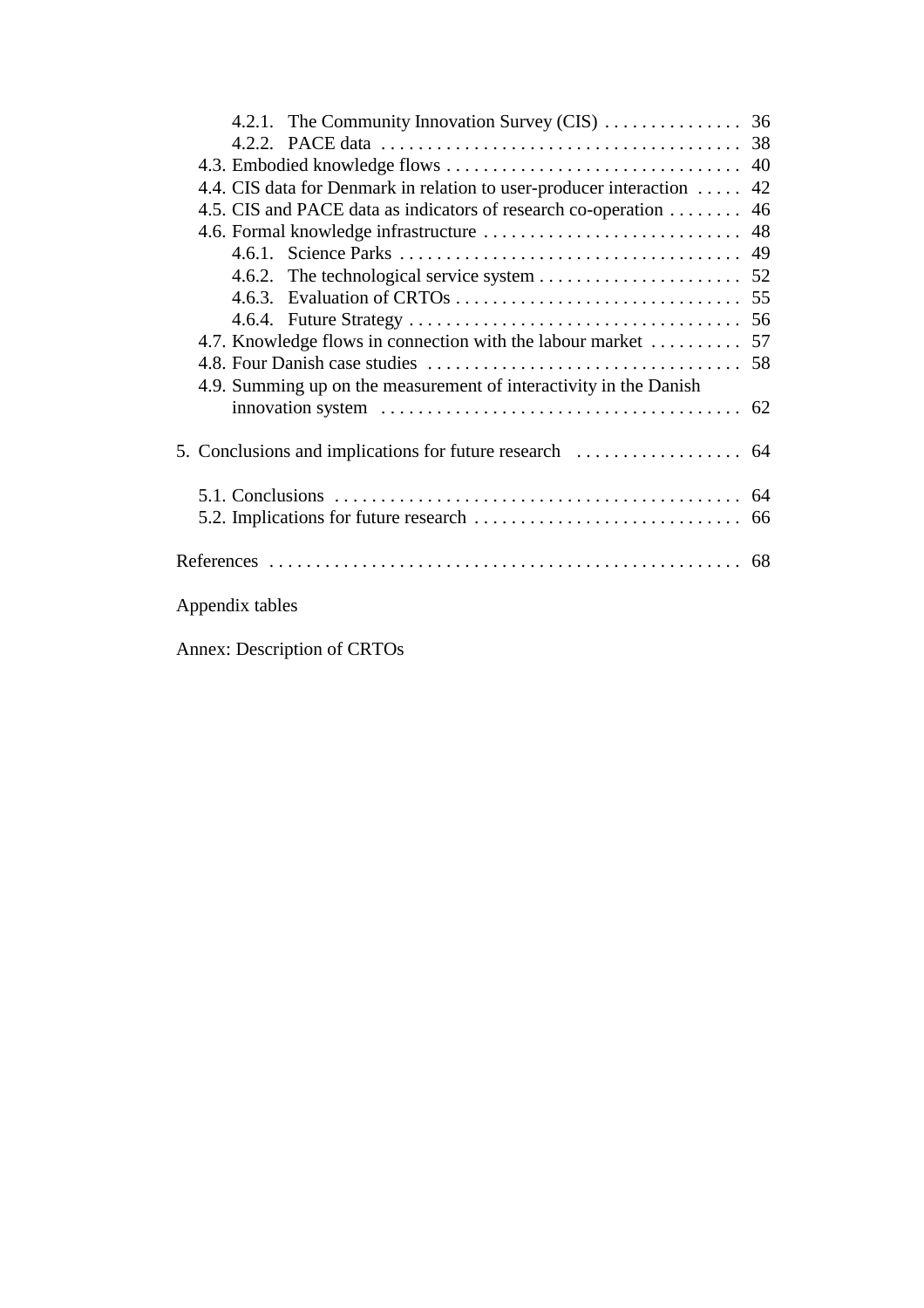- 4.2.1. The Community Innovation Survey (CIS) . . . . . . . . . . . . . . . 36
- 4.2.2. PACE data . . . . . . . . . . . . . . . . . . . . . . . . . . . . . . . . . . . . . . . 38

4.3. Embodied knowledge flows . . . . . . . . . . . . . . . . . . . . . . . . . . . . . . . . 40

4.4. CIS data for Denmark in relation to user-producer interaction . . . . . 42

4.5. CIS and PACE data as indicators of research co-operation . . . . . . . . 46

4.6. Formal knowledge infrastructure . . . . . . . . . . . . . . . . . . . . . . . . . . . . 48

- 4.6.1. Science Parks . . . . . . . . . . . . . . . . . . . . . . . . . . . . . . . . . . . . . 49
- 4.6.2. The technological service system . . . . . . . . . . . . . . . . . . . . . . 52
- 4.6.3. Evaluation of CRTOs . . . . . . . . . . . . . . . . . . . . . . . . . . . . . . . 55
- 4.6.4. Future Strategy . . . . . . . . . . . . . . . . . . . . . . . . . . . . . . . . . . . . 56

4.7. Knowledge flows in connection with the labour market . . . . . . . . . . 57

4.8. Four Danish case studies . . . . . . . . . . . . . . . . . . . . . . . . . . . . . . . . . . 58

4.9. Summing up on the measurement of interactivity in the Danish innovation system . . . . . . . . . . . . . . . . . . . . . . . . . . . . . . . . . . . . . . . 62

5. Conclusions and implications for future research . . . . . . . . . . . . . . . . . . 64

5.1. Conclusions . . . . . . . . . . . . . . . . . . . . . . . . . . . . . . . . . . . . . . . . . . . . 64

5.2. Implications for future research . . . . . . . . . . . . . . . . . . . . . . . . . . . . . 66

References . . . . . . . . . . . . . . . . . . . . . . . . . . . . . . . . . . . . . . . . . . . . . . . . . . 68

Appendix tables

Annex: Description of CRTOs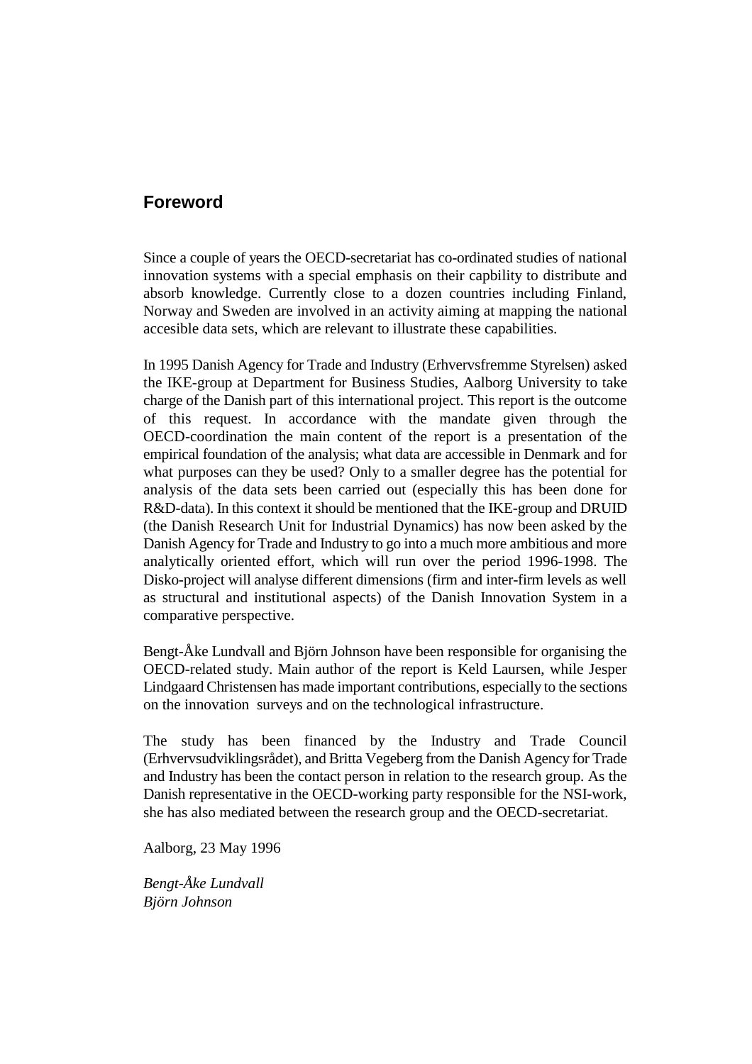## Foreword

Since a couple of years the OECD-secretariat has co-ordinated studies of national innovation systems with a special emphasis on their capbility to distribute and absorb knowledge. Currently close to a dozen countries including Finland, Norway and Sweden are involved in an activity aiming at mapping the national accesible data sets, which are relevant to illustrate these capabilities.

In 1995 Danish Agency for Trade and Industry (Erhvervsfremme Styrelsen) asked the IKE-group at Department for Business Studies, Aalborg University to take charge of the Danish part of this international project. This report is the outcome of this request. In accordance with the mandate given through the OECD-coordination the main content of the report is a presentation of the empirical foundation of the analysis; what data are accessible in Denmark and for what purposes can they be used? Only to a smaller degree has the potential for analysis of the data sets been carried out (especially this has been done for R&D-data). In this context it should be mentioned that the IKE-group and DRUID (the Danish Research Unit for Industrial Dynamics) has now been asked by the Danish Agency for Trade and Industry to go into a much more ambitious and more analytically oriented effort, which will run over the period 1996-1998. The Disko-project will analyse different dimensions (firm and inter-firm levels as well as structural and institutional aspects) of the Danish Innovation System in a comparative perspective.

Bengt-Åke Lundvall and Björn Johnson have been responsible for organising the OECD-related study. Main author of the report is Keld Laursen, while Jesper Lindgaard Christensen has made important contributions, especially to the sections on the innovation surveys and on the technological infrastructure.

The study has been financed by the Industry and Trade Council (Erhvervsudviklingsrådet), and Britta Vegeberg from the Danish Agency for Trade and Industry has been the contact person in relation to the research group. As the Danish representative in the OECD-working party responsible for the NSI-work, she has also mediated between the research group and the OECD-secretariat.

Aalborg, 23 May 1996

*Bengt-Åke Lundvall*
*Björn Johnson*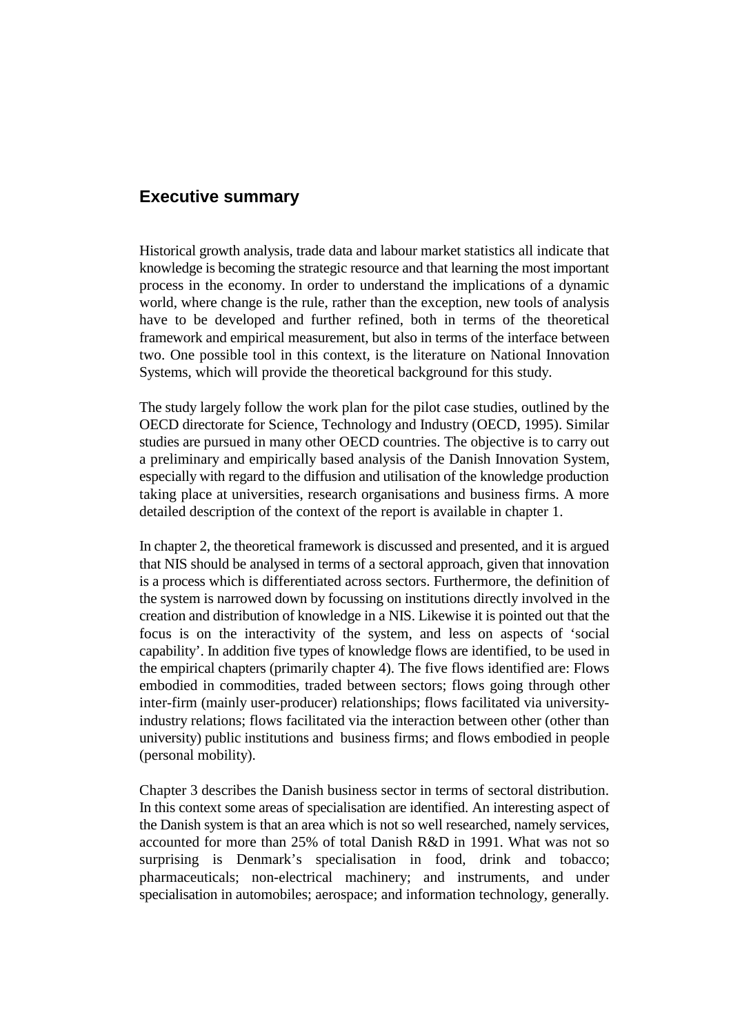## Executive summary

Historical growth analysis, trade data and labour market statistics all indicate that knowledge is becoming the strategic resource and that learning the most important process in the economy. In order to understand the implications of a dynamic world, where change is the rule, rather than the exception, new tools of analysis have to be developed and further refined, both in terms of the theoretical framework and empirical measurement, but also in terms of the interface between two. One possible tool in this context, is the literature on National Innovation Systems, which will provide the theoretical background for this study.

The study largely follow the work plan for the pilot case studies, outlined by the OECD directorate for Science, Technology and Industry (OECD, 1995). Similar studies are pursued in many other OECD countries. The objective is to carry out a preliminary and empirically based analysis of the Danish Innovation System, especially with regard to the diffusion and utilisation of the knowledge production taking place at universities, research organisations and business firms. A more detailed description of the context of the report is available in chapter 1.

In chapter 2, the theoretical framework is discussed and presented, and it is argued that NIS should be analysed in terms of a sectoral approach, given that innovation is a process which is differentiated across sectors. Furthermore, the definition of the system is narrowed down by focussing on institutions directly involved in the creation and distribution of knowledge in a NIS. Likewise it is pointed out that the focus is on the interactivity of the system, and less on aspects of 'social capability'. In addition five types of knowledge flows are identified, to be used in the empirical chapters (primarily chapter 4). The five flows identified are: Flows embodied in commodities, traded between sectors; flows going through other inter-firm (mainly user-producer) relationships; flows facilitated via university-industry relations; flows facilitated via the interaction between other (other than university) public institutions and business firms; and flows embodied in people (personal mobility).

Chapter 3 describes the Danish business sector in terms of sectoral distribution. In this context some areas of specialisation are identified. An interesting aspect of the Danish system is that an area which is not so well researched, namely services, accounted for more than 25% of total Danish R&D in 1991. What was not so surprising is Denmark's specialisation in food, drink and tobacco; pharmaceuticals; non-electrical machinery; and instruments, and under specialisation in automobiles; aerospace; and information technology, generally.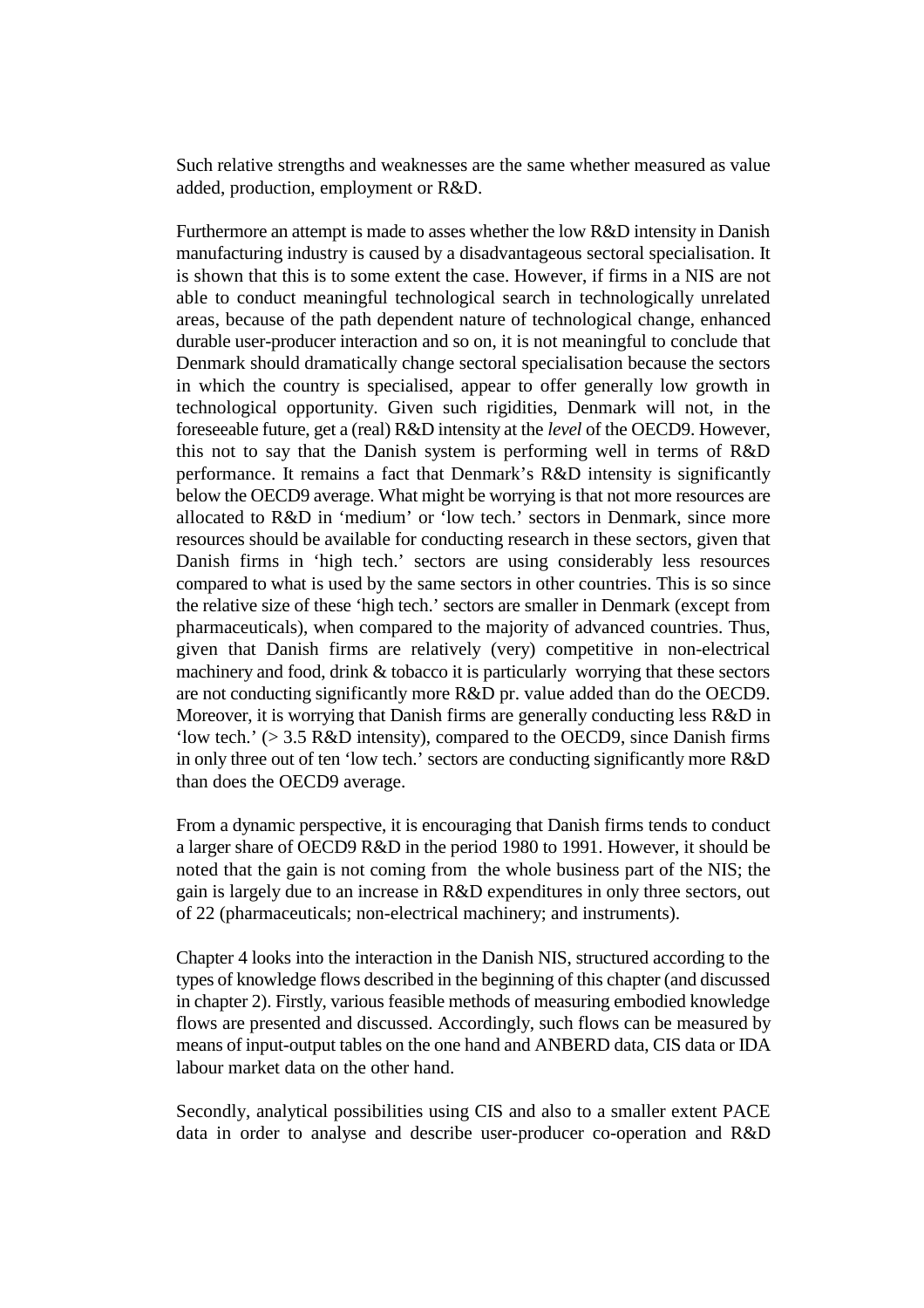Such relative strengths and weaknesses are the same whether measured as value added, production, employment or R&D.

Furthermore an attempt is made to asses whether the low R&D intensity in Danish manufacturing industry is caused by a disadvantageous sectoral specialisation. It is shown that this is to some extent the case. However, if firms in a NIS are not able to conduct meaningful technological search in technologically unrelated areas, because of the path dependent nature of technological change, enhanced durable user-producer interaction and so on, it is not meaningful to conclude that Denmark should dramatically change sectoral specialisation because the sectors in which the country is specialised, appear to offer generally low growth in technological opportunity. Given such rigidities, Denmark will not, in the foreseeable future, get a (real) R&D intensity at the *level* of the OECD9. However, this not to say that the Danish system is performing well in terms of R&D performance. It remains a fact that Denmark's R&D intensity is significantly below the OECD9 average. What might be worrying is that not more resources are allocated to R&D in 'medium' or 'low tech.' sectors in Denmark, since more resources should be available for conducting research in these sectors, given that Danish firms in 'high tech.' sectors are using considerably less resources compared to what is used by the same sectors in other countries. This is so since the relative size of these 'high tech.' sectors are smaller in Denmark (except from pharmaceuticals), when compared to the majority of advanced countries. Thus, given that Danish firms are relatively (very) competitive in non-electrical machinery and food, drink & tobacco it is particularly worrying that these sectors are not conducting significantly more R&D pr. value added than do the OECD9. Moreover, it is worrying that Danish firms are generally conducting less R&D in 'low tech.' (> 3.5 R&D intensity), compared to the OECD9, since Danish firms in only three out of ten 'low tech.' sectors are conducting significantly more R&D than does the OECD9 average.

From a dynamic perspective, it is encouraging that Danish firms tends to conduct a larger share of OECD9 R&D in the period 1980 to 1991. However, it should be noted that the gain is not coming from the whole business part of the NIS; the gain is largely due to an increase in R&D expenditures in only three sectors, out of 22 (pharmaceuticals; non-electrical machinery; and instruments).

Chapter 4 looks into the interaction in the Danish NIS, structured according to the types of knowledge flows described in the beginning of this chapter (and discussed in chapter 2). Firstly, various feasible methods of measuring embodied knowledge flows are presented and discussed. Accordingly, such flows can be measured by means of input-output tables on the one hand and ANBERD data, CIS data or IDA labour market data on the other hand.

Secondly, analytical possibilities using CIS and also to a smaller extent PACE data in order to analyse and describe user-producer co-operation and R&D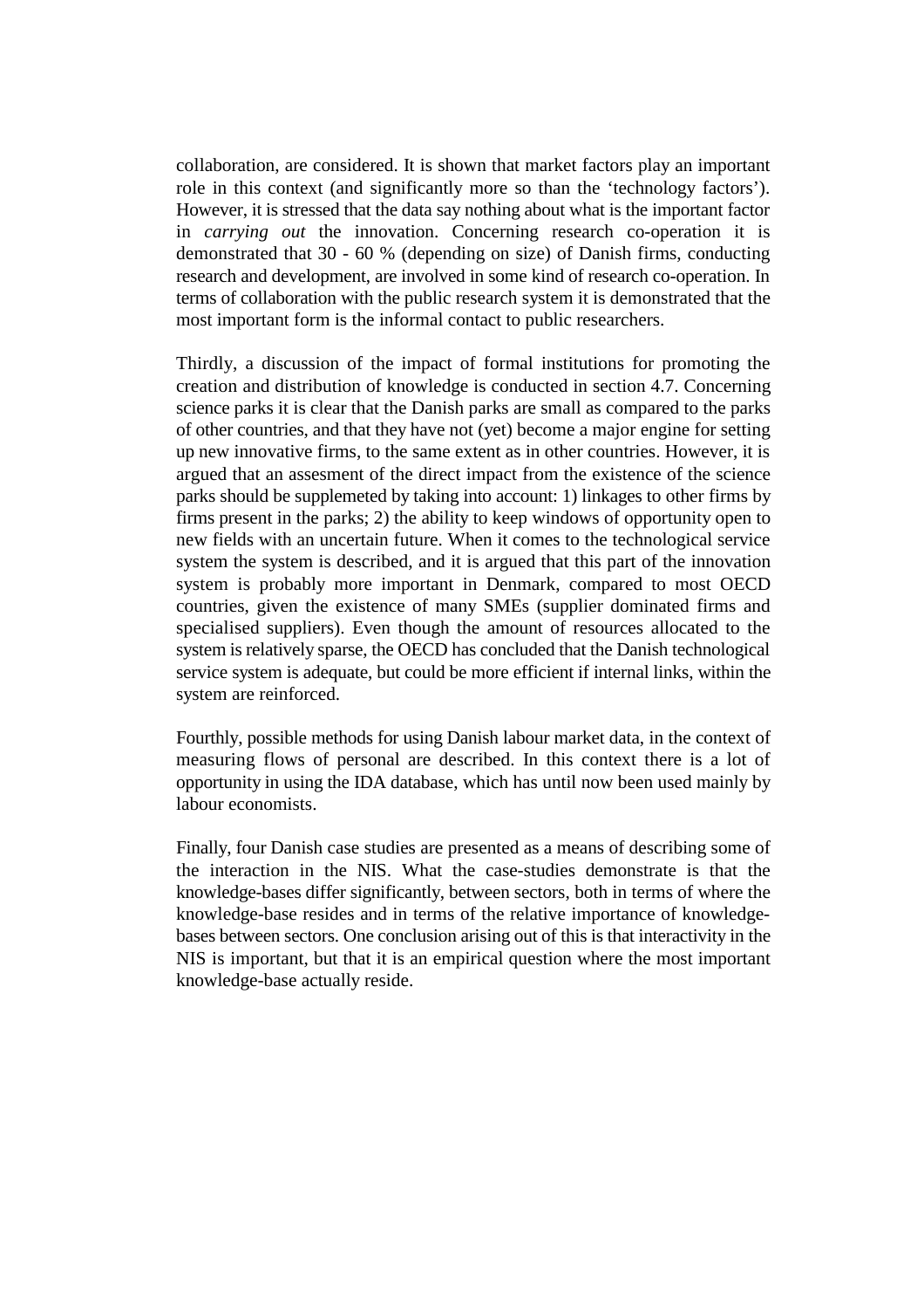collaboration, are considered. It is shown that market factors play an important role in this context (and significantly more so than the 'technology factors'). However, it is stressed that the data say nothing about what is the important factor in *carrying out* the innovation. Concerning research co-operation it is demonstrated that 30 - 60 % (depending on size) of Danish firms, conducting research and development, are involved in some kind of research co-operation. In terms of collaboration with the public research system it is demonstrated that the most important form is the informal contact to public researchers.

Thirdly, a discussion of the impact of formal institutions for promoting the creation and distribution of knowledge is conducted in section 4.7. Concerning science parks it is clear that the Danish parks are small as compared to the parks of other countries, and that they have not (yet) become a major engine for setting up new innovative firms, to the same extent as in other countries. However, it is argued that an assesment of the direct impact from the existence of the science parks should be supplemeted by taking into account: 1) linkages to other firms by firms present in the parks; 2) the ability to keep windows of opportunity open to new fields with an uncertain future. When it comes to the technological service system the system is described, and it is argued that this part of the innovation system is probably more important in Denmark, compared to most OECD countries, given the existence of many SMEs (supplier dominated firms and specialised suppliers). Even though the amount of resources allocated to the system is relatively sparse, the OECD has concluded that the Danish technological service system is adequate, but could be more efficient if internal links, within the system are reinforced.

Fourthly, possible methods for using Danish labour market data, in the context of measuring flows of personal are described. In this context there is a lot of opportunity in using the IDA database, which has until now been used mainly by labour economists.

Finally, four Danish case studies are presented as a means of describing some of the interaction in the NIS. What the case-studies demonstrate is that the knowledge-bases differ significantly, between sectors, both in terms of where the knowledge-base resides and in terms of the relative importance of knowledge-bases between sectors. One conclusion arising out of this is that interactivity in the NIS is important, but that it is an empirical question where the most important knowledge-base actually reside.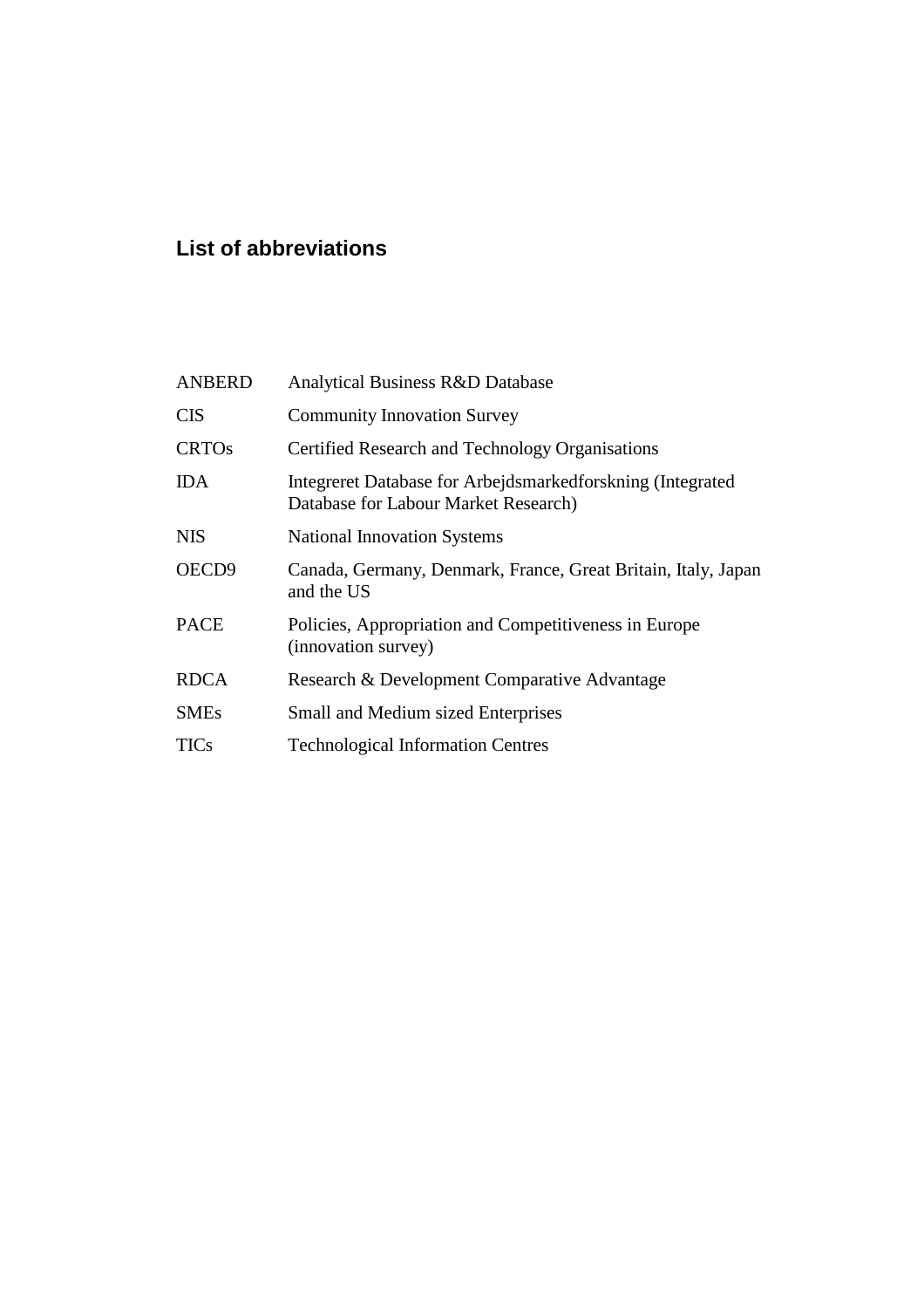## List of abbreviations

| | |
|---|---|
| ANBERD | Analytical Business R&D Database |
| CIS | Community Innovation Survey |
| CRTOs | Certified Research and Technology Organisations |
| IDA | Integreret Database for Arbejdsmarkedforskning (Integrated Database for Labour Market Research) |
| NIS | National Innovation Systems |
| OECD9 | Canada, Germany, Denmark, France, Great Britain, Italy, Japan and the US |
| PACE | Policies, Appropriation and Competitiveness in Europe (innovation survey) |
| RDCA | Research & Development Comparative Advantage |
| SMEs | Small and Medium sized Enterprises |
| TICs | Technological Information Centres |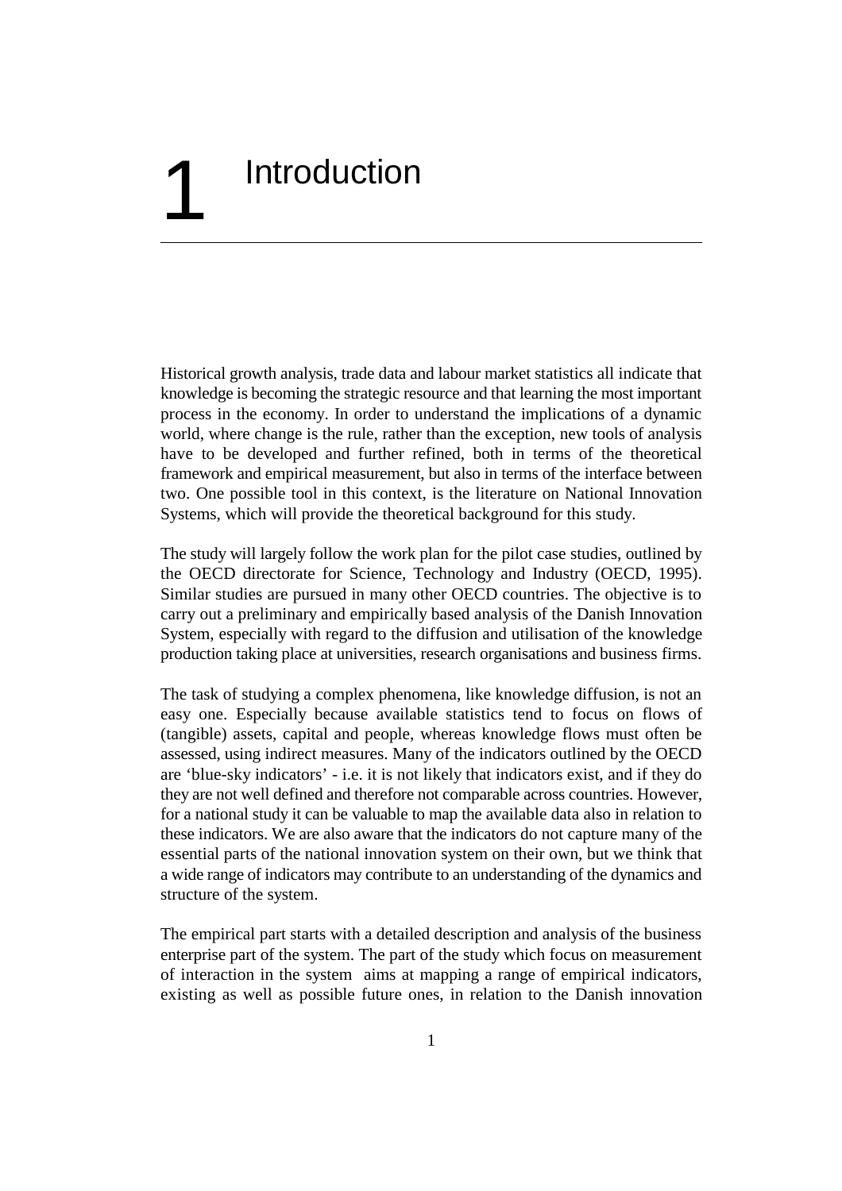# 1 Introduction

Historical growth analysis, trade data and labour market statistics all indicate that knowledge is becoming the strategic resource and that learning the most important process in the economy. In order to understand the implications of a dynamic world, where change is the rule, rather than the exception, new tools of analysis have to be developed and further refined, both in terms of the theoretical framework and empirical measurement, but also in terms of the interface between two. One possible tool in this context, is the literature on National Innovation Systems, which will provide the theoretical background for this study.

The study will largely follow the work plan for the pilot case studies, outlined by the OECD directorate for Science, Technology and Industry (OECD, 1995). Similar studies are pursued in many other OECD countries. The objective is to carry out a preliminary and empirically based analysis of the Danish Innovation System, especially with regard to the diffusion and utilisation of the knowledge production taking place at universities, research organisations and business firms.

The task of studying a complex phenomena, like knowledge diffusion, is not an easy one. Especially because available statistics tend to focus on flows of (tangible) assets, capital and people, whereas knowledge flows must often be assessed, using indirect measures. Many of the indicators outlined by the OECD are 'blue-sky indicators' - i.e. it is not likely that indicators exist, and if they do they are not well defined and therefore not comparable across countries. However, for a national study it can be valuable to map the available data also in relation to these indicators. We are also aware that the indicators do not capture many of the essential parts of the national innovation system on their own, but we think that a wide range of indicators may contribute to an understanding of the dynamics and structure of the system.

The empirical part starts with a detailed description and analysis of the business enterprise part of the system. The part of the study which focus on measurement of interaction in the system aims at mapping a range of empirical indicators, existing as well as possible future ones, in relation to the Danish innovation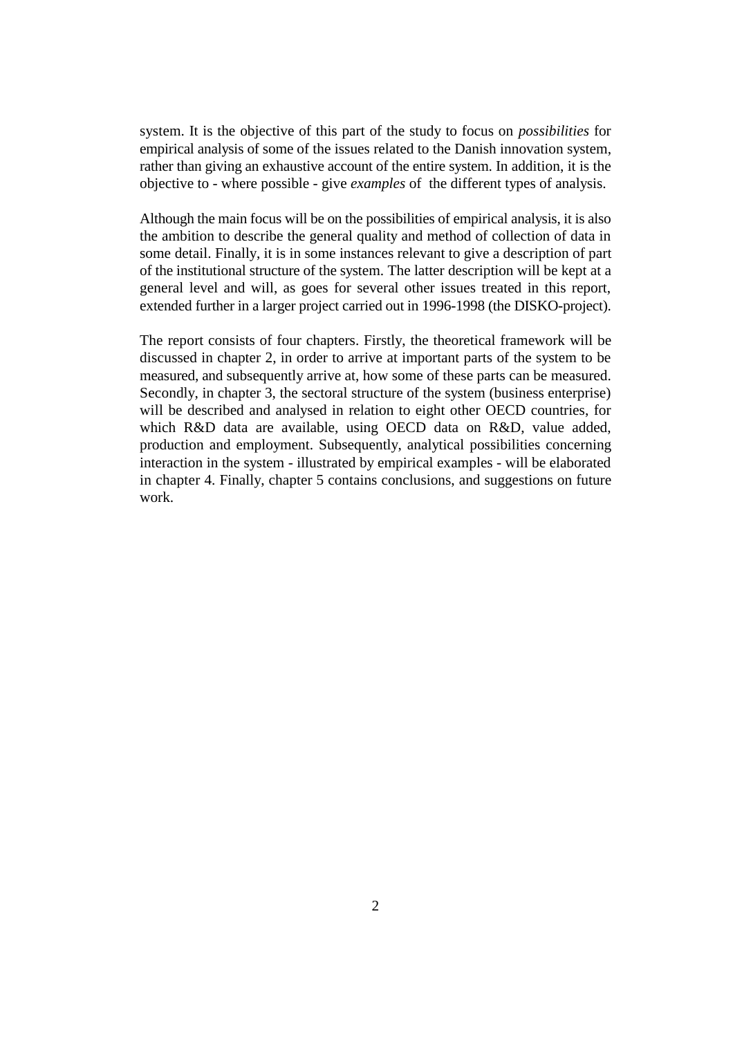system. It is the objective of this part of the study to focus on *possibilities* for empirical analysis of some of the issues related to the Danish innovation system, rather than giving an exhaustive account of the entire system. In addition, it is the objective to - where possible - give *examples* of  the different types of analysis.

Although the main focus will be on the possibilities of empirical analysis, it is also the ambition to describe the general quality and method of collection of data in some detail. Finally, it is in some instances relevant to give a description of part of the institutional structure of the system. The latter description will be kept at a general level and will, as goes for several other issues treated in this report, extended further in a larger project carried out in 1996-1998 (the DISKO-project).

The report consists of four chapters. Firstly, the theoretical framework will be discussed in chapter 2, in order to arrive at important parts of the system to be measured, and subsequently arrive at, how some of these parts can be measured. Secondly, in chapter 3, the sectoral structure of the system (business enterprise) will be described and analysed in relation to eight other OECD countries, for which R&D data are available, using OECD data on R&D, value added, production and employment. Subsequently, analytical possibilities concerning interaction in the system - illustrated by empirical examples - will be elaborated in chapter 4. Finally, chapter 5 contains conclusions, and suggestions on future work.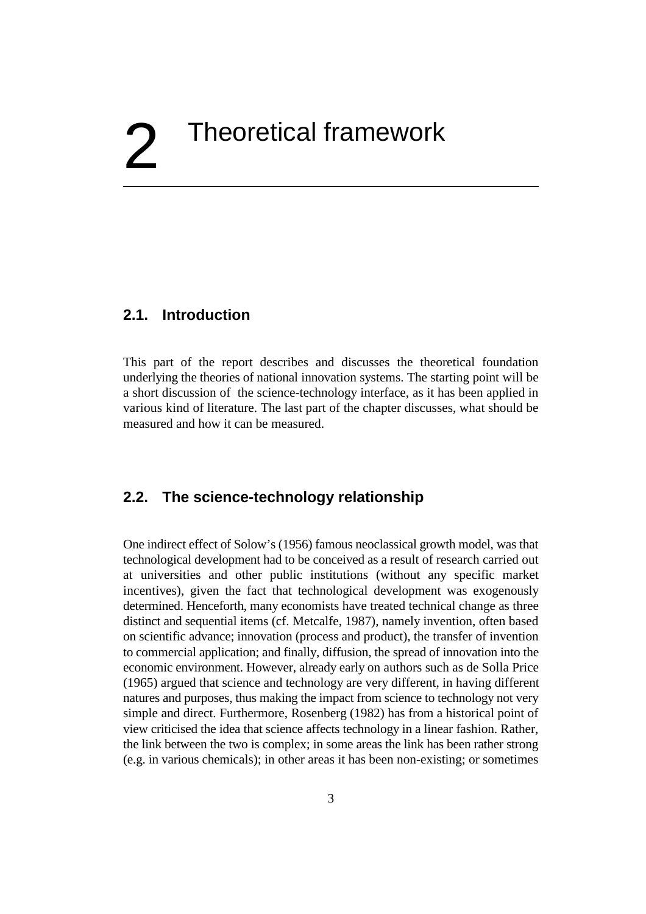# 2 Theoretical framework

## 2.1. Introduction

This part of the report describes and discusses the theoretical foundation underlying the theories of national innovation systems. The starting point will be a short discussion of the science-technology interface, as it has been applied in various kind of literature. The last part of the chapter discusses, what should be measured and how it can be measured.

## 2.2. The science-technology relationship

One indirect effect of Solow's (1956) famous neoclassical growth model, was that technological development had to be conceived as a result of research carried out at universities and other public institutions (without any specific market incentives), given the fact that technological development was exogenously determined. Henceforth, many economists have treated technical change as three distinct and sequential items (cf. Metcalfe, 1987), namely invention, often based on scientific advance; innovation (process and product), the transfer of invention to commercial application; and finally, diffusion, the spread of innovation into the economic environment. However, already early on authors such as de Solla Price (1965) argued that science and technology are very different, in having different natures and purposes, thus making the impact from science to technology not very simple and direct. Furthermore, Rosenberg (1982) has from a historical point of view criticised the idea that science affects technology in a linear fashion. Rather, the link between the two is complex; in some areas the link has been rather strong (e.g. in various chemicals); in other areas it has been non-existing; or sometimes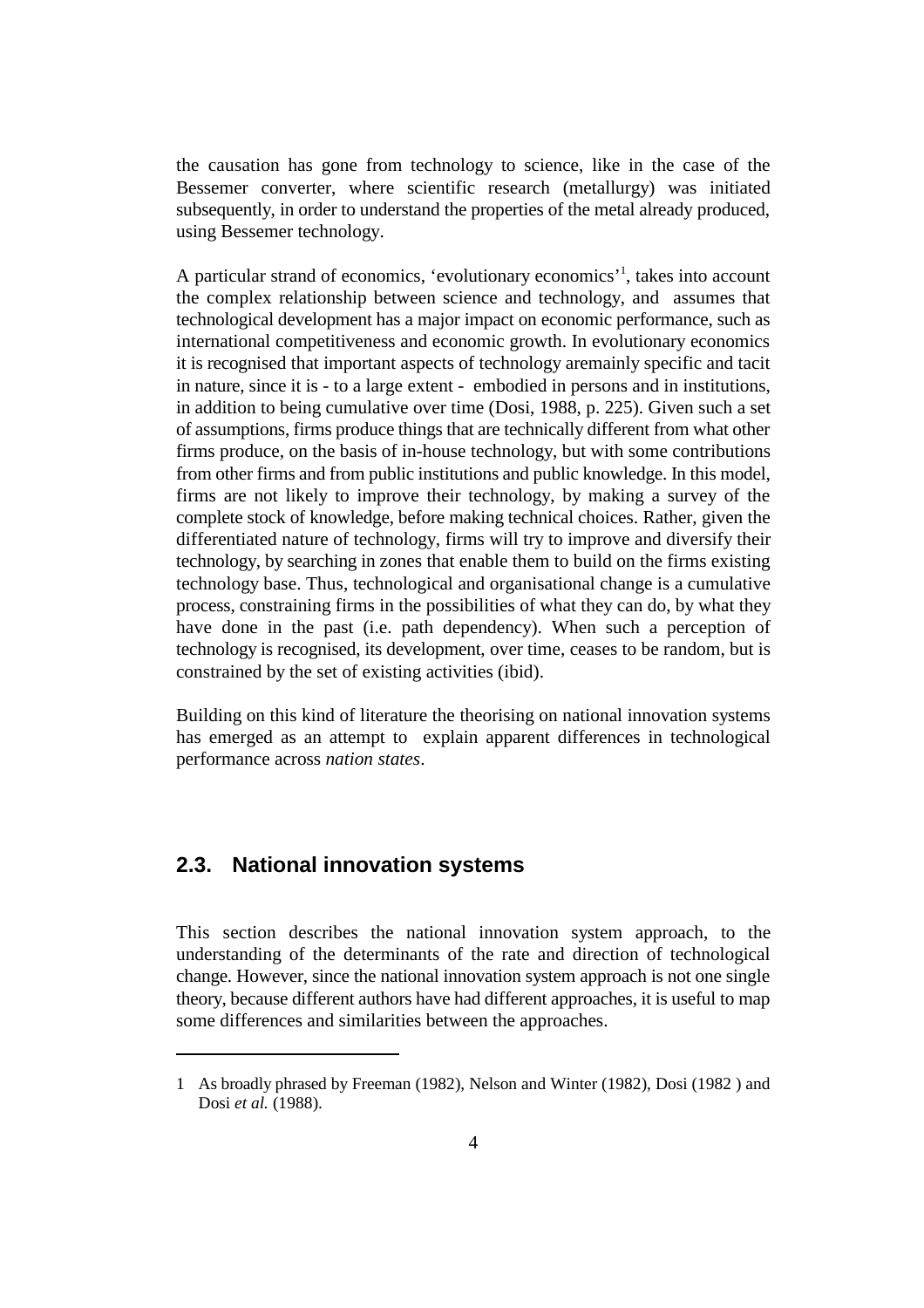the causation has gone from technology to science, like in the case of the Bessemer converter, where scientific research (metallurgy) was initiated subsequently, in order to understand the properties of the metal already produced, using Bessemer technology.

A particular strand of economics, 'evolutionary economics'[1], takes into account the complex relationship between science and technology, and assumes that technological development has a major impact on economic performance, such as international competitiveness and economic growth. In evolutionary economics it is recognised that important aspects of technology aremainly specific and tacit in nature, since it is - to a large extent - embodied in persons and in institutions, in addition to being cumulative over time (Dosi, 1988, p. 225). Given such a set of assumptions, firms produce things that are technically different from what other firms produce, on the basis of in-house technology, but with some contributions from other firms and from public institutions and public knowledge. In this model, firms are not likely to improve their technology, by making a survey of the complete stock of knowledge, before making technical choices. Rather, given the differentiated nature of technology, firms will try to improve and diversify their technology, by searching in zones that enable them to build on the firms existing technology base. Thus, technological and organisational change is a cumulative process, constraining firms in the possibilities of what they can do, by what they have done in the past (i.e. path dependency). When such a perception of technology is recognised, its development, over time, ceases to be random, but is constrained by the set of existing activities (ibid).

Building on this kind of literature the theorising on national innovation systems has emerged as an attempt to explain apparent differences in technological performance across *nation states*.

## 2.3. National innovation systems

This section describes the national innovation system approach, to the understanding of the determinants of the rate and direction of technological change. However, since the national innovation system approach is not one single theory, because different authors have had different approaches, it is useful to map some differences and similarities between the approaches.

---

1 As broadly phrased by Freeman (1982), Nelson and Winter (1982), Dosi (1982 ) and Dosi *et al.* (1988).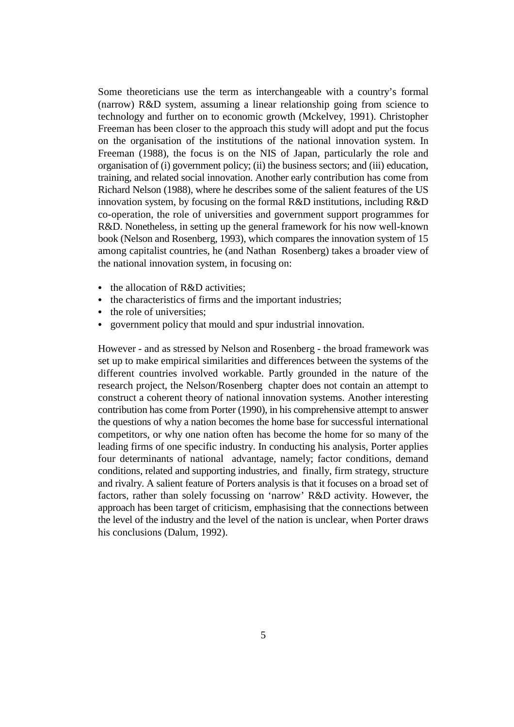Some theoreticians use the term as interchangeable with a country's formal (narrow) R&D system, assuming a linear relationship going from science to technology and further on to economic growth (Mckelvey, 1991). Christopher Freeman has been closer to the approach this study will adopt and put the focus on the organisation of the institutions of the national innovation system. In Freeman (1988), the focus is on the NIS of Japan, particularly the role and organisation of (i) government policy; (ii) the business sectors; and (iii) education, training, and related social innovation. Another early contribution has come from Richard Nelson (1988), where he describes some of the salient features of the US innovation system, by focusing on the formal R&D institutions, including R&D co-operation, the role of universities and government support programmes for R&D. Nonetheless, in setting up the general framework for his now well-known book (Nelson and Rosenberg, 1993), which compares the innovation system of 15 among capitalist countries, he (and Nathan Rosenberg) takes a broader view of the national innovation system, in focusing on:

- the allocation of R&D activities;
- the characteristics of firms and the important industries;
- the role of universities;
- government policy that mould and spur industrial innovation.

However - and as stressed by Nelson and Rosenberg - the broad framework was set up to make empirical similarities and differences between the systems of the different countries involved workable. Partly grounded in the nature of the research project, the Nelson/Rosenberg chapter does not contain an attempt to construct a coherent theory of national innovation systems. Another interesting contribution has come from Porter (1990), in his comprehensive attempt to answer the questions of why a nation becomes the home base for successful international competitors, or why one nation often has become the home for so many of the leading firms of one specific industry. In conducting his analysis, Porter applies four determinants of national advantage, namely; factor conditions, demand conditions, related and supporting industries, and finally, firm strategy, structure and rivalry. A salient feature of Porters analysis is that it focuses on a broad set of factors, rather than solely focussing on 'narrow' R&D activity. However, the approach has been target of criticism, emphasising that the connections between the level of the industry and the level of the nation is unclear, when Porter draws his conclusions (Dalum, 1992).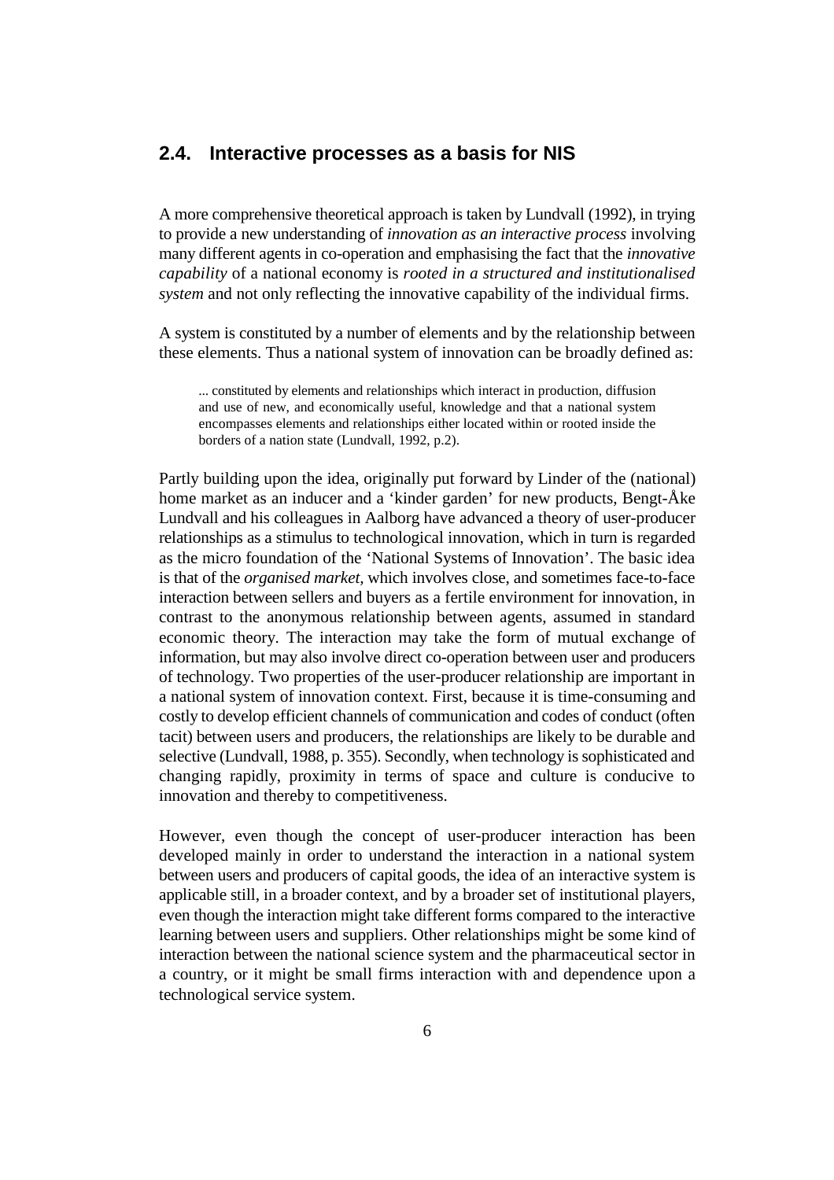## 2.4. Interactive processes as a basis for NIS

A more comprehensive theoretical approach is taken by Lundvall (1992), in trying to provide a new understanding of *innovation as an interactive process* involving many different agents in co-operation and emphasising the fact that the *innovative capability* of a national economy is *rooted in a structured and institutionalised system* and not only reflecting the innovative capability of the individual firms.

A system is constituted by a number of elements and by the relationship between these elements. Thus a national system of innovation can be broadly defined as:

> ... constituted by elements and relationships which interact in production, diffusion and use of new, and economically useful, knowledge and that a national system encompasses elements and relationships either located within or rooted inside the borders of a nation state (Lundvall, 1992, p.2).

Partly building upon the idea, originally put forward by Linder of the (national) home market as an inducer and a 'kinder garden' for new products, Bengt-Åke Lundvall and his colleagues in Aalborg have advanced a theory of user-producer relationships as a stimulus to technological innovation, which in turn is regarded as the micro foundation of the 'National Systems of Innovation'. The basic idea is that of the *organised market*, which involves close, and sometimes face-to-face interaction between sellers and buyers as a fertile environment for innovation, in contrast to the anonymous relationship between agents, assumed in standard economic theory. The interaction may take the form of mutual exchange of information, but may also involve direct co-operation between user and producers of technology. Two properties of the user-producer relationship are important in a national system of innovation context. First, because it is time-consuming and costly to develop efficient channels of communication and codes of conduct (often tacit) between users and producers, the relationships are likely to be durable and selective (Lundvall, 1988, p. 355). Secondly, when technology is sophisticated and changing rapidly, proximity in terms of space and culture is conducive to innovation and thereby to competitiveness.

However, even though the concept of user-producer interaction has been developed mainly in order to understand the interaction in a national system between users and producers of capital goods, the idea of an interactive system is applicable still, in a broader context, and by a broader set of institutional players, even though the interaction might take different forms compared to the interactive learning between users and suppliers. Other relationships might be some kind of interaction between the national science system and the pharmaceutical sector in a country, or it might be small firms interaction with and dependence upon a technological service system.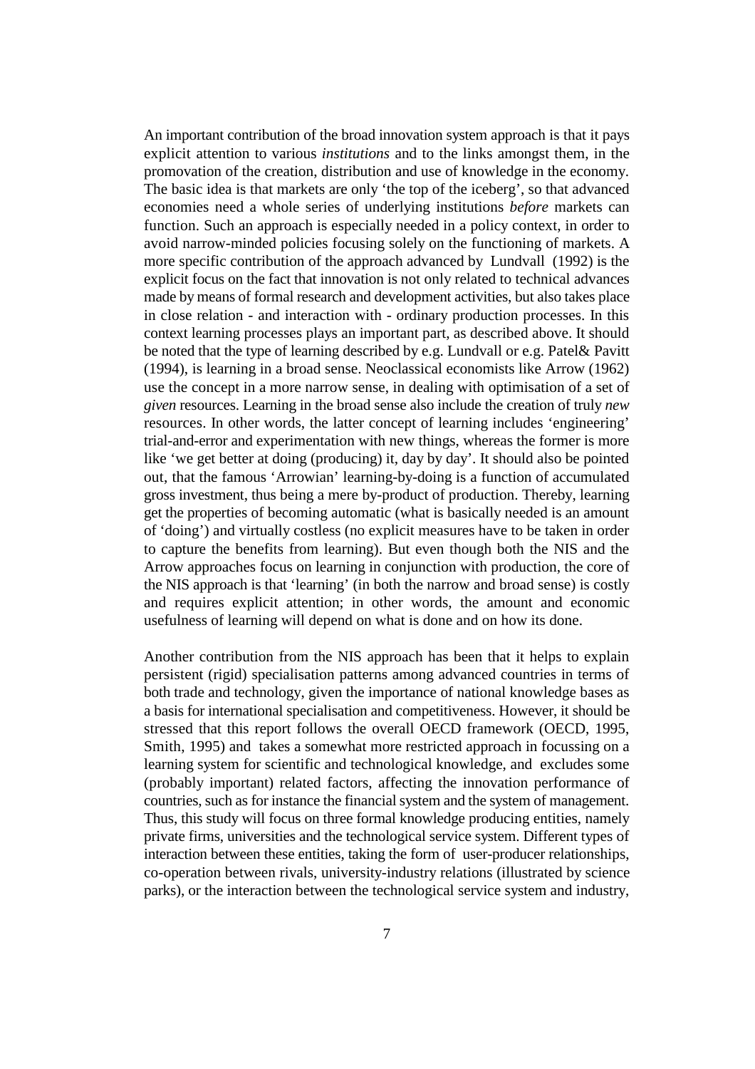An important contribution of the broad innovation system approach is that it pays explicit attention to various *institutions* and to the links amongst them, in the promovation of the creation, distribution and use of knowledge in the economy. The basic idea is that markets are only 'the top of the iceberg', so that advanced economies need a whole series of underlying institutions *before* markets can function. Such an approach is especially needed in a policy context, in order to avoid narrow-minded policies focusing solely on the functioning of markets. A more specific contribution of the approach advanced by Lundvall (1992) is the explicit focus on the fact that innovation is not only related to technical advances made by means of formal research and development activities, but also takes place in close relation - and interaction with - ordinary production processes. In this context learning processes plays an important part, as described above. It should be noted that the type of learning described by e.g. Lundvall or e.g. Patel& Pavitt (1994), is learning in a broad sense. Neoclassical economists like Arrow (1962) use the concept in a more narrow sense, in dealing with optimisation of a set of *given* resources. Learning in the broad sense also include the creation of truly *new* resources. In other words, the latter concept of learning includes 'engineering' trial-and-error and experimentation with new things, whereas the former is more like 'we get better at doing (producing) it, day by day'. It should also be pointed out, that the famous 'Arrowian' learning-by-doing is a function of accumulated gross investment, thus being a mere by-product of production. Thereby, learning get the properties of becoming automatic (what is basically needed is an amount of 'doing') and virtually costless (no explicit measures have to be taken in order to capture the benefits from learning). But even though both the NIS and the Arrow approaches focus on learning in conjunction with production, the core of the NIS approach is that 'learning' (in both the narrow and broad sense) is costly and requires explicit attention; in other words, the amount and economic usefulness of learning will depend on what is done and on how its done.

Another contribution from the NIS approach has been that it helps to explain persistent (rigid) specialisation patterns among advanced countries in terms of both trade and technology, given the importance of national knowledge bases as a basis for international specialisation and competitiveness. However, it should be stressed that this report follows the overall OECD framework (OECD, 1995, Smith, 1995) and takes a somewhat more restricted approach in focussing on a learning system for scientific and technological knowledge, and excludes some (probably important) related factors, affecting the innovation performance of countries, such as for instance the financial system and the system of management. Thus, this study will focus on three formal knowledge producing entities, namely private firms, universities and the technological service system. Different types of interaction between these entities, taking the form of user-producer relationships, co-operation between rivals, university-industry relations (illustrated by science parks), or the interaction between the technological service system and industry,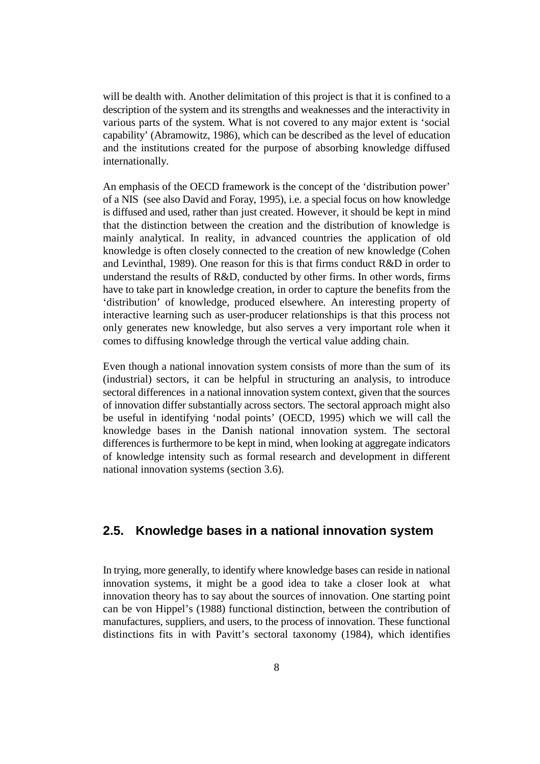will be dealth with. Another delimitation of this project is that it is confined to a description of the system and its strengths and weaknesses and the interactivity in various parts of the system. What is not covered to any major extent is 'social capability' (Abramowitz, 1986), which can be described as the level of education and the institutions created for the purpose of absorbing knowledge diffused internationally.

An emphasis of the OECD framework is the concept of the 'distribution power' of a NIS (see also David and Foray, 1995), i.e. a special focus on how knowledge is diffused and used, rather than just created. However, it should be kept in mind that the distinction between the creation and the distribution of knowledge is mainly analytical. In reality, in advanced countries the application of old knowledge is often closely connected to the creation of new knowledge (Cohen and Levinthal, 1989). One reason for this is that firms conduct R&D in order to understand the results of R&D, conducted by other firms. In other words, firms have to take part in knowledge creation, in order to capture the benefits from the 'distribution' of knowledge, produced elsewhere. An interesting property of interactive learning such as user-producer relationships is that this process not only generates new knowledge, but also serves a very important role when it comes to diffusing knowledge through the vertical value adding chain.

Even though a national innovation system consists of more than the sum of its (industrial) sectors, it can be helpful in structuring an analysis, to introduce sectoral differences in a national innovation system context, given that the sources of innovation differ substantially across sectors. The sectoral approach might also be useful in identifying 'nodal points' (OECD, 1995) which we will call the knowledge bases in the Danish national innovation system. The sectoral differences is furthermore to be kept in mind, when looking at aggregate indicators of knowledge intensity such as formal research and development in different national innovation systems (section 3.6).

## 2.5. Knowledge bases in a national innovation system

In trying, more generally, to identify where knowledge bases can reside in national innovation systems, it might be a good idea to take a closer look at what innovation theory has to say about the sources of innovation. One starting point can be von Hippel's (1988) functional distinction, between the contribution of manufactures, suppliers, and users, to the process of innovation. These functional distinctions fits in with Pavitt's sectoral taxonomy (1984), which identifies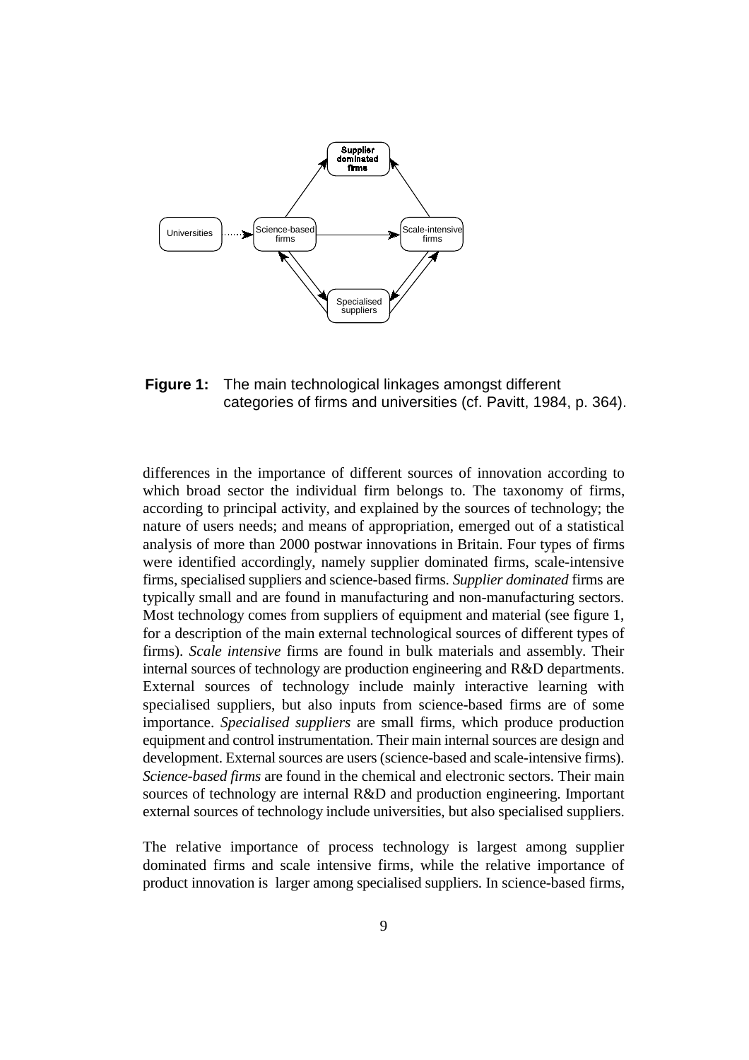**Figure 1:** The main technological linkages amongst different categories of firms and universities (cf. Pavitt, 1984, p. 364).

differences in the importance of different sources of innovation according to which broad sector the individual firm belongs to. The taxonomy of firms, according to principal activity, and explained by the sources of technology; the nature of users needs; and means of appropriation, emerged out of a statistical analysis of more than 2000 postwar innovations in Britain. Four types of firms were identified accordingly, namely supplier dominated firms, scale-intensive firms, specialised suppliers and science-based firms. *Supplier dominated* firms are typically small and are found in manufacturing and non-manufacturing sectors. Most technology comes from suppliers of equipment and material (see figure 1, for a description of the main external technological sources of different types of firms). *Scale intensive* firms are found in bulk materials and assembly. Their internal sources of technology are production engineering and R&D departments. External sources of technology include mainly interactive learning with specialised suppliers, but also inputs from science-based firms are of some importance. *Specialised suppliers* are small firms, which produce production equipment and control instrumentation. Their main internal sources are design and development. External sources are users (science-based and scale-intensive firms). *Science-based firms* are found in the chemical and electronic sectors. Their main sources of technology are internal R&D and production engineering. Important external sources of technology include universities, but also specialised suppliers.

The relative importance of process technology is largest among supplier dominated firms and scale intensive firms, while the relative importance of product innovation is larger among specialised suppliers. In science-based firms,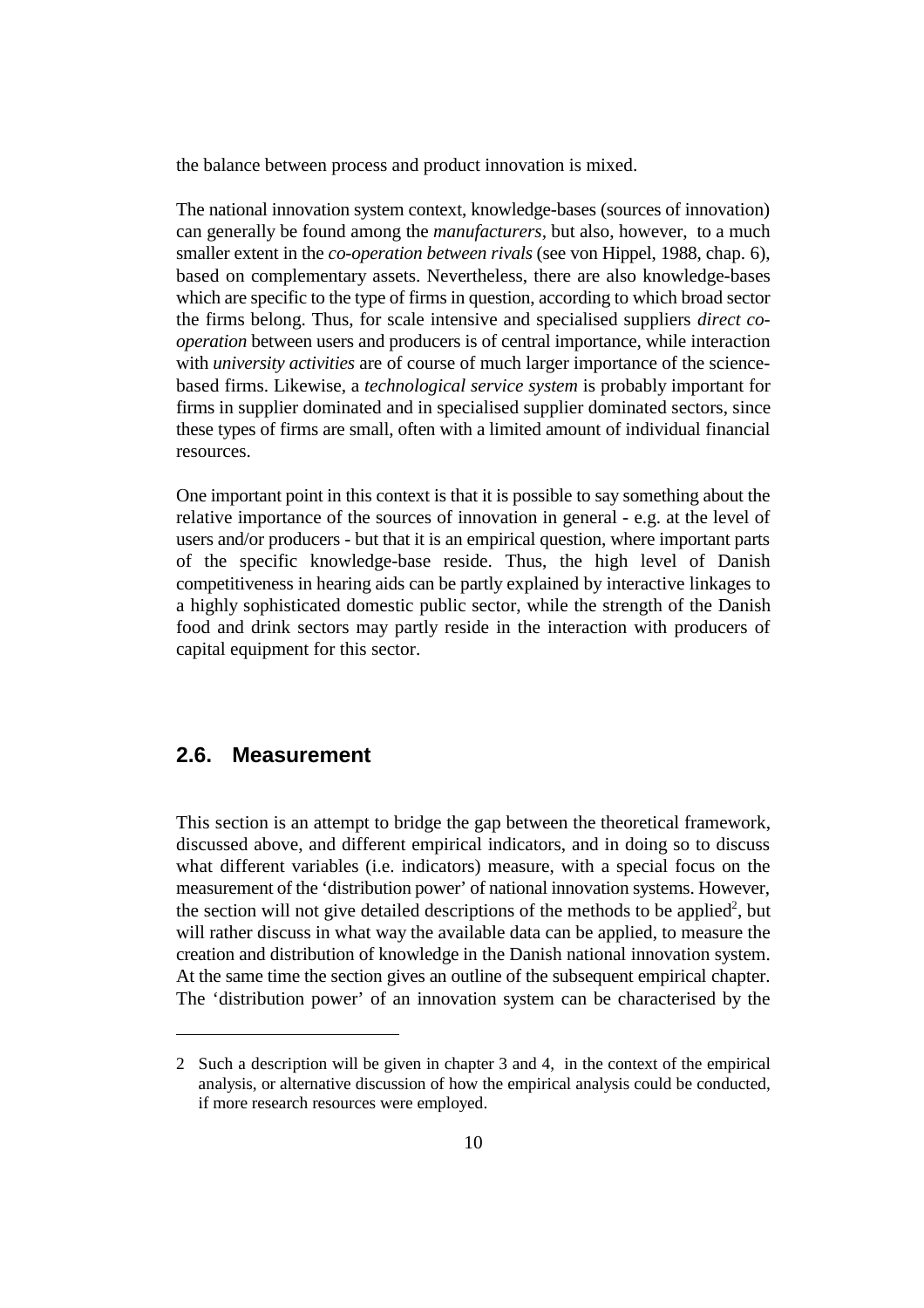the balance between process and product innovation is mixed.

The national innovation system context, knowledge-bases (sources of innovation) can generally be found among the *manufacturers*, but also, however, to a much smaller extent in the *co-operation between rivals* (see von Hippel, 1988, chap. 6), based on complementary assets. Nevertheless, there are also knowledge-bases which are specific to the type of firms in question, according to which broad sector the firms belong. Thus, for scale intensive and specialised suppliers *direct co-operation* between users and producers is of central importance, while interaction with *university activities* are of course of much larger importance of the science-based firms. Likewise, a *technological service system* is probably important for firms in supplier dominated and in specialised supplier dominated sectors, since these types of firms are small, often with a limited amount of individual financial resources.

One important point in this context is that it is possible to say something about the relative importance of the sources of innovation in general - e.g. at the level of users and/or producers - but that it is an empirical question, where important parts of the specific knowledge-base reside. Thus, the high level of Danish competitiveness in hearing aids can be partly explained by interactive linkages to a highly sophisticated domestic public sector, while the strength of the Danish food and drink sectors may partly reside in the interaction with producers of capital equipment for this sector.

## 2.6. Measurement

This section is an attempt to bridge the gap between the theoretical framework, discussed above, and different empirical indicators, and in doing so to discuss what different variables (i.e. indicators) measure, with a special focus on the measurement of the 'distribution power' of national innovation systems. However, the section will not give detailed descriptions of the methods to be applied[2], but will rather discuss in what way the available data can be applied, to measure the creation and distribution of knowledge in the Danish national innovation system. At the same time the section gives an outline of the subsequent empirical chapter. The 'distribution power' of an innovation system can be characterised by the

---

2 Such a description will be given in chapter 3 and 4, in the context of the empirical analysis, or alternative discussion of how the empirical analysis could be conducted, if more research resources were employed.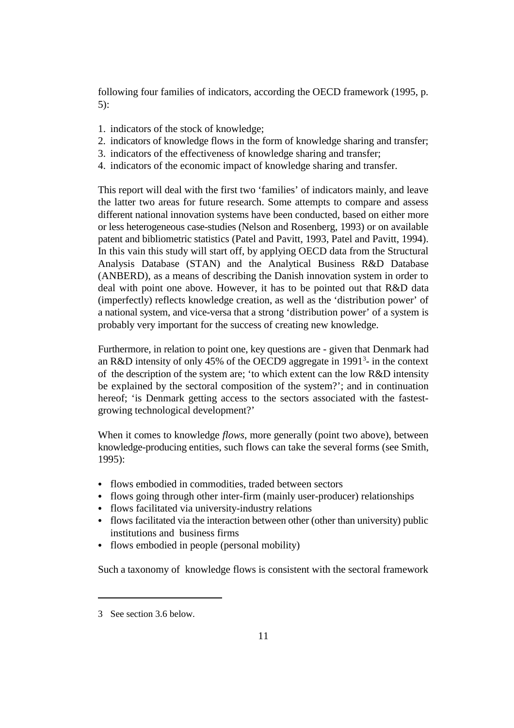following four families of indicators, according the OECD framework (1995, p. 5):

1. indicators of the stock of knowledge;
2. indicators of knowledge flows in the form of knowledge sharing and transfer;
3. indicators of the effectiveness of knowledge sharing and transfer;
4. indicators of the economic impact of knowledge sharing and transfer.

This report will deal with the first two 'families' of indicators mainly, and leave the latter two areas for future research. Some attempts to compare and assess different national innovation systems have been conducted, based on either more or less heterogeneous case-studies (Nelson and Rosenberg, 1993) or on available patent and bibliometric statistics (Patel and Pavitt, 1993, Patel and Pavitt, 1994). In this vain this study will start off, by applying OECD data from the Structural Analysis Database (STAN) and the Analytical Business R&D Database (ANBERD), as a means of describing the Danish innovation system in order to deal with point one above. However, it has to be pointed out that R&D data (imperfectly) reflects knowledge creation, as well as the 'distribution power' of a national system, and vice-versa that a strong 'distribution power' of a system is probably very important for the success of creating new knowledge.

Furthermore, in relation to point one, key questions are - given that Denmark had an R&D intensity of only 45% of the OECD9 aggregate in 1991[3]- in the context of the description of the system are; 'to which extent can the low R&D intensity be explained by the sectoral composition of the system?'; and in continuation hereof; 'is Denmark getting access to the sectors associated with the fastest-growing technological development?'

When it comes to knowledge *flows*, more generally (point two above), between knowledge-producing entities, such flows can take the several forms (see Smith, 1995):

- flows embodied in commodities, traded between sectors
- flows going through other inter-firm (mainly user-producer) relationships
- flows facilitated via university-industry relations
- flows facilitated via the interaction between other (other than university) public institutions and business firms
- flows embodied in people (personal mobility)

Such a taxonomy of knowledge flows is consistent with the sectoral framework

3 See section 3.6 below.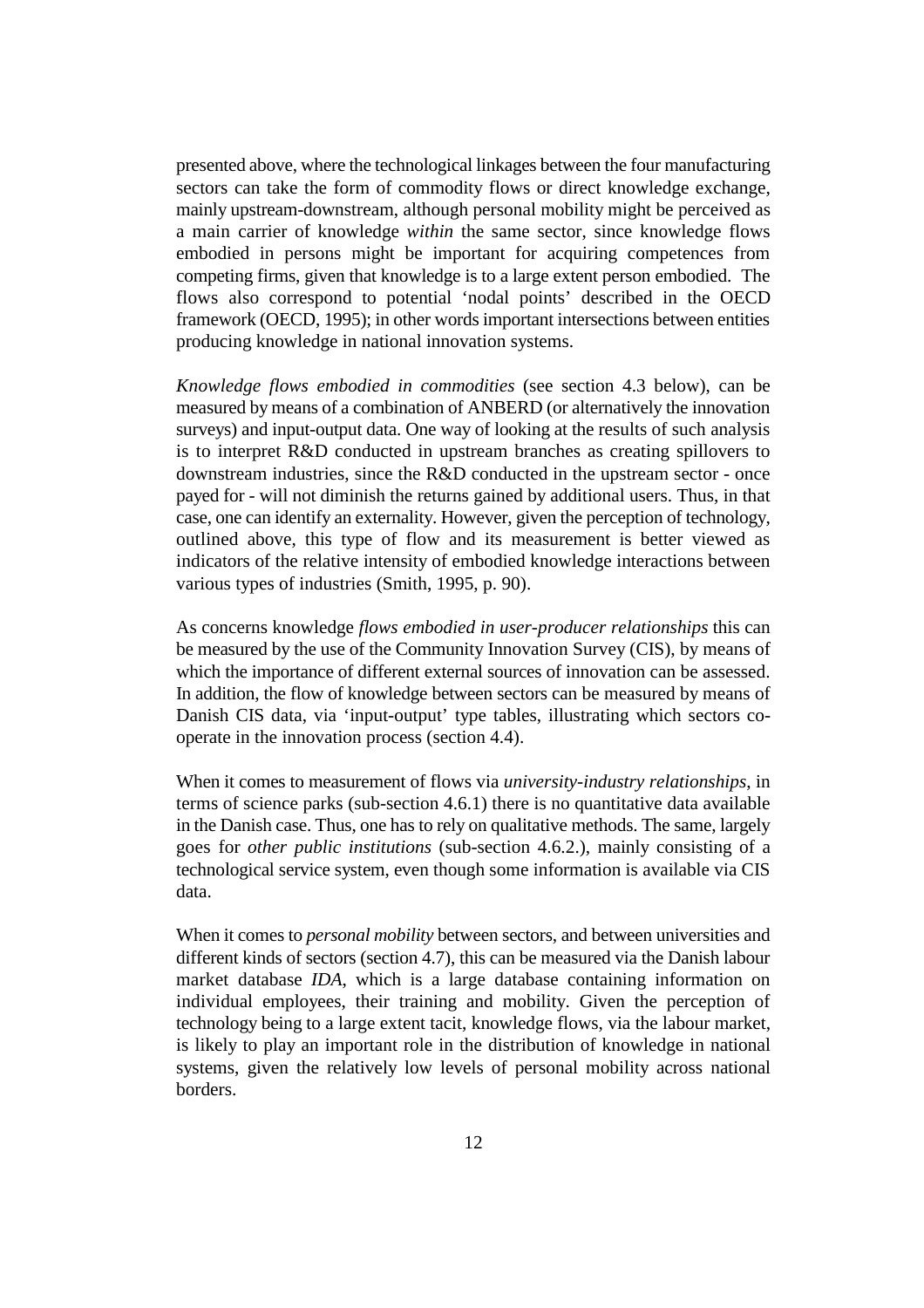presented above, where the technological linkages between the four manufacturing sectors can take the form of commodity flows or direct knowledge exchange, mainly upstream-downstream, although personal mobility might be perceived as a main carrier of knowledge *within* the same sector, since knowledge flows embodied in persons might be important for acquiring competences from competing firms, given that knowledge is to a large extent person embodied. The flows also correspond to potential 'nodal points' described in the OECD framework (OECD, 1995); in other words important intersections between entities producing knowledge in national innovation systems.

*Knowledge flows embodied in commodities* (see section 4.3 below), can be measured by means of a combination of ANBERD (or alternatively the innovation surveys) and input-output data. One way of looking at the results of such analysis is to interpret R&D conducted in upstream branches as creating spillovers to downstream industries, since the R&D conducted in the upstream sector - once payed for - will not diminish the returns gained by additional users. Thus, in that case, one can identify an externality. However, given the perception of technology, outlined above, this type of flow and its measurement is better viewed as indicators of the relative intensity of embodied knowledge interactions between various types of industries (Smith, 1995, p. 90).

As concerns knowledge *flows embodied in user-producer relationships* this can be measured by the use of the Community Innovation Survey (CIS), by means of which the importance of different external sources of innovation can be assessed. In addition, the flow of knowledge between sectors can be measured by means of Danish CIS data, via 'input-output' type tables, illustrating which sectors co-operate in the innovation process (section 4.4).

When it comes to measurement of flows via *university-industry relationships*, in terms of science parks (sub-section 4.6.1) there is no quantitative data available in the Danish case. Thus, one has to rely on qualitative methods. The same, largely goes for *other public institutions* (sub-section 4.6.2.), mainly consisting of a technological service system, even though some information is available via CIS data.

When it comes to *personal mobility* between sectors, and between universities and different kinds of sectors (section 4.7), this can be measured via the Danish labour market database *IDA*, which is a large database containing information on individual employees, their training and mobility. Given the perception of technology being to a large extent tacit, knowledge flows, via the labour market, is likely to play an important role in the distribution of knowledge in national systems, given the relatively low levels of personal mobility across national borders.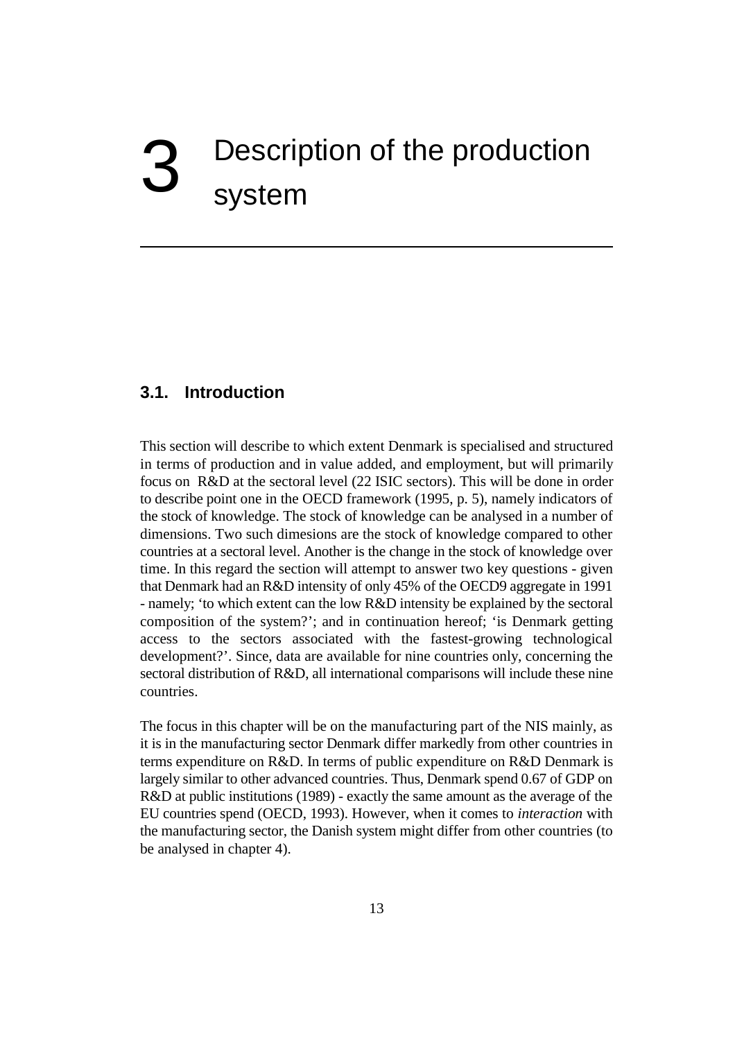# 3 Description of the production system

## 3.1. Introduction

This section will describe to which extent Denmark is specialised and structured in terms of production and in value added, and employment, but will primarily focus on R&D at the sectoral level (22 ISIC sectors). This will be done in order to describe point one in the OECD framework (1995, p. 5), namely indicators of the stock of knowledge. The stock of knowledge can be analysed in a number of dimensions. Two such dimesions are the stock of knowledge compared to other countries at a sectoral level. Another is the change in the stock of knowledge over time. In this regard the section will attempt to answer two key questions - given that Denmark had an R&D intensity of only 45% of the OECD9 aggregate in 1991 - namely; 'to which extent can the low R&D intensity be explained by the sectoral composition of the system?'; and in continuation hereof; 'is Denmark getting access to the sectors associated with the fastest-growing technological development?'. Since, data are available for nine countries only, concerning the sectoral distribution of R&D, all international comparisons will include these nine countries.

The focus in this chapter will be on the manufacturing part of the NIS mainly, as it is in the manufacturing sector Denmark differ markedly from other countries in terms expenditure on R&D. In terms of public expenditure on R&D Denmark is largely similar to other advanced countries. Thus, Denmark spend 0.67 of GDP on R&D at public institutions (1989) - exactly the same amount as the average of the EU countries spend (OECD, 1993). However, when it comes to *interaction* with the manufacturing sector, the Danish system might differ from other countries (to be analysed in chapter 4).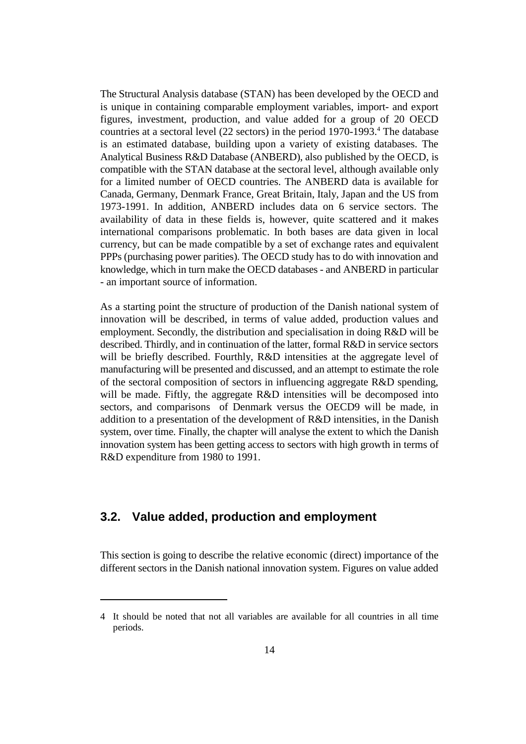The Structural Analysis database (STAN) has been developed by the OECD and is unique in containing comparable employment variables, import- and export figures, investment, production, and value added for a group of 20 OECD countries at a sectoral level (22 sectors) in the period 1970-1993.[4] The database is an estimated database, building upon a variety of existing databases. The Analytical Business R&D Database (ANBERD), also published by the OECD, is compatible with the STAN database at the sectoral level, although available only for a limited number of OECD countries. The ANBERD data is available for Canada, Germany, Denmark France, Great Britain, Italy, Japan and the US from 1973-1991. In addition, ANBERD includes data on 6 service sectors. The availability of data in these fields is, however, quite scattered and it makes international comparisons problematic. In both bases are data given in local currency, but can be made compatible by a set of exchange rates and equivalent PPPs (purchasing power parities). The OECD study has to do with innovation and knowledge, which in turn make the OECD databases - and ANBERD in particular - an important source of information.

As a starting point the structure of production of the Danish national system of innovation will be described, in terms of value added, production values and employment. Secondly, the distribution and specialisation in doing R&D will be described. Thirdly, and in continuation of the latter, formal R&D in service sectors will be briefly described. Fourthly, R&D intensities at the aggregate level of manufacturing will be presented and discussed, and an attempt to estimate the role of the sectoral composition of sectors in influencing aggregate R&D spending, will be made. Fiftly, the aggregate R&D intensities will be decomposed into sectors, and comparisons of Denmark versus the OECD9 will be made, in addition to a presentation of the development of R&D intensities, in the Danish system, over time. Finally, the chapter will analyse the extent to which the Danish innovation system has been getting access to sectors with high growth in terms of R&D expenditure from 1980 to 1991.

## 3.2. Value added, production and employment

This section is going to describe the relative economic (direct) importance of the different sectors in the Danish national innovation system. Figures on value added

---

4 It should be noted that not all variables are available for all countries in all time periods.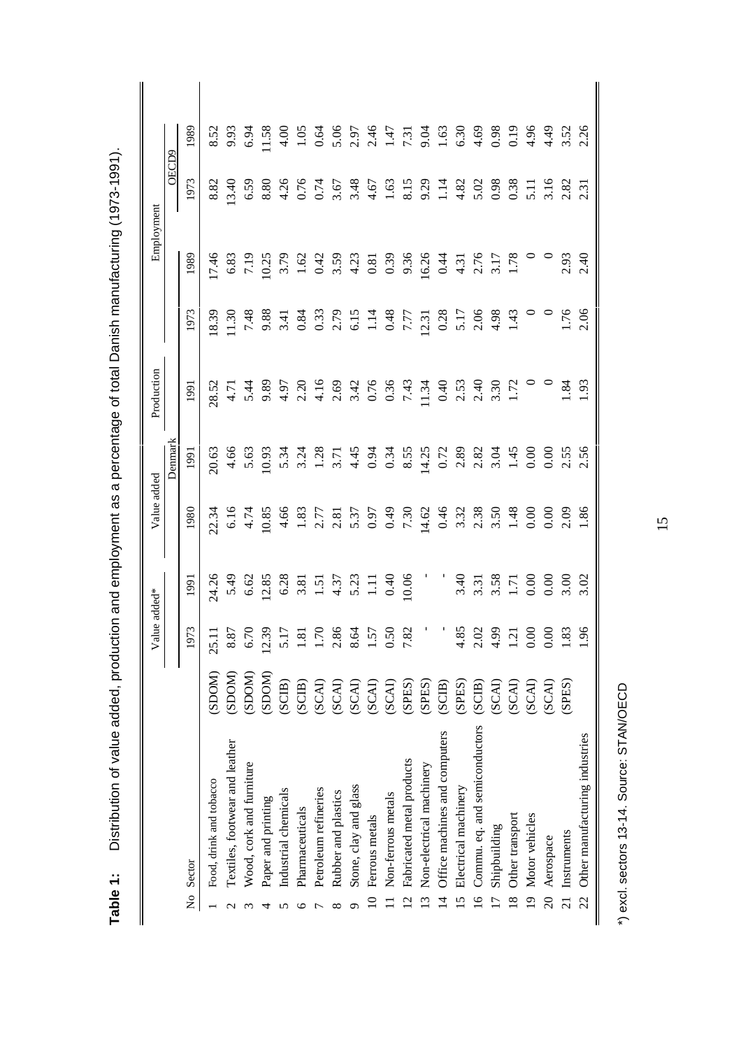**Table 1:** Distribution of value added, production and employment as a percentage of total Danish manufacturing (1973-1991).

| No | Sector | | Value added* | | Value added | | Production | Employment | | | |
|---|---|---|---|---|---|---|---|---|---|---|---|
| | | | Denmark | | | | | | | OECD9 | |
| | | | 1973 | 1991 | 1980 | 1991 | 1991 | 1973 | 1989 | 1973 | 1989 |
| 1 | Food, drink and tobacco | (SDOM) | 25.11 | 24.26 | 22.34 | 20.63 | 28.52 | 18.39 | 17.46 | 8.82 | 8.52 |
| 2 | Textiles, footwear and leather | (SDOM) | 8.87 | 5.49 | 6.16 | 4.66 | 4.71 | 11.30 | 6.83 | 13.40 | 9.93 |
| 3 | Wood, cork and furniture | (SDOM) | 6.70 | 6.62 | 4.74 | 5.63 | 5.44 | 7.48 | 7.19 | 6.59 | 6.94 |
| 4 | Paper and printing | (SDOM) | 12.39 | 12.85 | 10.85 | 10.93 | 9.89 | 9.88 | 10.25 | 8.80 | 11.58 |
| 5 | Industrial chemicals | (SCIB) | 5.17 | 6.28 | 4.66 | 5.34 | 4.97 | 3.41 | 3.79 | 4.26 | 4.00 |
| 6 | Pharmaceuticals | (SCIB) | 1.81 | 3.81 | 1.83 | 3.24 | 2.20 | 0.84 | 1.62 | 0.76 | 1.05 |
| 7 | Petroleum refineries | (SCAI) | 1.70 | 1.51 | 2.77 | 1.28 | 4.16 | 0.33 | 0.42 | 0.74 | 0.64 |
| 8 | Rubber and plastics | (SCAI) | 2.86 | 4.37 | 2.81 | 3.71 | 2.69 | 2.79 | 3.59 | 3.67 | 5.06 |
| 9 | Stone, clay and glass | (SCAI) | 8.64 | 5.23 | 5.37 | 4.45 | 3.42 | 6.15 | 4.23 | 3.48 | 2.97 |
| 10 | Ferrous metals | (SCAI) | 1.57 | 1.11 | 0.97 | 0.94 | 0.76 | 1.14 | 0.81 | 4.67 | 2.46 |
| 11 | Non-ferrous metals | (SCAI) | 0.50 | 0.40 | 0.49 | 0.34 | 0.36 | 0.48 | 0.39 | 1.63 | 1.47 |
| 12 | Fabricated metal products | (SPES) | 7.82 | 10.06 | 7.30 | 8.55 | 7.43 | 7.77 | 9.36 | 8.15 | 7.31 |
| 13 | Non-electrical machinery | (SPES) | - | - | 14.62 | 14.25 | 11.34 | 12.31 | 16.26 | 9.29 | 9.04 |
| 14 | Office machines and computers | (SCIB) | - | - | 0.46 | 0.72 | 0.40 | 0.28 | 0.44 | 1.14 | 1.63 |
| 15 | Electrical machinery | (SPES) | 4.85 | 3.40 | 3.32 | 2.89 | 2.53 | 5.17 | 4.31 | 4.82 | 6.30 |
| 16 | Commu. eq. and semiconductors | (SCIB) | 2.02 | 3.31 | 2.38 | 2.82 | 2.40 | 2.06 | 2.76 | 5.02 | 4.69 |
| 17 | Shipbuilding | (SCAI) | 4.99 | 3.58 | 3.50 | 3.04 | 3.30 | 4.98 | 3.17 | 0.98 | 0.98 |
| 18 | Other transport | (SCAI) | 1.21 | 1.71 | 1.48 | 1.45 | 1.72 | 1.43 | 1.78 | 0.38 | 0.19 |
| 19 | Motor vehicles | (SCAI) | 0.00 | 0.00 | 0.00 | 0.00 | 0 | 0 | 0 | 5.11 | 4.96 |
| 20 | Aerospace | (SCAI) | 0.00 | 0.00 | 0.00 | 0.00 | 0 | 0 | 0 | 3.16 | 4.49 |
| 21 | Instruments | (SPES) | 1.83 | 3.00 | 2.09 | 2.55 | 1.84 | 1.76 | 2.93 | 2.82 | 3.52 |
| 22 | Other manufacturing industries | | 1.96 | 3.02 | 1.86 | 2.56 | 1.93 | 2.06 | 2.40 | 2.31 | 2.26 |

*) excl. sectors 13-14. Source: STAN/OECD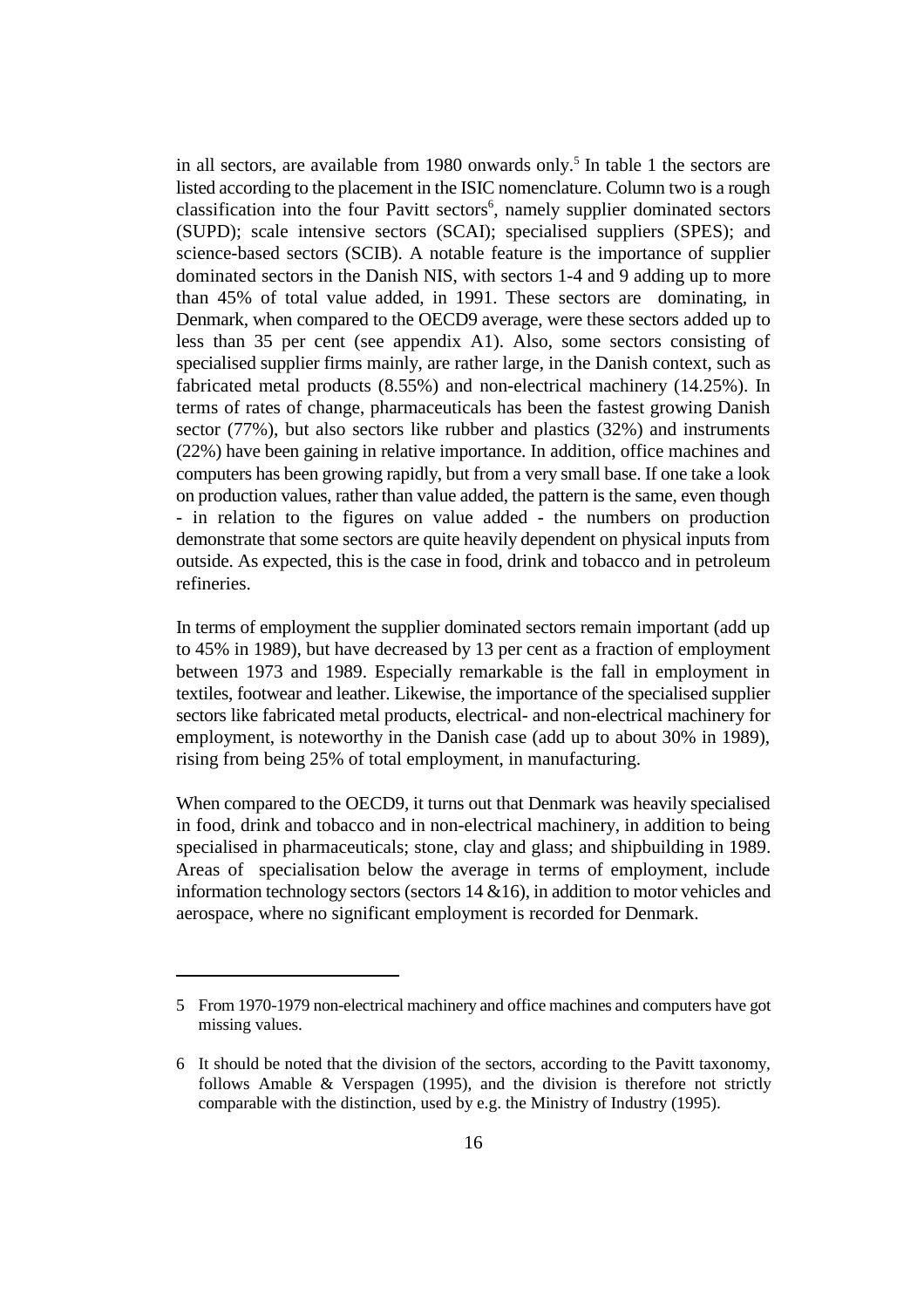in all sectors, are available from 1980 onwards only.[5] In table 1 the sectors are listed according to the placement in the ISIC nomenclature. Column two is a rough classification into the four Pavitt sectors[6], namely supplier dominated sectors (SUPD); scale intensive sectors (SCAI); specialised suppliers (SPES); and science-based sectors (SCIB). A notable feature is the importance of supplier dominated sectors in the Danish NIS, with sectors 1-4 and 9 adding up to more than 45% of total value added, in 1991. These sectors are dominating, in Denmark, when compared to the OECD9 average, were these sectors added up to less than 35 per cent (see appendix A1). Also, some sectors consisting of specialised supplier firms mainly, are rather large, in the Danish context, such as fabricated metal products (8.55%) and non-electrical machinery (14.25%). In terms of rates of change, pharmaceuticals has been the fastest growing Danish sector (77%), but also sectors like rubber and plastics (32%) and instruments (22%) have been gaining in relative importance. In addition, office machines and computers has been growing rapidly, but from a very small base. If one take a look on production values, rather than value added, the pattern is the same, even though - in relation to the figures on value added - the numbers on production demonstrate that some sectors are quite heavily dependent on physical inputs from outside. As expected, this is the case in food, drink and tobacco and in petroleum refineries.

In terms of employment the supplier dominated sectors remain important (add up to 45% in 1989), but have decreased by 13 per cent as a fraction of employment between 1973 and 1989. Especially remarkable is the fall in employment in textiles, footwear and leather. Likewise, the importance of the specialised supplier sectors like fabricated metal products, electrical- and non-electrical machinery for employment, is noteworthy in the Danish case (add up to about 30% in 1989), rising from being 25% of total employment, in manufacturing.

When compared to the OECD9, it turns out that Denmark was heavily specialised in food, drink and tobacco and in non-electrical machinery, in addition to being specialised in pharmaceuticals; stone, clay and glass; and shipbuilding in 1989. Areas of specialisation below the average in terms of employment, include information technology sectors (sectors 14 &16), in addition to motor vehicles and aerospace, where no significant employment is recorded for Denmark.

---

5 From 1970-1979 non-electrical machinery and office machines and computers have got missing values.

6 It should be noted that the division of the sectors, according to the Pavitt taxonomy, follows Amable & Verspagen (1995), and the division is therefore not strictly comparable with the distinction, used by e.g. the Ministry of Industry (1995).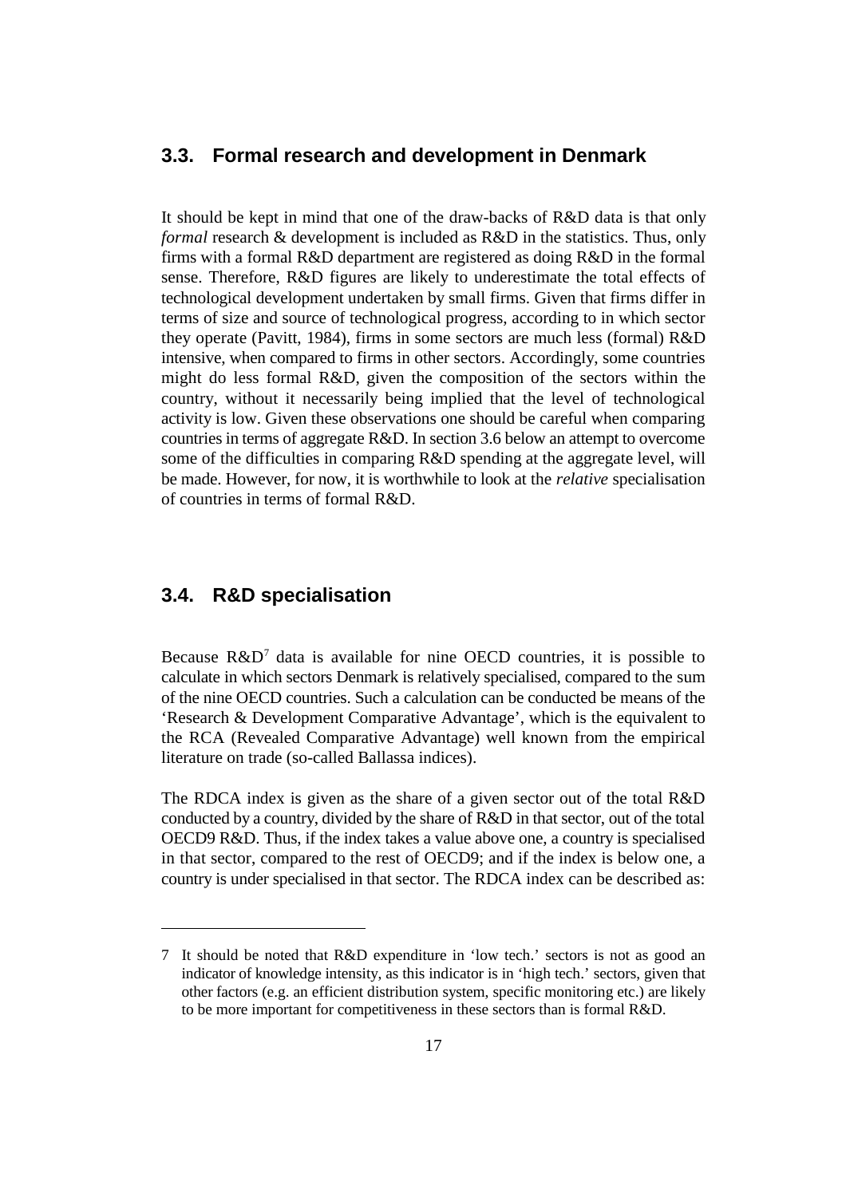## 3.3. Formal research and development in Denmark

It should be kept in mind that one of the draw-backs of R&D data is that only *formal* research & development is included as R&D in the statistics. Thus, only firms with a formal R&D department are registered as doing R&D in the formal sense. Therefore, R&D figures are likely to underestimate the total effects of technological development undertaken by small firms. Given that firms differ in terms of size and source of technological progress, according to in which sector they operate (Pavitt, 1984), firms in some sectors are much less (formal) R&D intensive, when compared to firms in other sectors. Accordingly, some countries might do less formal R&D, given the composition of the sectors within the country, without it necessarily being implied that the level of technological activity is low. Given these observations one should be careful when comparing countries in terms of aggregate R&D. In section 3.6 below an attempt to overcome some of the difficulties in comparing R&D spending at the aggregate level, will be made. However, for now, it is worthwhile to look at the *relative* specialisation of countries in terms of formal R&D.

## 3.4. R&D specialisation

Because R&D[7] data is available for nine OECD countries, it is possible to calculate in which sectors Denmark is relatively specialised, compared to the sum of the nine OECD countries. Such a calculation can be conducted be means of the 'Research & Development Comparative Advantage', which is the equivalent to the RCA (Revealed Comparative Advantage) well known from the empirical literature on trade (so-called Ballassa indices).

The RDCA index is given as the share of a given sector out of the total R&D conducted by a country, divided by the share of R&D in that sector, out of the total OECD9 R&D. Thus, if the index takes a value above one, a country is specialised in that sector, compared to the rest of OECD9; and if the index is below one, a country is under specialised in that sector. The RDCA index can be described as:

---

7 It should be noted that R&D expenditure in 'low tech.' sectors is not as good an indicator of knowledge intensity, as this indicator is in 'high tech.' sectors, given that other factors (e.g. an efficient distribution system, specific monitoring etc.) are likely to be more important for competitiveness in these sectors than is formal R&D.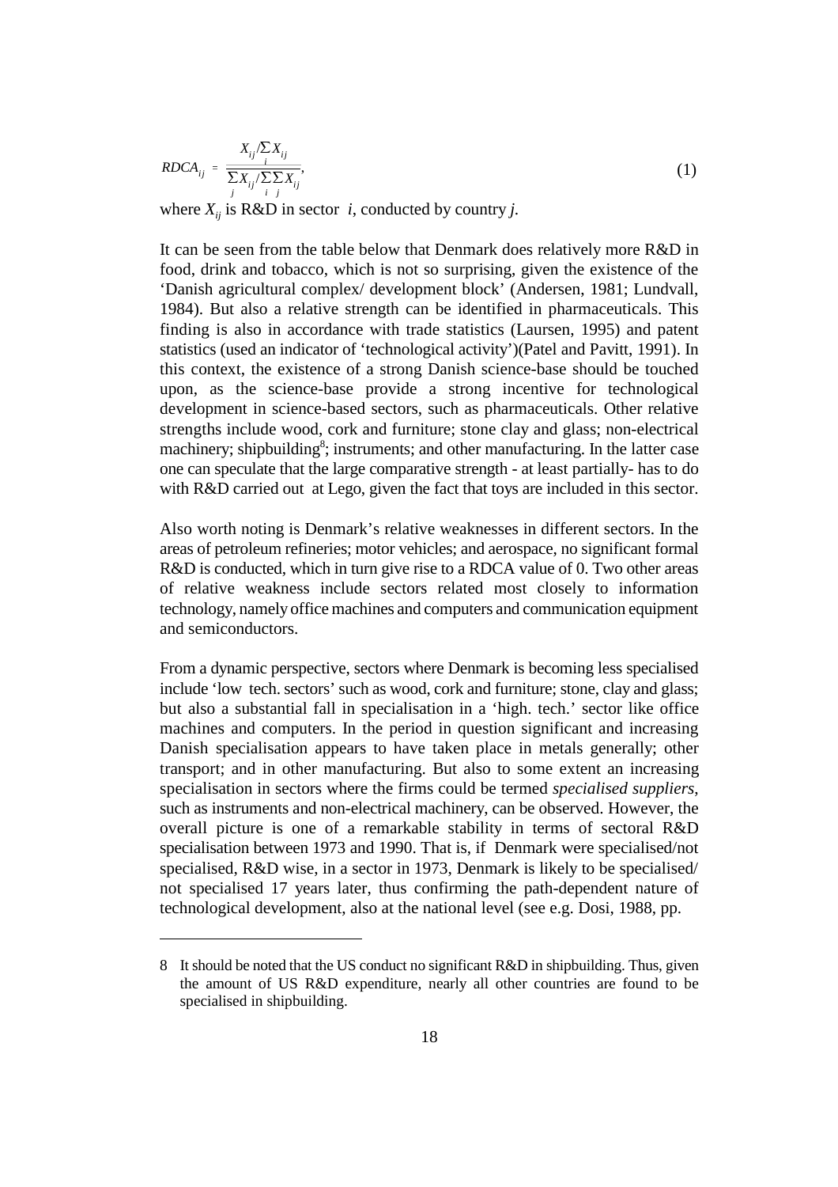$$RDCA_{ij} = \frac{X_{ij}/\sum_i X_{ij}}{\sum_j X_{ij}/\sum_i \sum_j X_{ij}}, \tag{1}$$

where $X_{ij}$ is R&D in sector $i$, conducted by country $j$.

It can be seen from the table below that Denmark does relatively more R&D in food, drink and tobacco, which is not so surprising, given the existence of the 'Danish agricultural complex/ development block' (Andersen, 1981; Lundvall, 1984). But also a relative strength can be identified in pharmaceuticals. This finding is also in accordance with trade statistics (Laursen, 1995) and patent statistics (used an indicator of 'technological activity')(Patel and Pavitt, 1991). In this context, the existence of a strong Danish science-base should be touched upon, as the science-base provide a strong incentive for technological development in science-based sectors, such as pharmaceuticals. Other relative strengths include wood, cork and furniture; stone clay and glass; non-electrical machinery; shipbuilding[8]; instruments; and other manufacturing. In the latter case one can speculate that the large comparative strength - at least partially- has to do with R&D carried out at Lego, given the fact that toys are included in this sector.

Also worth noting is Denmark's relative weaknesses in different sectors. In the areas of petroleum refineries; motor vehicles; and aerospace, no significant formal R&D is conducted, which in turn give rise to a RDCA value of 0. Two other areas of relative weakness include sectors related most closely to information technology, namely office machines and computers and communication equipment and semiconductors.

From a dynamic perspective, sectors where Denmark is becoming less specialised include 'low tech. sectors' such as wood, cork and furniture; stone, clay and glass; but also a substantial fall in specialisation in a 'high. tech.' sector like office machines and computers. In the period in question significant and increasing Danish specialisation appears to have taken place in metals generally; other transport; and in other manufacturing. But also to some extent an increasing specialisation in sectors where the firms could be termed *specialised suppliers*, such as instruments and non-electrical machinery, can be observed. However, the overall picture is one of a remarkable stability in terms of sectoral R&D specialisation between 1973 and 1990. That is, if Denmark were specialised/not specialised, R&D wise, in a sector in 1973, Denmark is likely to be specialised/ not specialised 17 years later, thus confirming the path-dependent nature of technological development, also at the national level (see e.g. Dosi, 1988, pp.

---

8 It should be noted that the US conduct no significant R&D in shipbuilding. Thus, given the amount of US R&D expenditure, nearly all other countries are found to be specialised in shipbuilding.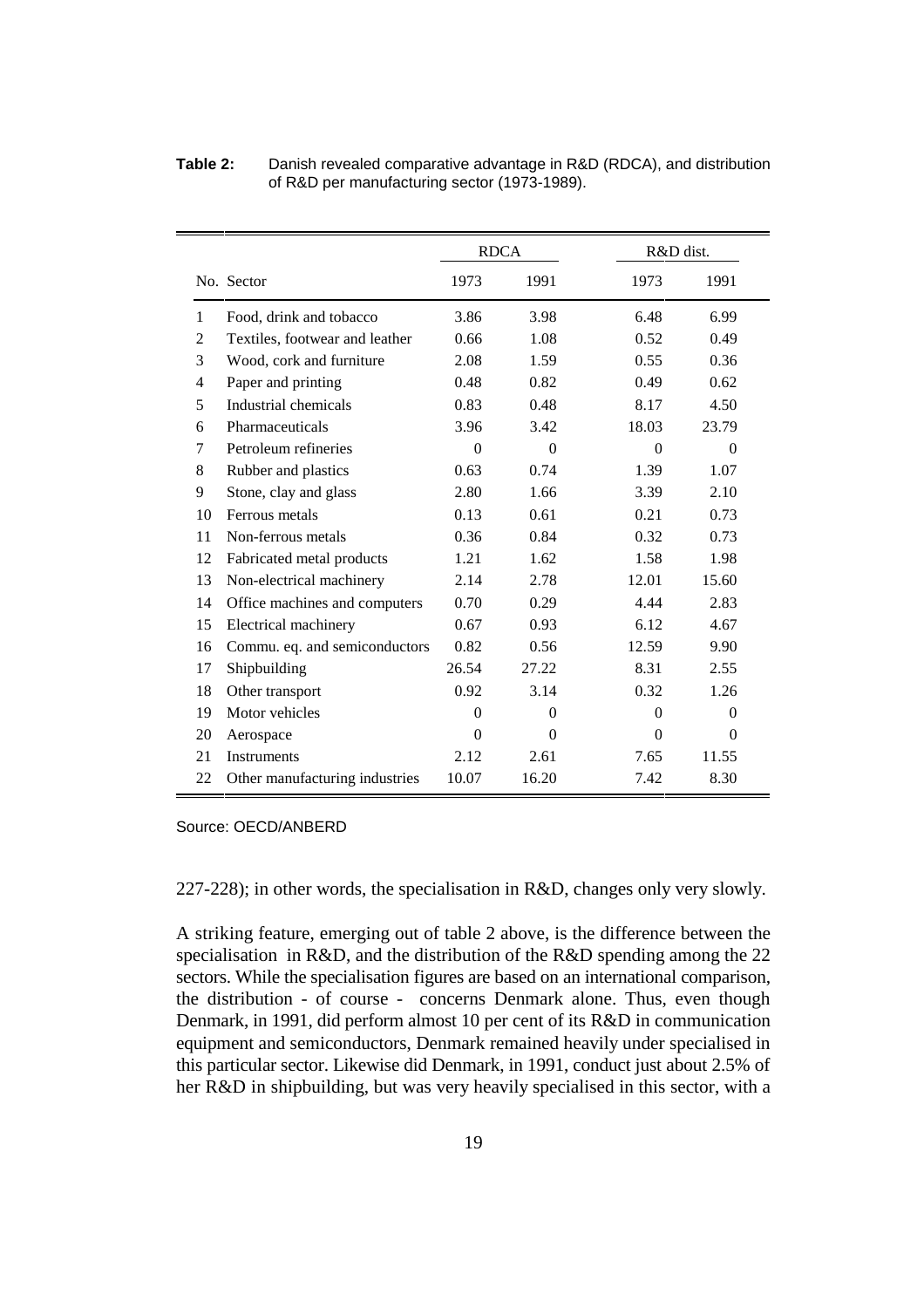**Table 2:** Danish revealed comparative advantage in R&D (RDCA), and distribution of R&D per manufacturing sector (1973-1989).

| No. | Sector | RDCA | | R&D dist. | |
|---|---|---|---|---|---|
| | | 1973 | 1991 | 1973 | 1991 |
| 1 | Food, drink and tobacco | 3.86 | 3.98 | 6.48 | 6.99 |
| 2 | Textiles, footwear and leather | 0.66 | 1.08 | 0.52 | 0.49 |
| 3 | Wood, cork and furniture | 2.08 | 1.59 | 0.55 | 0.36 |
| 4 | Paper and printing | 0.48 | 0.82 | 0.49 | 0.62 |
| 5 | Industrial chemicals | 0.83 | 0.48 | 8.17 | 4.50 |
| 6 | Pharmaceuticals | 3.96 | 3.42 | 18.03 | 23.79 |
| 7 | Petroleum refineries | 0 | 0 | 0 | 0 |
| 8 | Rubber and plastics | 0.63 | 0.74 | 1.39 | 1.07 |
| 9 | Stone, clay and glass | 2.80 | 1.66 | 3.39 | 2.10 |
| 10 | Ferrous metals | 0.13 | 0.61 | 0.21 | 0.73 |
| 11 | Non-ferrous metals | 0.36 | 0.84 | 0.32 | 0.73 |
| 12 | Fabricated metal products | 1.21 | 1.62 | 1.58 | 1.98 |
| 13 | Non-electrical machinery | 2.14 | 2.78 | 12.01 | 15.60 |
| 14 | Office machines and computers | 0.70 | 0.29 | 4.44 | 2.83 |
| 15 | Electrical machinery | 0.67 | 0.93 | 6.12 | 4.67 |
| 16 | Commu. eq. and semiconductors | 0.82 | 0.56 | 12.59 | 9.90 |
| 17 | Shipbuilding | 26.54 | 27.22 | 8.31 | 2.55 |
| 18 | Other transport | 0.92 | 3.14 | 0.32 | 1.26 |
| 19 | Motor vehicles | 0 | 0 | 0 | 0 |
| 20 | Aerospace | 0 | 0 | 0 | 0 |
| 21 | Instruments | 2.12 | 2.61 | 7.65 | 11.55 |
| 22 | Other manufacturing industries | 10.07 | 16.20 | 7.42 | 8.30 |

Source: OECD/ANBERD

227-228); in other words, the specialisation in R&D, changes only very slowly.

A striking feature, emerging out of table 2 above, is the difference between the specialisation in R&D, and the distribution of the R&D spending among the 22 sectors. While the specialisation figures are based on an international comparison, the distribution - of course - concerns Denmark alone. Thus, even though Denmark, in 1991, did perform almost 10 per cent of its R&D in communication equipment and semiconductors, Denmark remained heavily under specialised in this particular sector. Likewise did Denmark, in 1991, conduct just about 2.5% of her R&D in shipbuilding, but was very heavily specialised in this sector, with a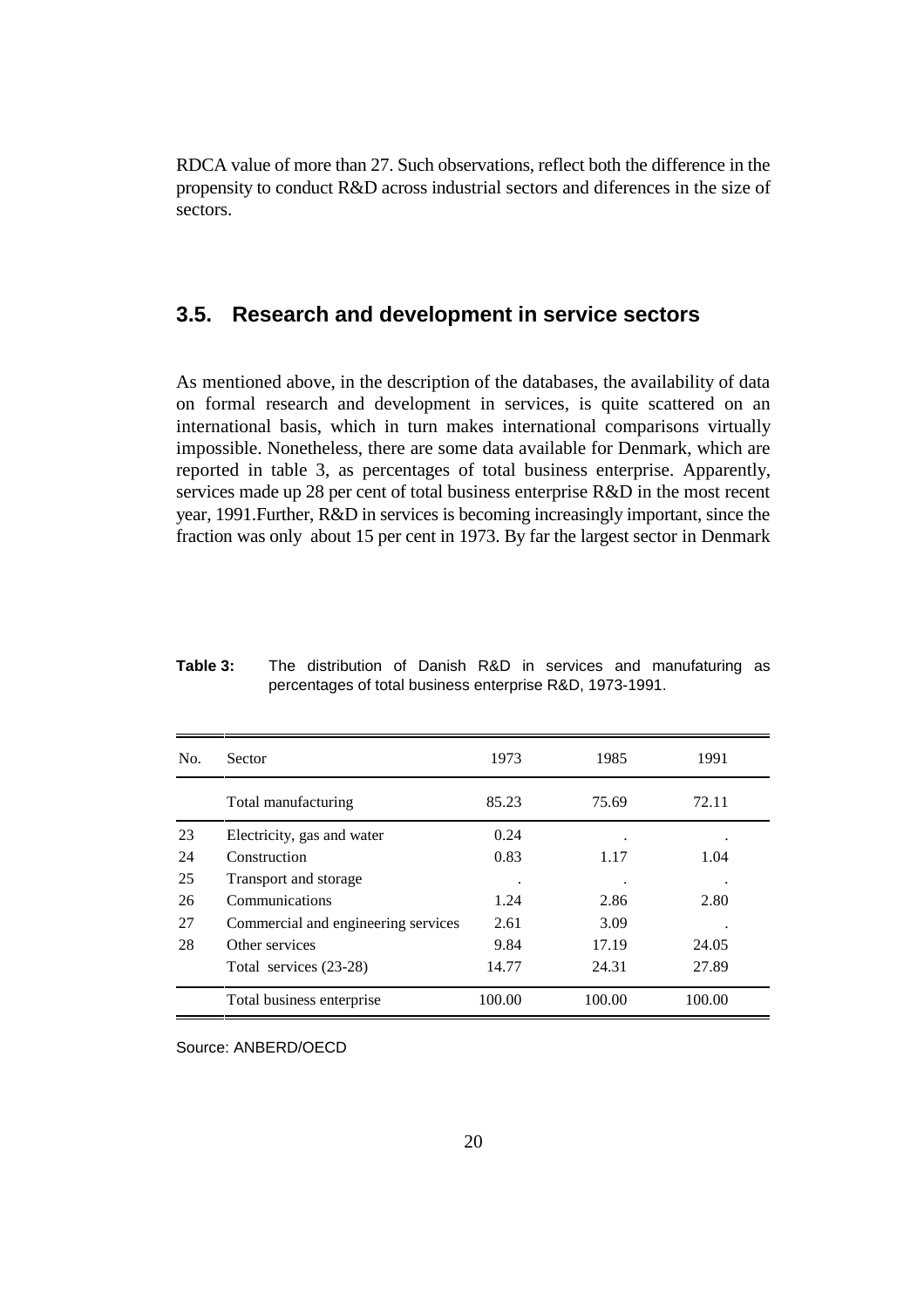RDCA value of more than 27. Such observations, reflect both the difference in the propensity to conduct R&D across industrial sectors and diferences in the size of sectors.

## 3.5. Research and development in service sectors

As mentioned above, in the description of the databases, the availability of data on formal research and development in services, is quite scattered on an international basis, which in turn makes international comparisons virtually impossible. Nonetheless, there are some data available for Denmark, which are reported in table 3, as percentages of total business enterprise. Apparently, services made up 28 per cent of total business enterprise R&D in the most recent year, 1991.Further, R&D in services is becoming increasingly important, since the fraction was only about 15 per cent in 1973. By far the largest sector in Denmark

**Table 3:** The distribution of Danish R&D in services and manufacturing as percentages of total business enterprise R&D, 1973-1991.

| No. | Sector | 1973 | 1985 | 1991 |
|---|---|---|---|---|
| | Total manufacturing | 85.23 | 75.69 | 72.11 |
| 23 | Electricity, gas and water | 0.24 | . | . |
| 24 | Construction | 0.83 | 1.17 | 1.04 |
| 25 | Transport and storage | . | . | . |
| 26 | Communications | 1.24 | 2.86 | 2.80 |
| 27 | Commercial and engineering services | 2.61 | 3.09 | . |
| 28 | Other services | 9.84 | 17.19 | 24.05 |
| | Total services (23-28) | 14.77 | 24.31 | 27.89 |
| | Total business enterprise | 100.00 | 100.00 | 100.00 |

Source: ANBERD/OECD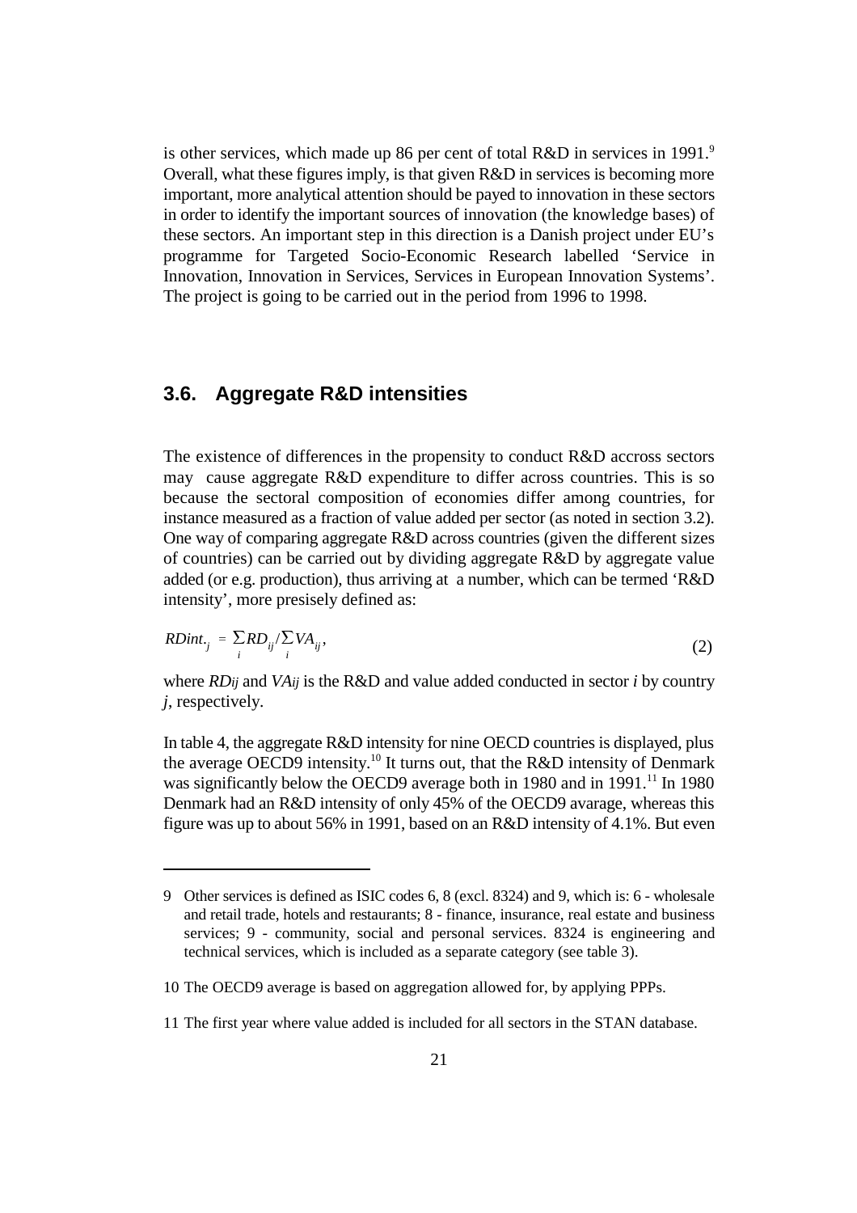is other services, which made up 86 per cent of total R&D in services in 1991.[9] Overall, what these figures imply, is that given R&D in services is becoming more important, more analytical attention should be payed to innovation in these sectors in order to identify the important sources of innovation (the knowledge bases) of these sectors. An important step in this direction is a Danish project under EU's programme for Targeted Socio-Economic Research labelled 'Service in Innovation, Innovation in Services, Services in European Innovation Systems'. The project is going to be carried out in the period from 1996 to 1998.

### 3.6. Aggregate R&D intensities

The existence of differences in the propensity to conduct R&D accross sectors may cause aggregate R&D expenditure to differ across countries. This is so because the sectoral composition of economies differ among countries, for instance measured as a fraction of value added per sector (as noted in section 3.2). One way of comparing aggregate R&D across countries (given the different sizes of countries) can be carried out by dividing aggregate R&D by aggregate value added (or e.g. production), thus arriving at a number, which can be termed 'R&D intensity', more presisely defined as:

$$RDint._{j} = \sum_{i} RD_{ij} / \sum_{i} VA_{ij}, \tag{2}$$

where $RD_{ij}$ and $VA_{ij}$ is the R&D and value added conducted in sector *i* by country *j*, respectively.

In table 4, the aggregate R&D intensity for nine OECD countries is displayed, plus the average OECD9 intensity.[10] It turns out, that the R&D intensity of Denmark was significantly below the OECD9 average both in 1980 and in 1991.[11] In 1980 Denmark had an R&D intensity of only 45% of the OECD9 avarage, whereas this figure was up to about 56% in 1991, based on an R&D intensity of 4.1%. But even

---

9 Other services is defined as ISIC codes 6, 8 (excl. 8324) and 9, which is: 6 - wholesale and retail trade, hotels and restaurants; 8 - finance, insurance, real estate and business services; 9 - community, social and personal services. 8324 is engineering and technical services, which is included as a separate category (see table 3).

10 The OECD9 average is based on aggregation allowed for, by applying PPPs.

11 The first year where value added is included for all sectors in the STAN database.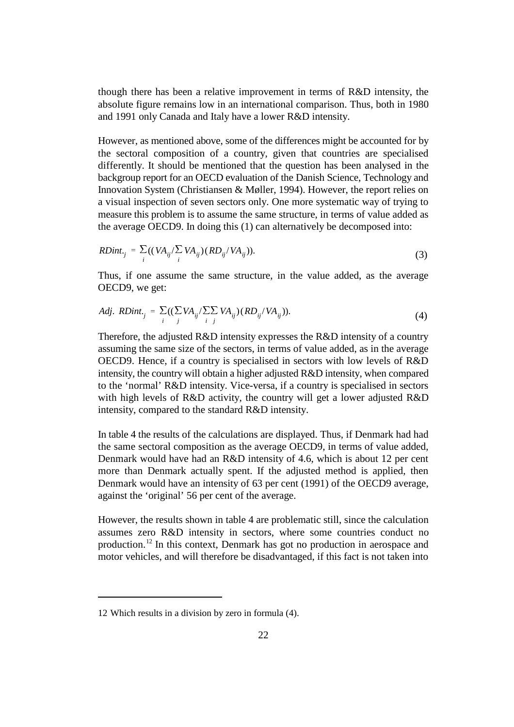though there has been a relative improvement in terms of R&D intensity, the absolute figure remains low in an international comparison. Thus, both in 1980 and 1991 only Canada and Italy have a lower R&D intensity.

However, as mentioned above, some of the differences might be accounted for by the sectoral composition of a country, given that countries are specialised differently. It should be mentioned that the question has been analysed in the backgroup report for an OECD evaluation of the Danish Science, Technology and Innovation System (Christiansen & Møller, 1994). However, the report relies on a visual inspection of seven sectors only. One more systematic way of trying to measure this problem is to assume the same structure, in terms of value added as the average OECD9. In doing this (1) can alternatively be decomposed into:

$$RDint._j = \sum_i ((VA_{ij}/\sum_i VA_{ij})(RD_{ij}/VA_{ij})). \tag{3}$$

Thus, if one assume the same structure, in the value added, as the average OECD9, we get:

$$Adj.\ RDint._j = \sum_i ((\sum_j VA_{ij}/\sum_i \sum_j VA_{ij})(RD_{ij}/VA_{ij})). \tag{4}$$

Therefore, the adjusted R&D intensity expresses the R&D intensity of a country assuming the same size of the sectors, in terms of value added, as in the average OECD9. Hence, if a country is specialised in sectors with low levels of R&D intensity, the country will obtain a higher adjusted R&D intensity, when compared to the 'normal' R&D intensity. Vice-versa, if a country is specialised in sectors with high levels of R&D activity, the country will get a lower adjusted R&D intensity, compared to the standard R&D intensity.

In table 4 the results of the calculations are displayed. Thus, if Denmark had had the same sectoral composition as the average OECD9, in terms of value added, Denmark would have had an R&D intensity of 4.6, which is about 12 per cent more than Denmark actually spent. If the adjusted method is applied, then Denmark would have an intensity of 63 per cent (1991) of the OECD9 average, against the 'original' 56 per cent of the average.

However, the results shown in table 4 are problematic still, since the calculation assumes zero R&D intensity in sectors, where some countries conduct no production.[12] In this context, Denmark has got no production in aerospace and motor vehicles, and will therefore be disadvantaged, if this fact is not taken into

12 Which results in a division by zero in formula (4).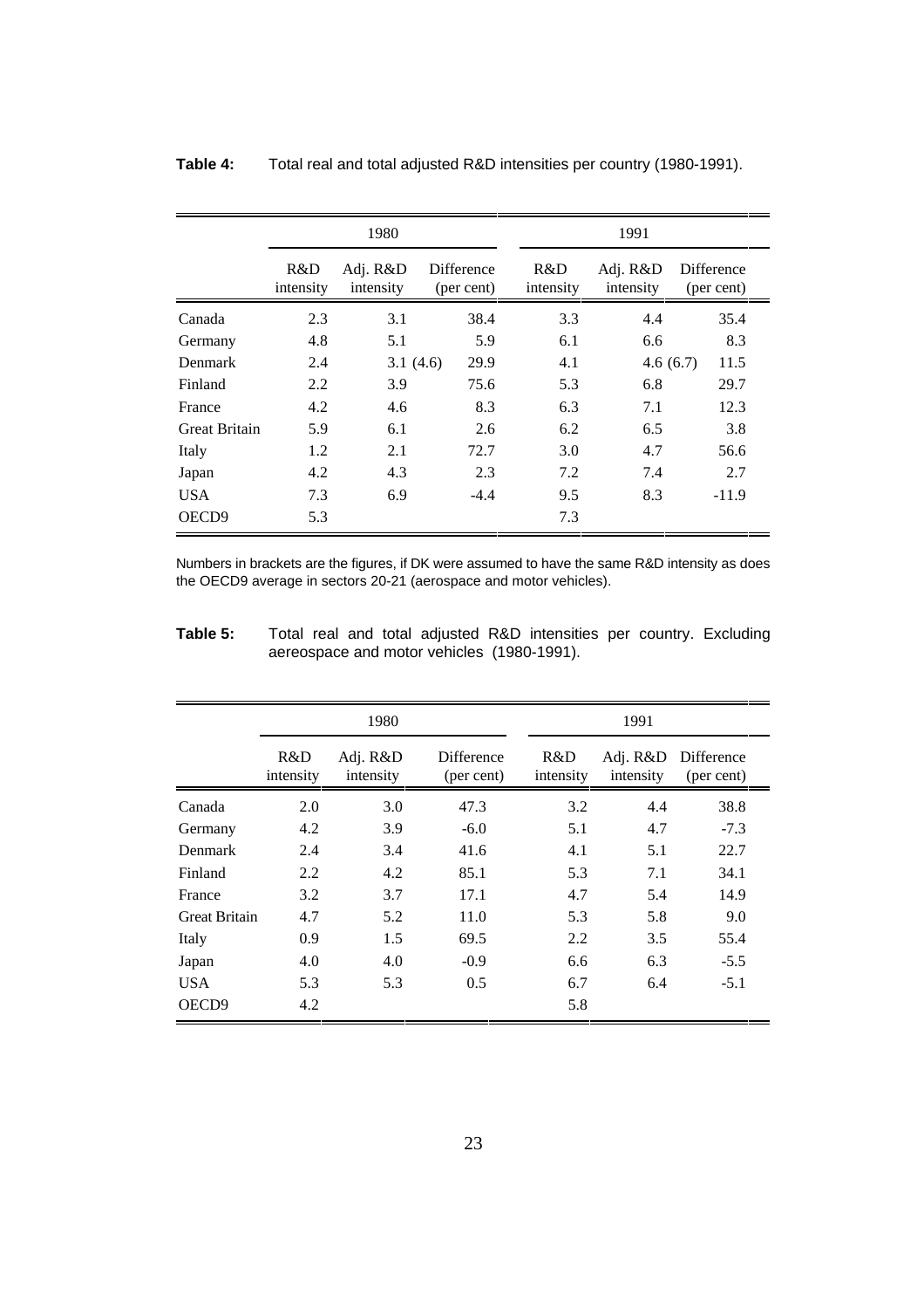**Table 4:** Total real and total adjusted R&D intensities per country (1980-1991).

| | 1980 | | | 1991 | | |
|---|---|---|---|---|---|---|
| | R&D intensity | Adj. R&D intensity | Difference (per cent) | R&D intensity | Adj. R&D intensity | Difference (per cent) |
| Canada | 2.3 | 3.1 | 38.4 | 3.3 | 4.4 | 35.4 |
| Germany | 4.8 | 5.1 | 5.9 | 6.1 | 6.6 | 8.3 |
| Denmark | 2.4 | 3.1 (4.6) | 29.9 | 4.1 | 4.6 (6.7) | 11.5 |
| Finland | 2.2 | 3.9 | 75.6 | 5.3 | 6.8 | 29.7 |
| France | 4.2 | 4.6 | 8.3 | 6.3 | 7.1 | 12.3 |
| Great Britain | 5.9 | 6.1 | 2.6 | 6.2 | 6.5 | 3.8 |
| Italy | 1.2 | 2.1 | 72.7 | 3.0 | 4.7 | 56.6 |
| Japan | 4.2 | 4.3 | 2.3 | 7.2 | 7.4 | 2.7 |
| USA | 7.3 | 6.9 | -4.4 | 9.5 | 8.3 | -11.9 |
| OECD9 | 5.3 | | | 7.3 | | |

Numbers in brackets are the figures, if DK were assumed to have the same R&D intensity as does the OECD9 average in sectors 20-21 (aerospace and motor vehicles).

**Table 5:** Total real and total adjusted R&D intensities per country. Excluding aereospace and motor vehicles (1980-1991).

| | 1980 | | | 1991 | | |
|---|---|---|---|---|---|---|
| | R&D intensity | Adj. R&D intensity | Difference (per cent) | R&D intensity | Adj. R&D intensity | Difference (per cent) |
| Canada | 2.0 | 3.0 | 47.3 | 3.2 | 4.4 | 38.8 |
| Germany | 4.2 | 3.9 | -6.0 | 5.1 | 4.7 | -7.3 |
| Denmark | 2.4 | 3.4 | 41.6 | 4.1 | 5.1 | 22.7 |
| Finland | 2.2 | 4.2 | 85.1 | 5.3 | 7.1 | 34.1 |
| France | 3.2 | 3.7 | 17.1 | 4.7 | 5.4 | 14.9 |
| Great Britain | 4.7 | 5.2 | 11.0 | 5.3 | 5.8 | 9.0 |
| Italy | 0.9 | 1.5 | 69.5 | 2.2 | 3.5 | 55.4 |
| Japan | 4.0 | 4.0 | -0.9 | 6.6 | 6.3 | -5.5 |
| USA | 5.3 | 5.3 | 0.5 | 6.7 | 6.4 | -5.1 |
| OECD9 | 4.2 | | | 5.8 | | |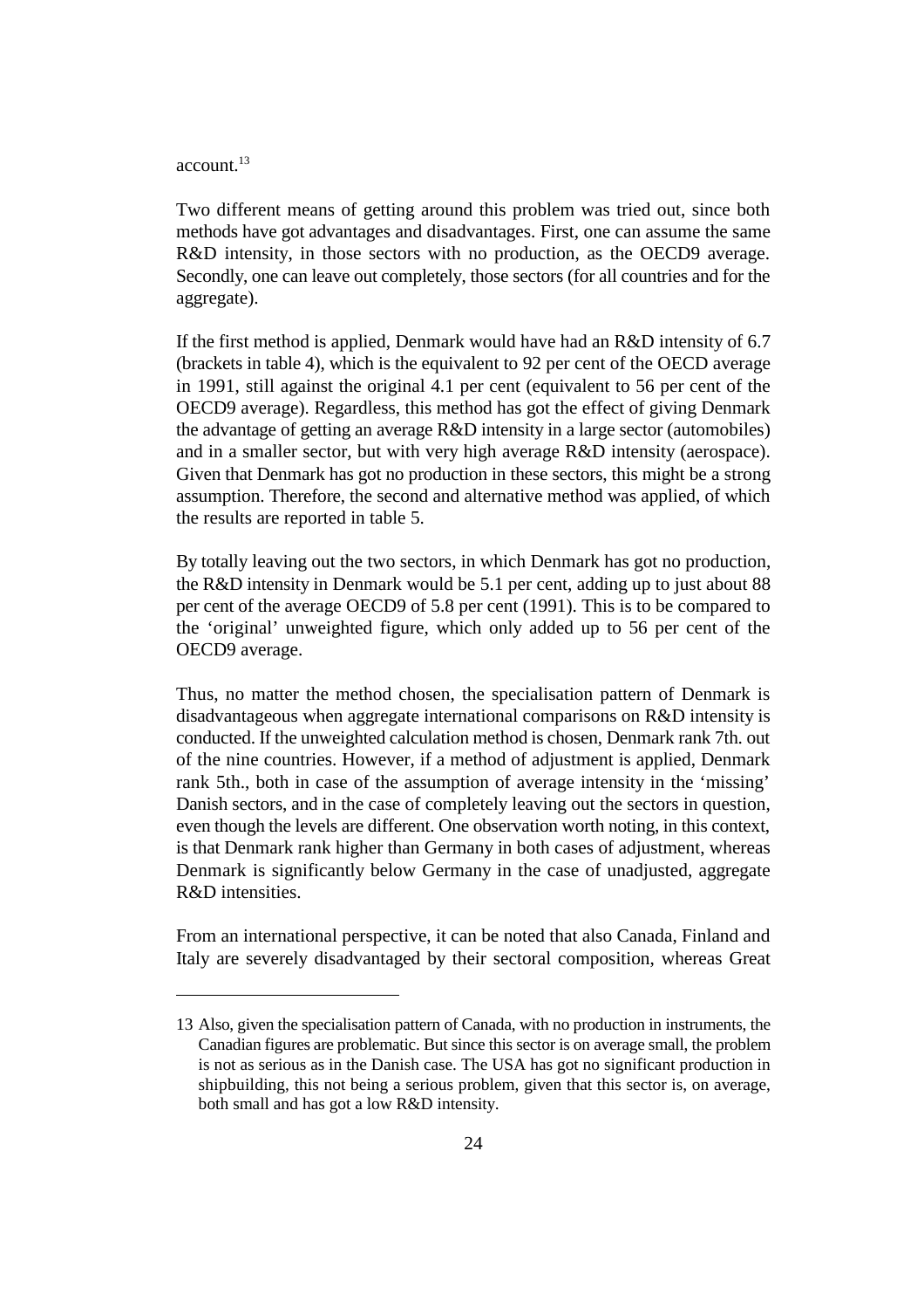account.[13]

Two different means of getting around this problem was tried out, since both methods have got advantages and disadvantages. First, one can assume the same R&D intensity, in those sectors with no production, as the OECD9 average. Secondly, one can leave out completely, those sectors (for all countries and for the aggregate).

If the first method is applied, Denmark would have had an R&D intensity of 6.7 (brackets in table 4), which is the equivalent to 92 per cent of the OECD average in 1991, still against the original 4.1 per cent (equivalent to 56 per cent of the OECD9 average). Regardless, this method has got the effect of giving Denmark the advantage of getting an average R&D intensity in a large sector (automobiles) and in a smaller sector, but with very high average R&D intensity (aerospace). Given that Denmark has got no production in these sectors, this might be a strong assumption. Therefore, the second and alternative method was applied, of which the results are reported in table 5.

By totally leaving out the two sectors, in which Denmark has got no production, the R&D intensity in Denmark would be 5.1 per cent, adding up to just about 88 per cent of the average OECD9 of 5.8 per cent (1991). This is to be compared to the 'original' unweighted figure, which only added up to 56 per cent of the OECD9 average.

Thus, no matter the method chosen, the specialisation pattern of Denmark is disadvantageous when aggregate international comparisons on R&D intensity is conducted. If the unweighted calculation method is chosen, Denmark rank 7th. out of the nine countries. However, if a method of adjustment is applied, Denmark rank 5th., both in case of the assumption of average intensity in the 'missing' Danish sectors, and in the case of completely leaving out the sectors in question, even though the levels are different. One observation worth noting, in this context, is that Denmark rank higher than Germany in both cases of adjustment, whereas Denmark is significantly below Germany in the case of unadjusted, aggregate R&D intensities.

From an international perspective, it can be noted that also Canada, Finland and Italy are severely disadvantaged by their sectoral composition, whereas Great

---

13 Also, given the specialisation pattern of Canada, with no production in instruments, the Canadian figures are problematic. But since this sector is on average small, the problem is not as serious as in the Danish case. The USA has got no significant production in shipbuilding, this not being a serious problem, given that this sector is, on average, both small and has got a low R&D intensity.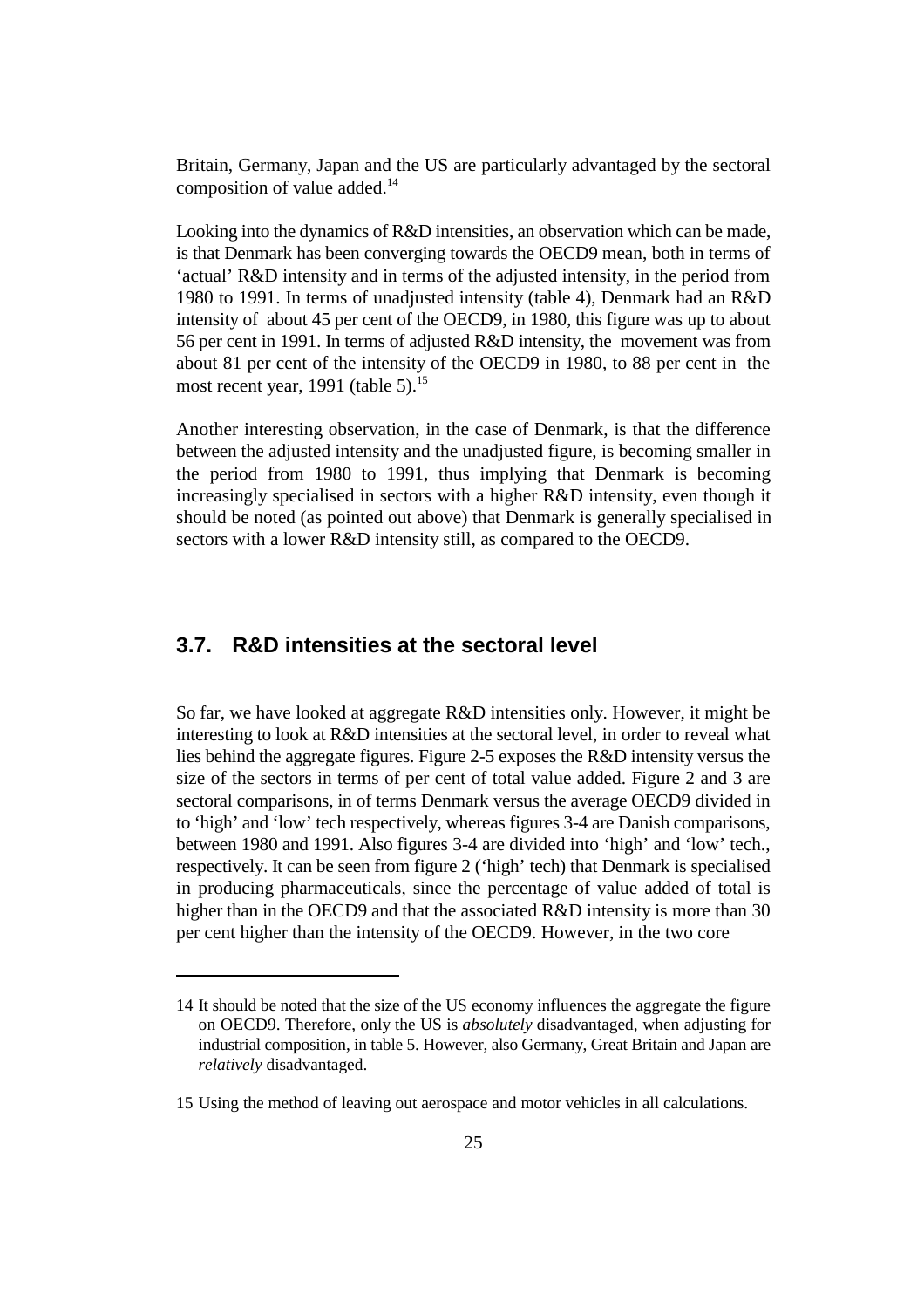Britain, Germany, Japan and the US are particularly advantaged by the sectoral composition of value added.[14]

Looking into the dynamics of R&D intensities, an observation which can be made, is that Denmark has been converging towards the OECD9 mean, both in terms of 'actual' R&D intensity and in terms of the adjusted intensity, in the period from 1980 to 1991. In terms of unadjusted intensity (table 4), Denmark had an R&D intensity of about 45 per cent of the OECD9, in 1980, this figure was up to about 56 per cent in 1991. In terms of adjusted R&D intensity, the movement was from about 81 per cent of the intensity of the OECD9 in 1980, to 88 per cent in the most recent year, 1991 (table 5).[15]

Another interesting observation, in the case of Denmark, is that the difference between the adjusted intensity and the unadjusted figure, is becoming smaller in the period from 1980 to 1991, thus implying that Denmark is becoming increasingly specialised in sectors with a higher R&D intensity, even though it should be noted (as pointed out above) that Denmark is generally specialised in sectors with a lower R&D intensity still, as compared to the OECD9.

## 3.7. R&D intensities at the sectoral level

So far, we have looked at aggregate R&D intensities only. However, it might be interesting to look at R&D intensities at the sectoral level, in order to reveal what lies behind the aggregate figures. Figure 2-5 exposes the R&D intensity versus the size of the sectors in terms of per cent of total value added. Figure 2 and 3 are sectoral comparisons, in of terms Denmark versus the average OECD9 divided in to 'high' and 'low' tech respectively, whereas figures 3-4 are Danish comparisons, between 1980 and 1991. Also figures 3-4 are divided into 'high' and 'low' tech., respectively. It can be seen from figure 2 ('high' tech) that Denmark is specialised in producing pharmaceuticals, since the percentage of value added of total is higher than in the OECD9 and that the associated R&D intensity is more than 30 per cent higher than the intensity of the OECD9. However, in the two core

---

14 It should be noted that the size of the US economy influences the aggregate the figure on OECD9. Therefore, only the US is *absolutely* disadvantaged, when adjusting for industrial composition, in table 5. However, also Germany, Great Britain and Japan are *relatively* disadvantaged.

15 Using the method of leaving out aerospace and motor vehicles in all calculations.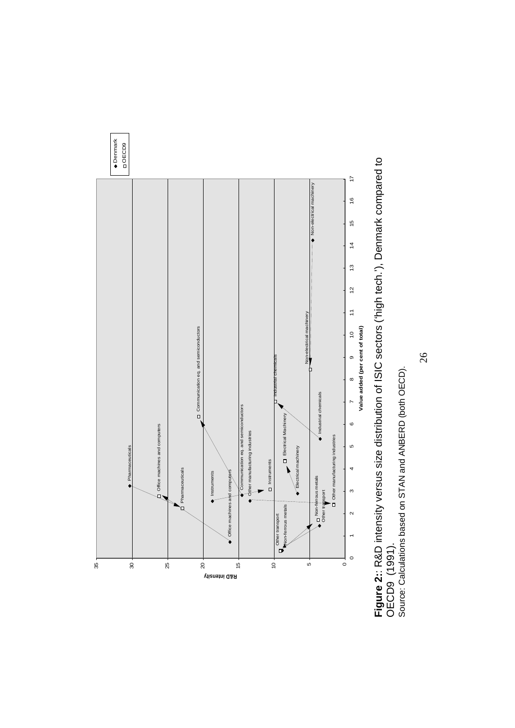**Figure 2:**: R&D intensity versus size distribution of ISIC sectors ('high tech.'), Denmark compared to OECD9 (1991).

Source: Calculations based on STAN and ANBERD (both OECD).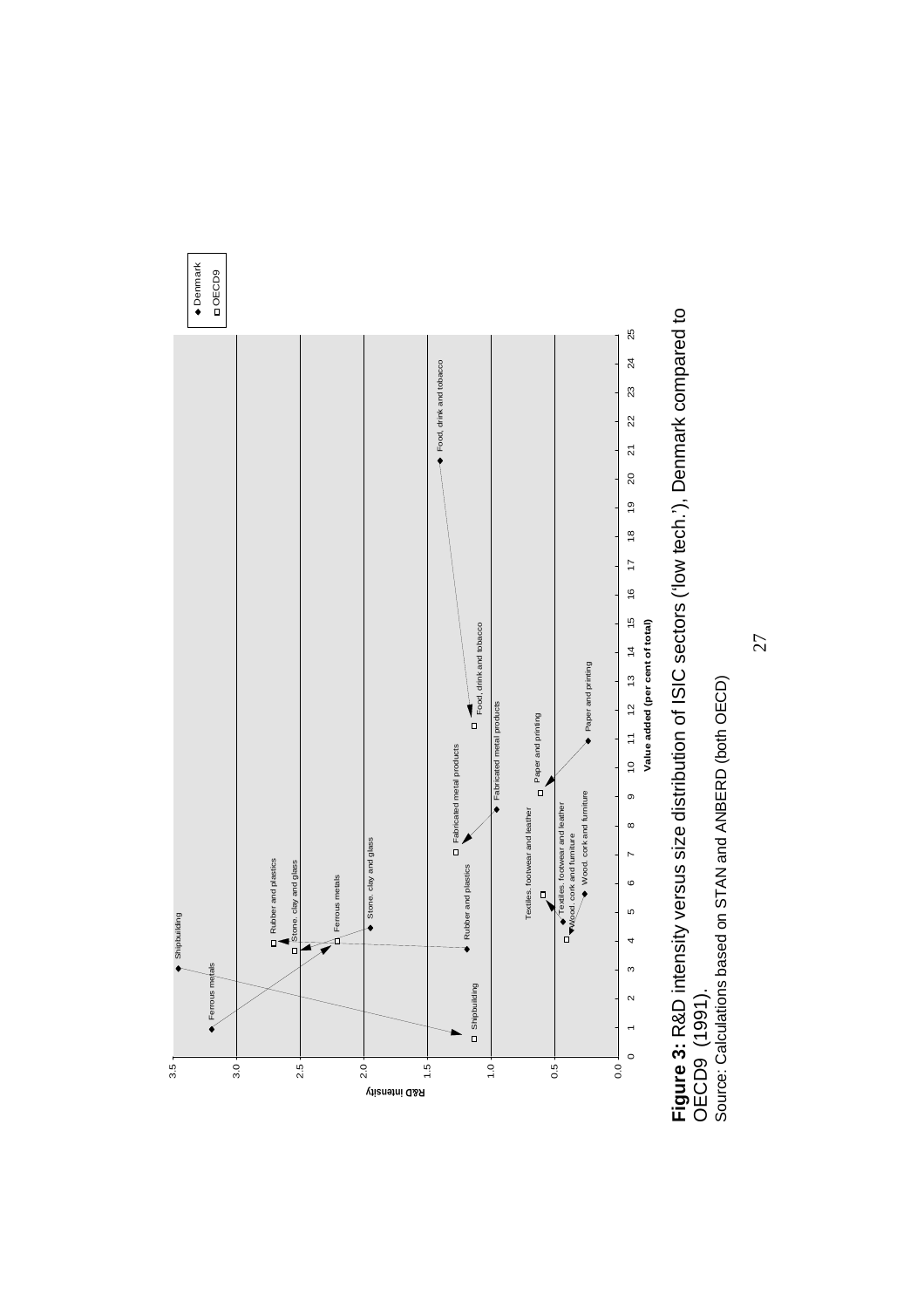**Figure 3:** R&D intensity versus size distribution of ISIC sectors ('low tech.'), Denmark compared to OECD9 (1991).

Source: Calculations based on STAN and ANBERD (both OECD)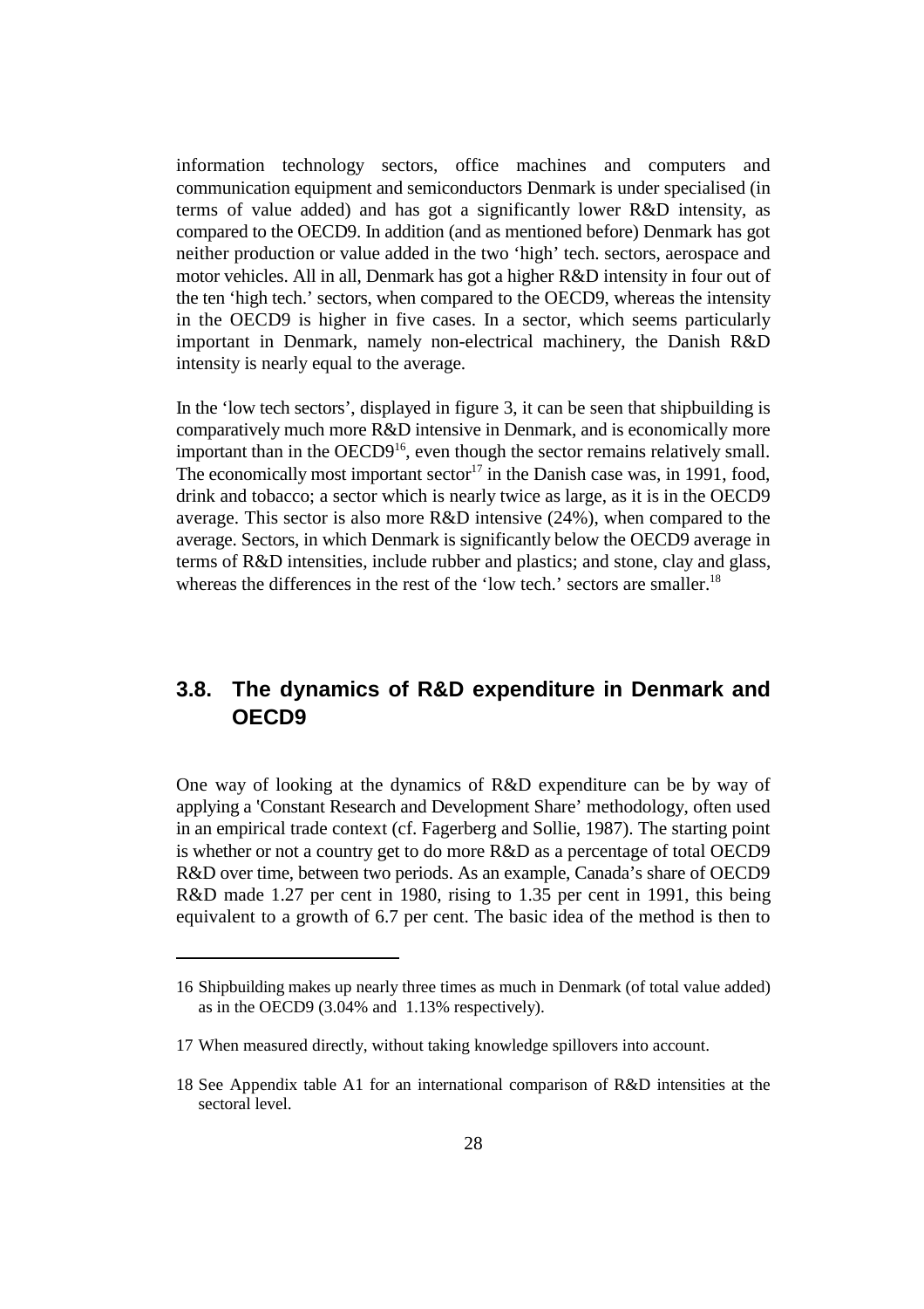information technology sectors, office machines and computers and communication equipment and semiconductors Denmark is under specialised (in terms of value added) and has got a significantly lower R&D intensity, as compared to the OECD9. In addition (and as mentioned before) Denmark has got neither production or value added in the two 'high' tech. sectors, aerospace and motor vehicles. All in all, Denmark has got a higher R&D intensity in four out of the ten 'high tech.' sectors, when compared to the OECD9, whereas the intensity in the OECD9 is higher in five cases. In a sector, which seems particularly important in Denmark, namely non-electrical machinery, the Danish R&D intensity is nearly equal to the average.

In the 'low tech sectors', displayed in figure 3, it can be seen that shipbuilding is comparatively much more R&D intensive in Denmark, and is economically more important than in the OECD9[16], even though the sector remains relatively small. The economically most important sector[17] in the Danish case was, in 1991, food, drink and tobacco; a sector which is nearly twice as large, as it is in the OECD9 average. This sector is also more R&D intensive (24%), when compared to the average. Sectors, in which Denmark is significantly below the OECD9 average in terms of R&D intensities, include rubber and plastics; and stone, clay and glass, whereas the differences in the rest of the 'low tech.' sectors are smaller.[18]

## 3.8. The dynamics of R&D expenditure in Denmark and OECD9

One way of looking at the dynamics of R&D expenditure can be by way of applying a 'Constant Research and Development Share' methodology, often used in an empirical trade context (cf. Fagerberg and Sollie, 1987). The starting point is whether or not a country get to do more R&D as a percentage of total OECD9 R&D over time, between two periods. As an example, Canada's share of OECD9 R&D made 1.27 per cent in 1980, rising to 1.35 per cent in 1991, this being equivalent to a growth of 6.7 per cent. The basic idea of the method is then to

---

16 Shipbuilding makes up nearly three times as much in Denmark (of total value added) as in the OECD9 (3.04% and 1.13% respectively).

17 When measured directly, without taking knowledge spillovers into account.

18 See Appendix table A1 for an international comparison of R&D intensities at the sectoral level.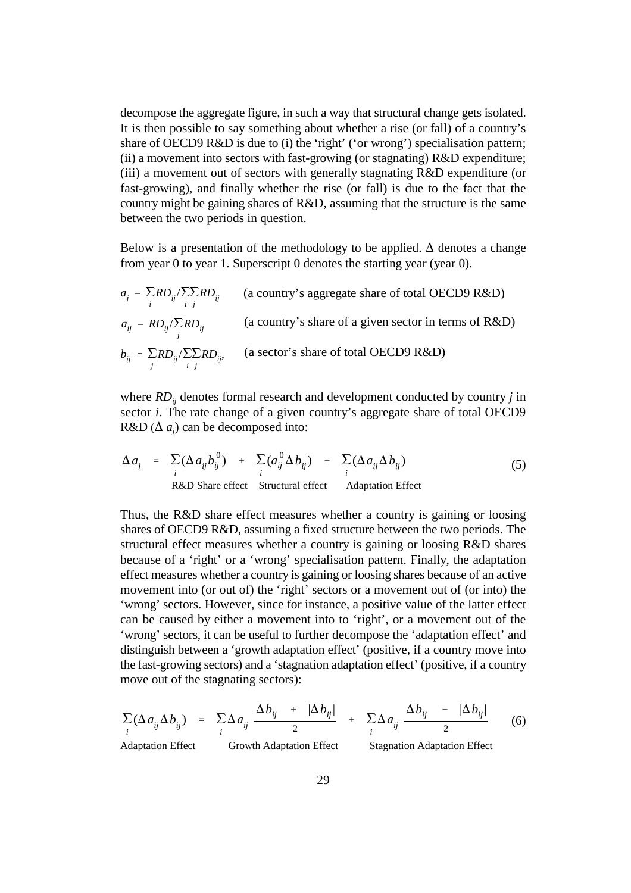decompose the aggregate figure, in such a way that structural change gets isolated. It is then possible to say something about whether a rise (or fall) of a country's share of OECD9 R&D is due to (i) the 'right' ('or wrong') specialisation pattern; (ii) a movement into sectors with fast-growing (or stagnating) R&D expenditure; (iii) a movement out of sectors with generally stagnating R&D expenditure (or fast-growing), and finally whether the rise (or fall) is due to the fact that the country might be gaining shares of R&D, assuming that the structure is the same between the two periods in question.

Below is a presentation of the methodology to be applied. $\Delta$ denotes a change from year 0 to year 1. Superscript 0 denotes the starting year (year 0).

$a_j = \sum_i RD_{ij} / \sum_i \sum_j RD_{ij}$ (a country's aggregate share of total OECD9 R&D)

$a_{ij} = RD_{ij} / \sum_j RD_{ij}$ (a country's share of a given sector in terms of R&D)

$b_{ij} = \sum_j RD_{ij} / \sum_i \sum_j RD_{ij}$, (a sector's share of total OECD9 R&D)

where $RD_{ij}$ denotes formal research and development conducted by country $j$ in sector $i$. The rate change of a given country's aggregate share of total OECD9 R&D ($\Delta a_j$) can be decomposed into:

$$\Delta a_j = \underbrace{\sum_i (\Delta a_{ij} b_{ij}^0)}_{\text{R\&D Share effect}} + \underbrace{\sum_i (a_{ij}^0 \Delta b_{ij})}_{\text{Structural effect}} + \underbrace{\sum_i (\Delta a_{ij} \Delta b_{ij})}_{\text{Adaptation Effect}} \qquad (5)$$

Thus, the R&D share effect measures whether a country is gaining or loosing shares of OECD9 R&D, assuming a fixed structure between the two periods. The structural effect measures whether a country is gaining or loosing R&D shares because of a 'right' or a 'wrong' specialisation pattern. Finally, the adaptation effect measures whether a country is gaining or loosing shares because of an active movement into (or out of) the 'right' sectors or a movement out of (or into) the 'wrong' sectors. However, since for instance, a positive value of the latter effect can be caused by either a movement into to 'right', or a movement out of the 'wrong' sectors, it can be useful to further decompose the 'adaptation effect' and distinguish between a 'growth adaptation effect' (positive, if a country move into the fast-growing sectors) and a 'stagnation adaptation effect' (positive, if a country move out of the stagnating sectors):

$$\underbrace{\sum_i (\Delta a_{ij} \Delta b_{ij})}_{\text{Adaptation Effect}} = \underbrace{\sum_i \Delta a_{ij} \frac{\Delta b_{ij} + |\Delta b_{ij}|}{2}}_{\text{Growth Adaptation Effect}} + \underbrace{\sum_i \Delta a_{ij} \frac{\Delta b_{ij} - |\Delta b_{ij}|}{2}}_{\text{Stagnation Adaptation Effect}} \qquad (6)$$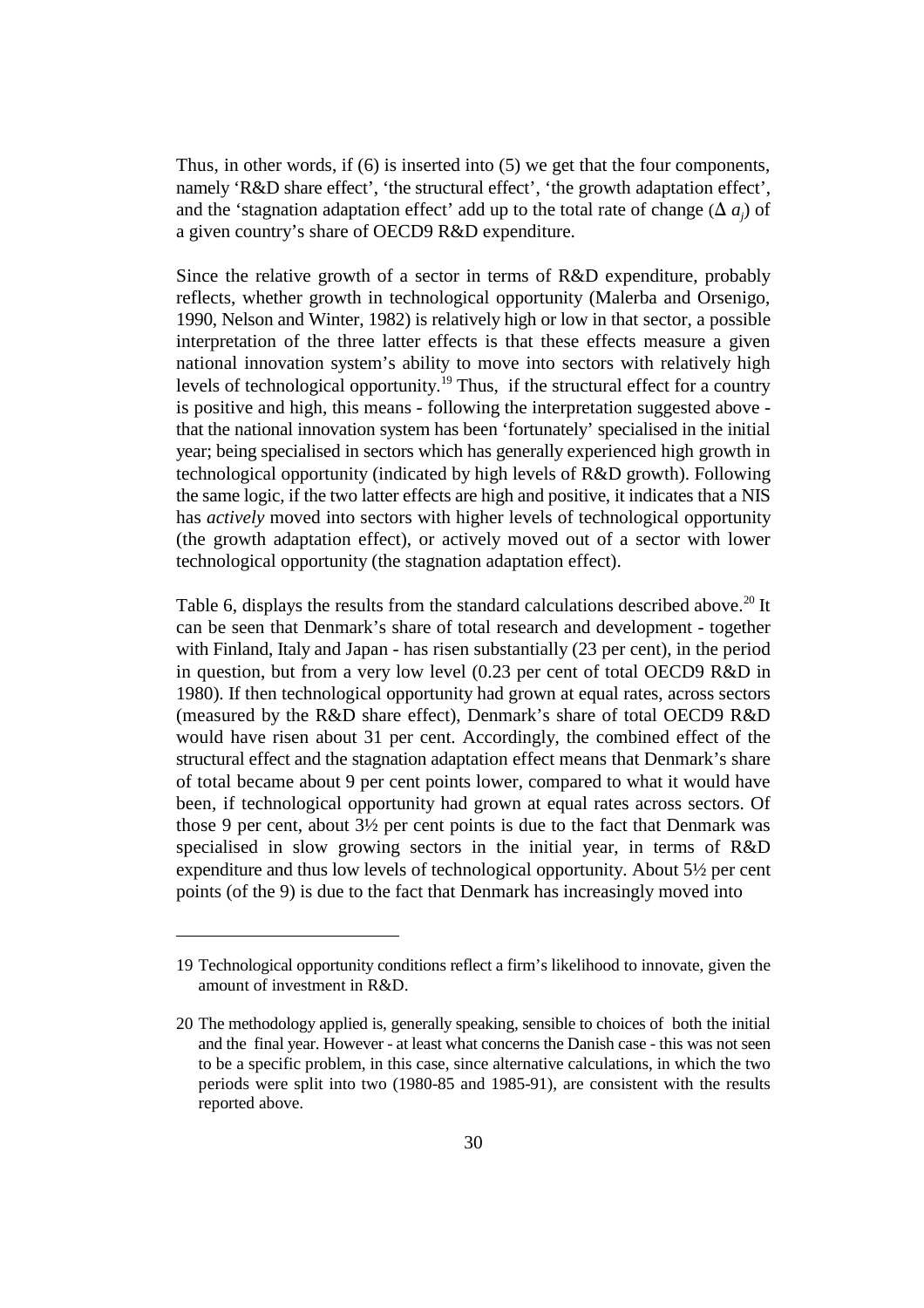Thus, in other words, if (6) is inserted into (5) we get that the four components, namely 'R&D share effect', 'the structural effect', 'the growth adaptation effect', and the 'stagnation adaptation effect' add up to the total rate of change ($\Delta\, a_j$) of a given country's share of OECD9 R&D expenditure.

Since the relative growth of a sector in terms of R&D expenditure, probably reflects, whether growth in technological opportunity (Malerba and Orsenigo, 1990, Nelson and Winter, 1982) is relatively high or low in that sector, a possible interpretation of the three latter effects is that these effects measure a given national innovation system's ability to move into sectors with relatively high levels of technological opportunity.[19] Thus, if the structural effect for a country is positive and high, this means - following the interpretation suggested above - that the national innovation system has been 'fortunately' specialised in the initial year; being specialised in sectors which has generally experienced high growth in technological opportunity (indicated by high levels of R&D growth). Following the same logic, if the two latter effects are high and positive, it indicates that a NIS has *actively* moved into sectors with higher levels of technological opportunity (the growth adaptation effect), or actively moved out of a sector with lower technological opportunity (the stagnation adaptation effect).

Table 6, displays the results from the standard calculations described above.[20] It can be seen that Denmark's share of total research and development - together with Finland, Italy and Japan - has risen substantially (23 per cent), in the period in question, but from a very low level (0.23 per cent of total OECD9 R&D in 1980). If then technological opportunity had grown at equal rates, across sectors (measured by the R&D share effect), Denmark's share of total OECD9 R&D would have risen about 31 per cent. Accordingly, the combined effect of the structural effect and the stagnation adaptation effect means that Denmark's share of total became about 9 per cent points lower, compared to what it would have been, if technological opportunity had grown at equal rates across sectors. Of those 9 per cent, about 3½ per cent points is due to the fact that Denmark was specialised in slow growing sectors in the initial year, in terms of R&D expenditure and thus low levels of technological opportunity. About 5½ per cent points (of the 9) is due to the fact that Denmark has increasingly moved into

---

19 Technological opportunity conditions reflect a firm's likelihood to innovate, given the amount of investment in R&D.

20 The methodology applied is, generally speaking, sensible to choices of both the initial and the final year. However - at least what concerns the Danish case - this was not seen to be a specific problem, in this case, since alternative calculations, in which the two periods were split into two (1980-85 and 1985-91), are consistent with the results reported above.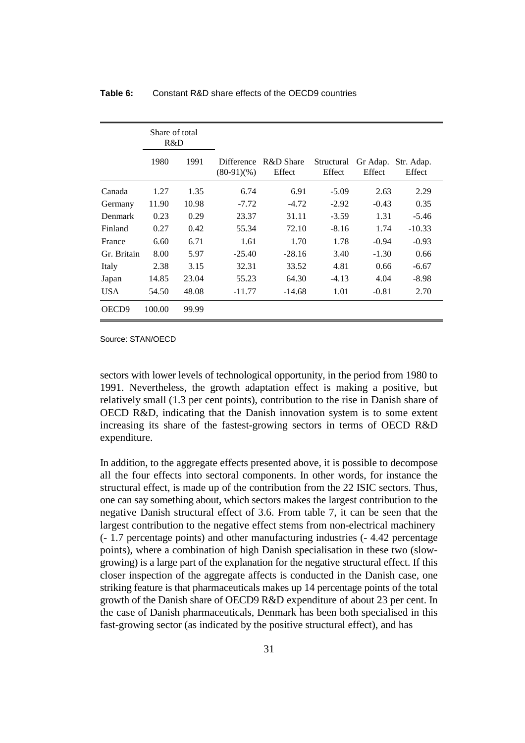**Table 6:** Constant R&D share effects of the OECD9 countries

| | Share of total R&D | | | | | | |
|---|---|---|---|---|---|---|---|
| | 1980 | 1991 | Difference (80-91)(%) | R&D Share Effect | Structural Effect | Gr Adap. Effect | Str. Adap. Effect |
| Canada | 1.27 | 1.35 | 6.74 | 6.91 | -5.09 | 2.63 | 2.29 |
| Germany | 11.90 | 10.98 | -7.72 | -4.72 | -2.92 | -0.43 | 0.35 |
| Denmark | 0.23 | 0.29 | 23.37 | 31.11 | -3.59 | 1.31 | -5.46 |
| Finland | 0.27 | 0.42 | 55.34 | 72.10 | -8.16 | 1.74 | -10.33 |
| France | 6.60 | 6.71 | 1.61 | 1.70 | 1.78 | -0.94 | -0.93 |
| Gr. Britain | 8.00 | 5.97 | -25.40 | -28.16 | 3.40 | -1.30 | 0.66 |
| Italy | 2.38 | 3.15 | 32.31 | 33.52 | 4.81 | 0.66 | -6.67 |
| Japan | 14.85 | 23.04 | 55.23 | 64.30 | -4.13 | 4.04 | -8.98 |
| USA | 54.50 | 48.08 | -11.77 | -14.68 | 1.01 | -0.81 | 2.70 |
| OECD9 | 100.00 | 99.99 | | | | | |

Source: STAN/OECD

sectors with lower levels of technological opportunity, in the period from 1980 to 1991. Nevertheless, the growth adaptation effect is making a positive, but relatively small (1.3 per cent points), contribution to the rise in Danish share of OECD R&D, indicating that the Danish innovation system is to some extent increasing its share of the fastest-growing sectors in terms of OECD R&D expenditure.

In addition, to the aggregate effects presented above, it is possible to decompose all the four effects into sectoral components. In other words, for instance the structural effect, is made up of the contribution from the 22 ISIC sectors. Thus, one can say something about, which sectors makes the largest contribution to the negative Danish structural effect of 3.6. From table 7, it can be seen that the largest contribution to the negative effect stems from non-electrical machinery (- 1.7 percentage points) and other manufacturing industries (- 4.42 percentage points), where a combination of high Danish specialisation in these two (slow-growing) is a large part of the explanation for the negative structural effect. If this closer inspection of the aggregate affects is conducted in the Danish case, one striking feature is that pharmaceuticals makes up 14 percentage points of the total growth of the Danish share of OECD9 R&D expenditure of about 23 per cent. In the case of Danish pharmaceuticals, Denmark has been both specialised in this fast-growing sector (as indicated by the positive structural effect), and has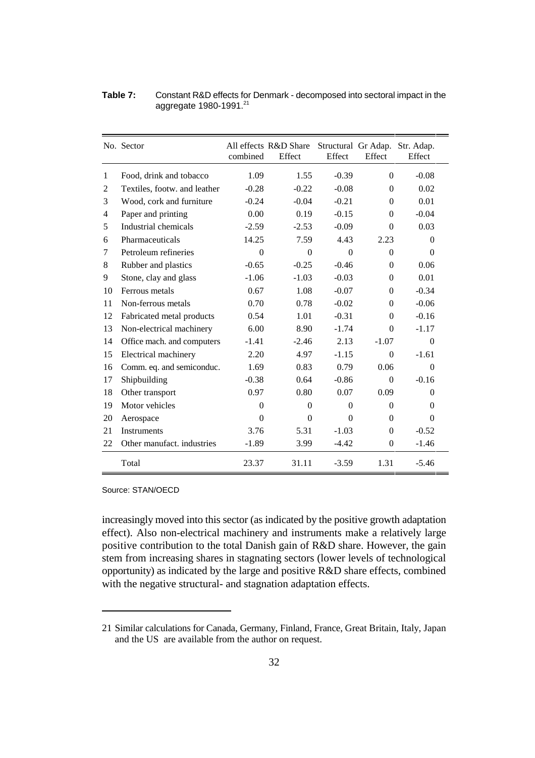**Table 7:** Constant R&D effects for Denmark - decomposed into sectoral impact in the aggregate 1980-1991.[21]

| No. | Sector | All effects combined | R&D Share Effect | Structural Effect | Gr Adap. Effect | Str. Adap. Effect |
|---|---|---|---|---|---|---|
| 1 | Food, drink and tobacco | 1.09 | 1.55 | -0.39 | 0 | -0.08 |
| 2 | Textiles, footw. and leather | -0.28 | -0.22 | -0.08 | 0 | 0.02 |
| 3 | Wood, cork and furniture | -0.24 | -0.04 | -0.21 | 0 | 0.01 |
| 4 | Paper and printing | 0.00 | 0.19 | -0.15 | 0 | -0.04 |
| 5 | Industrial chemicals | -2.59 | -2.53 | -0.09 | 0 | 0.03 |
| 6 | Pharmaceuticals | 14.25 | 7.59 | 4.43 | 2.23 | 0 |
| 7 | Petroleum refineries | 0 | 0 | 0 | 0 | 0 |
| 8 | Rubber and plastics | -0.65 | -0.25 | -0.46 | 0 | 0.06 |
| 9 | Stone, clay and glass | -1.06 | -1.03 | -0.03 | 0 | 0.01 |
| 10 | Ferrous metals | 0.67 | 1.08 | -0.07 | 0 | -0.34 |
| 11 | Non-ferrous metals | 0.70 | 0.78 | -0.02 | 0 | -0.06 |
| 12 | Fabricated metal products | 0.54 | 1.01 | -0.31 | 0 | -0.16 |
| 13 | Non-electrical machinery | 6.00 | 8.90 | -1.74 | 0 | -1.17 |
| 14 | Office mach. and computers | -1.41 | -2.46 | 2.13 | -1.07 | 0 |
| 15 | Electrical machinery | 2.20 | 4.97 | -1.15 | 0 | -1.61 |
| 16 | Comm. eq. and semiconduc. | 1.69 | 0.83 | 0.79 | 0.06 | 0 |
| 17 | Shipbuilding | -0.38 | 0.64 | -0.86 | 0 | -0.16 |
| 18 | Other transport | 0.97 | 0.80 | 0.07 | 0.09 | 0 |
| 19 | Motor vehicles | 0 | 0 | 0 | 0 | 0 |
| 20 | Aerospace | 0 | 0 | 0 | 0 | 0 |
| 21 | Instruments | 3.76 | 5.31 | -1.03 | 0 | -0.52 |
| 22 | Other manufact. industries | -1.89 | 3.99 | -4.42 | 0 | -1.46 |
| | Total | 23.37 | 31.11 | -3.59 | 1.31 | -5.46 |

Source: STAN/OECD

increasingly moved into this sector (as indicated by the positive growth adaptation effect). Also non-electrical machinery and instruments make a relatively large positive contribution to the total Danish gain of R&D share. However, the gain stem from increasing shares in stagnating sectors (lower levels of technological opportunity) as indicated by the large and positive R&D share effects, combined with the negative structural- and stagnation adaptation effects.

21 Similar calculations for Canada, Germany, Finland, France, Great Britain, Italy, Japan and the US are available from the author on request.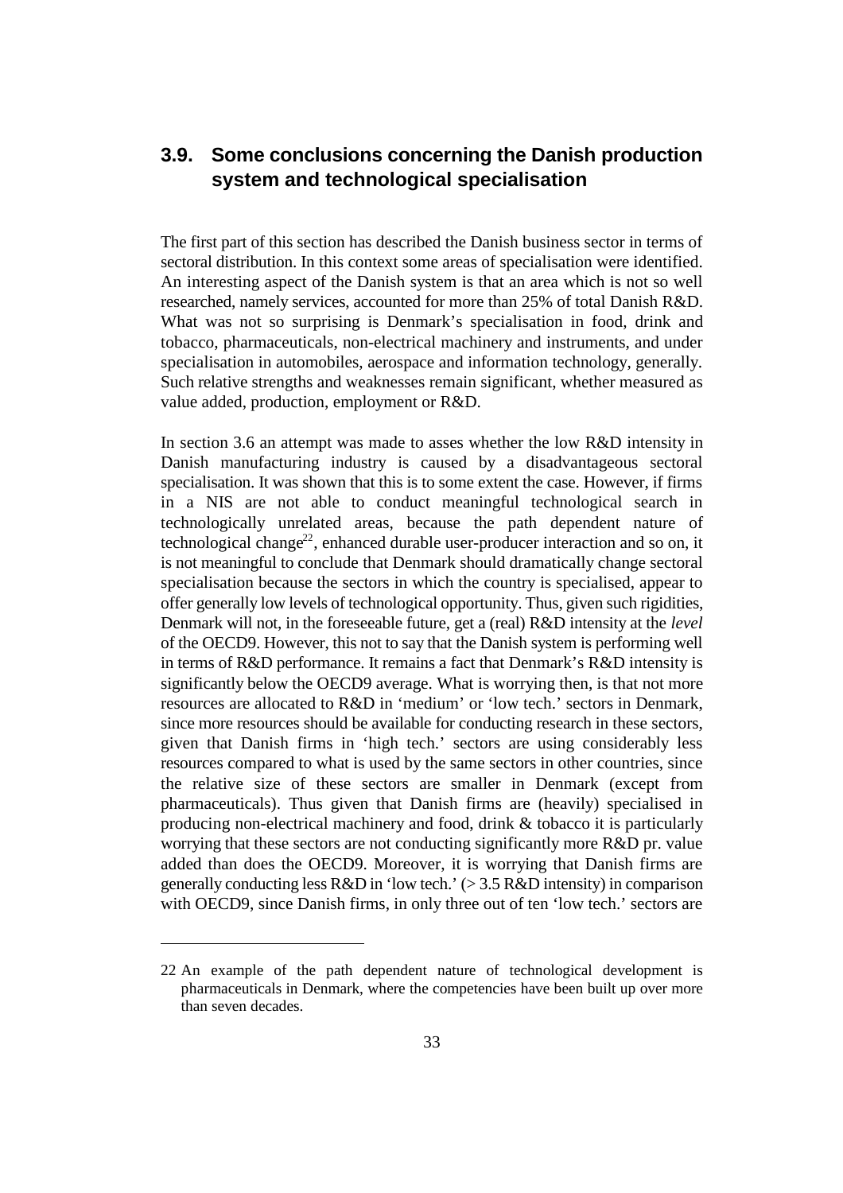## 3.9. Some conclusions concerning the Danish production system and technological specialisation

The first part of this section has described the Danish business sector in terms of sectoral distribution. In this context some areas of specialisation were identified. An interesting aspect of the Danish system is that an area which is not so well researched, namely services, accounted for more than 25% of total Danish R&D. What was not so surprising is Denmark's specialisation in food, drink and tobacco, pharmaceuticals, non-electrical machinery and instruments, and under specialisation in automobiles, aerospace and information technology, generally. Such relative strengths and weaknesses remain significant, whether measured as value added, production, employment or R&D.

In section 3.6 an attempt was made to asses whether the low R&D intensity in Danish manufacturing industry is caused by a disadvantageous sectoral specialisation. It was shown that this is to some extent the case. However, if firms in a NIS are not able to conduct meaningful technological search in technologically unrelated areas, because the path dependent nature of technological change[22], enhanced durable user-producer interaction and so on, it is not meaningful to conclude that Denmark should dramatically change sectoral specialisation because the sectors in which the country is specialised, appear to offer generally low levels of technological opportunity. Thus, given such rigidities, Denmark will not, in the foreseeable future, get a (real) R&D intensity at the *level* of the OECD9. However, this not to say that the Danish system is performing well in terms of R&D performance. It remains a fact that Denmark's R&D intensity is significantly below the OECD9 average. What is worrying then, is that not more resources are allocated to R&D in 'medium' or 'low tech.' sectors in Denmark, since more resources should be available for conducting research in these sectors, given that Danish firms in 'high tech.' sectors are using considerably less resources compared to what is used by the same sectors in other countries, since the relative size of these sectors are smaller in Denmark (except from pharmaceuticals). Thus given that Danish firms are (heavily) specialised in producing non-electrical machinery and food, drink & tobacco it is particularly worrying that these sectors are not conducting significantly more R&D pr. value added than does the OECD9. Moreover, it is worrying that Danish firms are generally conducting less R&D in 'low tech.' (> 3.5 R&D intensity) in comparison with OECD9, since Danish firms, in only three out of ten 'low tech.' sectors are

---

22 An example of the path dependent nature of technological development is pharmaceuticals in Denmark, where the competencies have been built up over more than seven decades.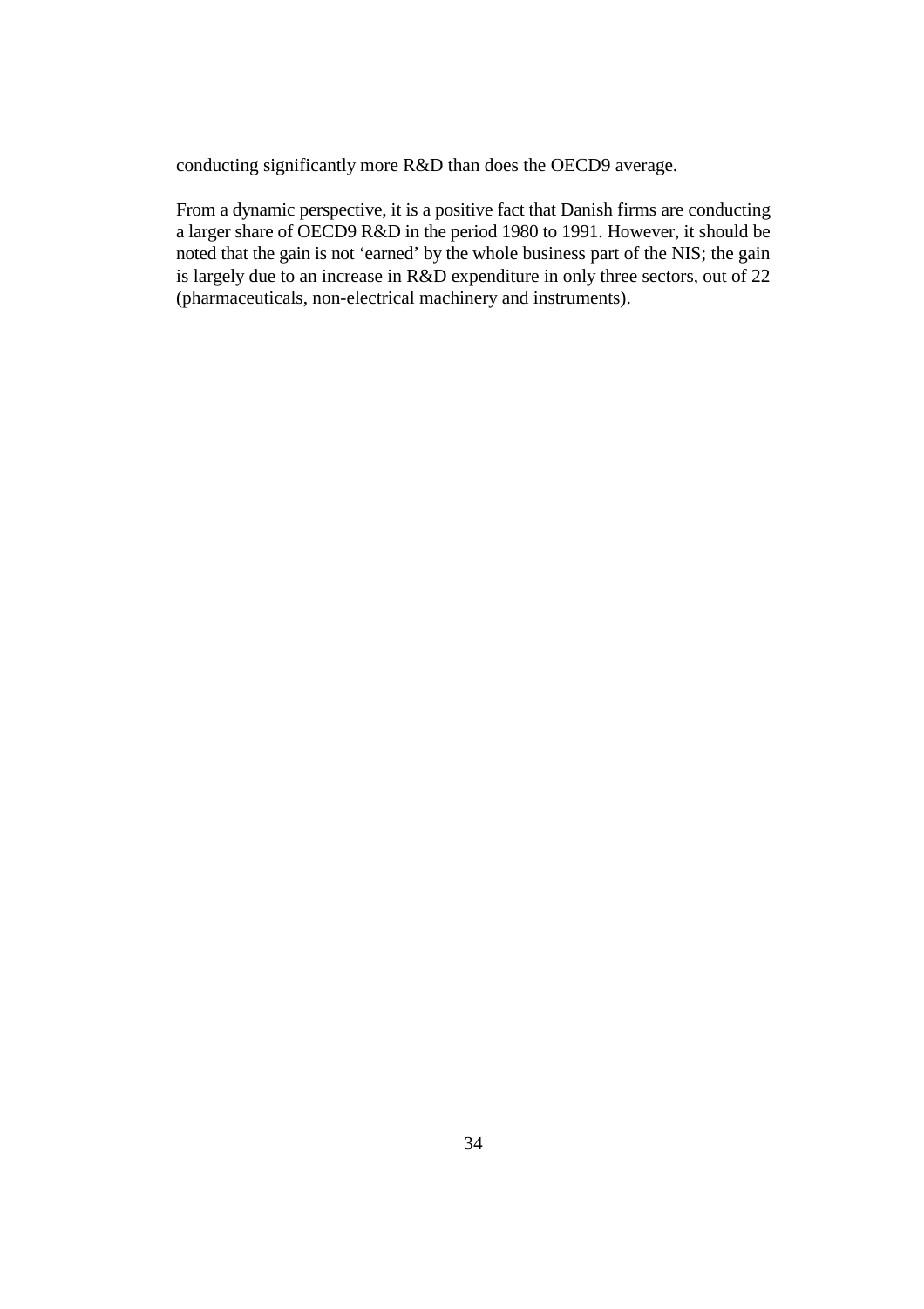conducting significantly more R&D than does the OECD9 average.

From a dynamic perspective, it is a positive fact that Danish firms are conducting a larger share of OECD9 R&D in the period 1980 to 1991. However, it should be noted that the gain is not ‘earned’ by the whole business part of the NIS; the gain is largely due to an increase in R&D expenditure in only three sectors, out of 22 (pharmaceuticals, non-electrical machinery and instruments).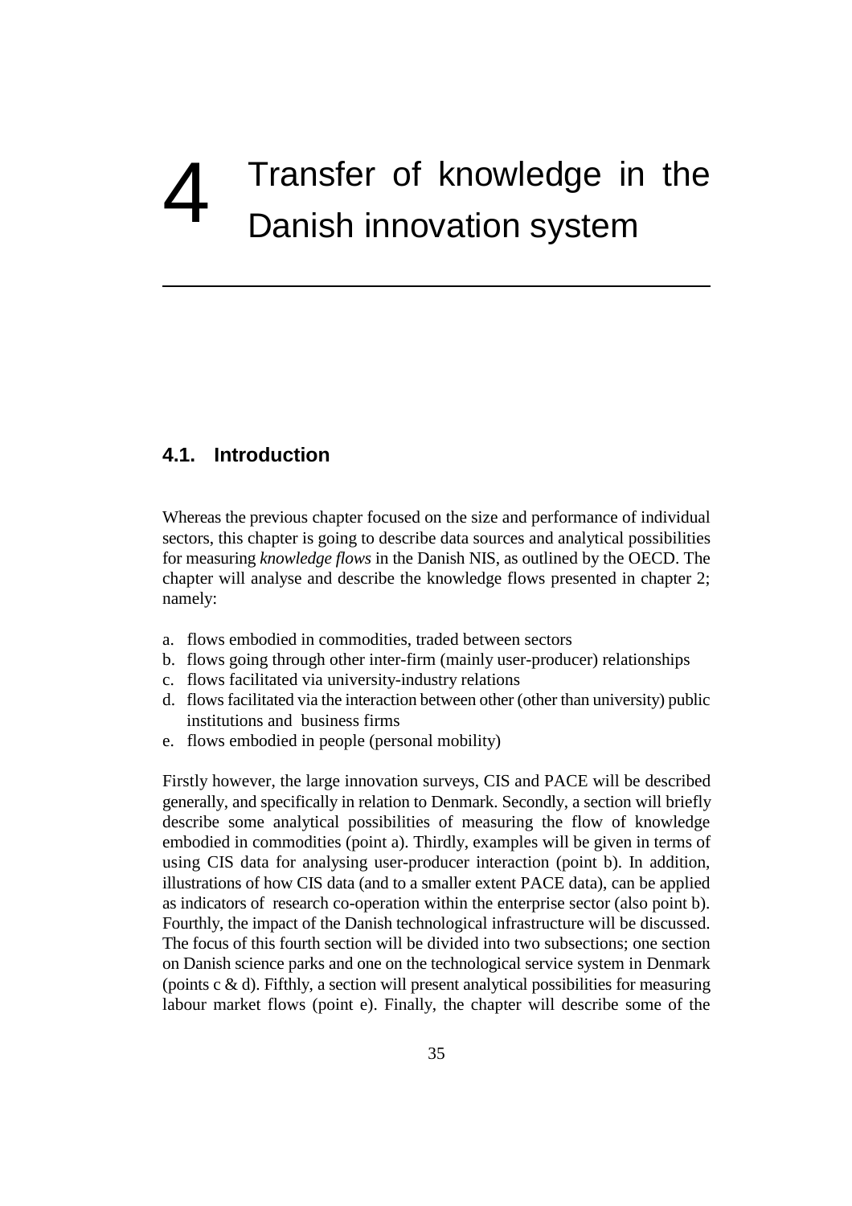# 4 Transfer of knowledge in the Danish innovation system

## 4.1. Introduction

Whereas the previous chapter focused on the size and performance of individual sectors, this chapter is going to describe data sources and analytical possibilities for measuring *knowledge flows* in the Danish NIS, as outlined by the OECD. The chapter will analyse and describe the knowledge flows presented in chapter 2; namely:

a. flows embodied in commodities, traded between sectors
b. flows going through other inter-firm (mainly user-producer) relationships
c. flows facilitated via university-industry relations
d. flows facilitated via the interaction between other (other than university) public institutions and business firms
e. flows embodied in people (personal mobility)

Firstly however, the large innovation surveys, CIS and PACE will be described generally, and specifically in relation to Denmark. Secondly, a section will briefly describe some analytical possibilities of measuring the flow of knowledge embodied in commodities (point a). Thirdly, examples will be given in terms of using CIS data for analysing user-producer interaction (point b). In addition, illustrations of how CIS data (and to a smaller extent PACE data), can be applied as indicators of research co-operation within the enterprise sector (also point b). Fourthly, the impact of the Danish technological infrastructure will be discussed. The focus of this fourth section will be divided into two subsections; one section on Danish science parks and one on the technological service system in Denmark (points c & d). Fifthly, a section will present analytical possibilities for measuring labour market flows (point e). Finally, the chapter will describe some of the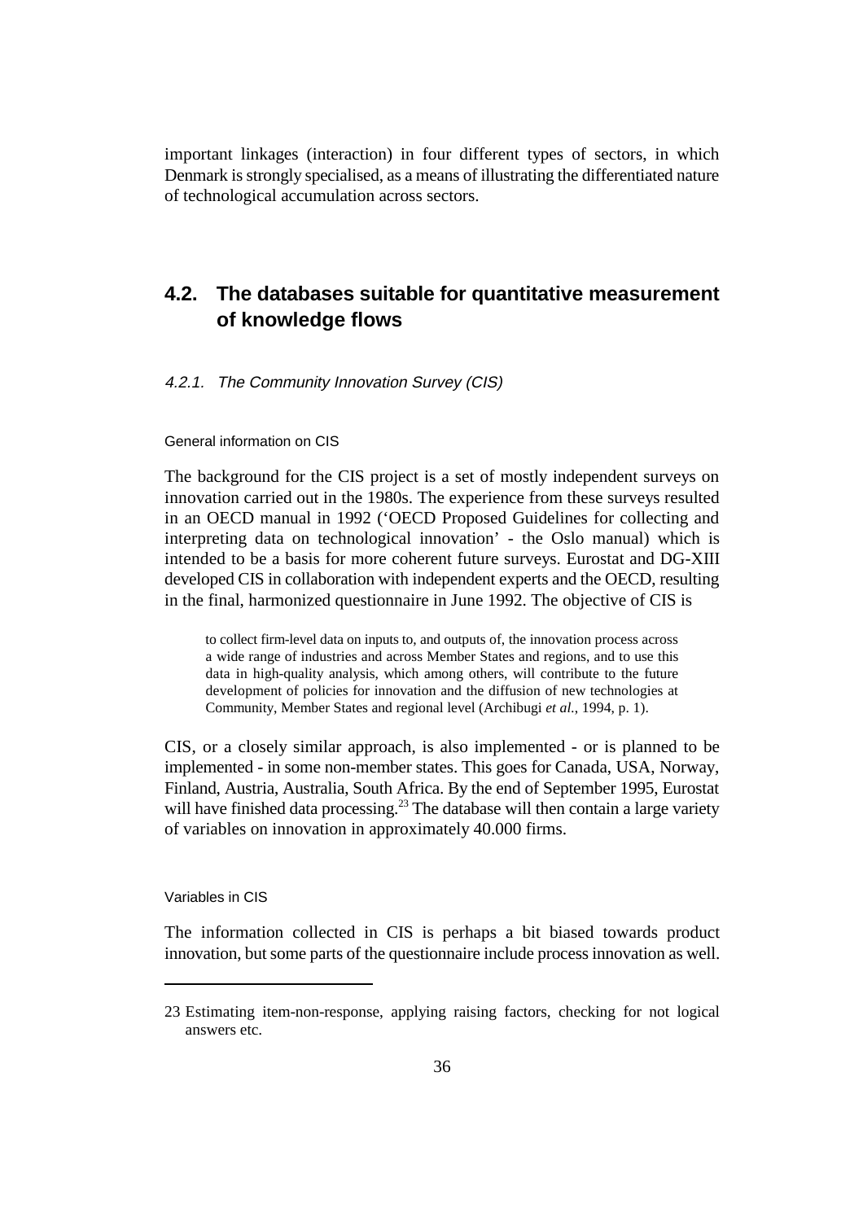important linkages (interaction) in four different types of sectors, in which Denmark is strongly specialised, as a means of illustrating the differentiated nature of technological accumulation across sectors.

## 4.2. The databases suitable for quantitative measurement of knowledge flows

### *4.2.1. The Community Innovation Survey (CIS)*

#### General information on CIS

The background for the CIS project is a set of mostly independent surveys on innovation carried out in the 1980s. The experience from these surveys resulted in an OECD manual in 1992 ('OECD Proposed Guidelines for collecting and interpreting data on technological innovation' - the Oslo manual) which is intended to be a basis for more coherent future surveys. Eurostat and DG-XIII developed CIS in collaboration with independent experts and the OECD, resulting in the final, harmonized questionnaire in June 1992. The objective of CIS is

> to collect firm-level data on inputs to, and outputs of, the innovation process across a wide range of industries and across Member States and regions, and to use this data in high-quality analysis, which among others, will contribute to the future development of policies for innovation and the diffusion of new technologies at Community, Member States and regional level (Archibugi *et al.*, 1994, p. 1).

CIS, or a closely similar approach, is also implemented - or is planned to be implemented - in some non-member states. This goes for Canada, USA, Norway, Finland, Austria, Australia, South Africa. By the end of September 1995, Eurostat will have finished data processing.[23] The database will then contain a large variety of variables on innovation in approximately 40.000 firms.

#### Variables in CIS

The information collected in CIS is perhaps a bit biased towards product innovation, but some parts of the questionnaire include process innovation as well.

---

23 Estimating item-non-response, applying raising factors, checking for not logical answers etc.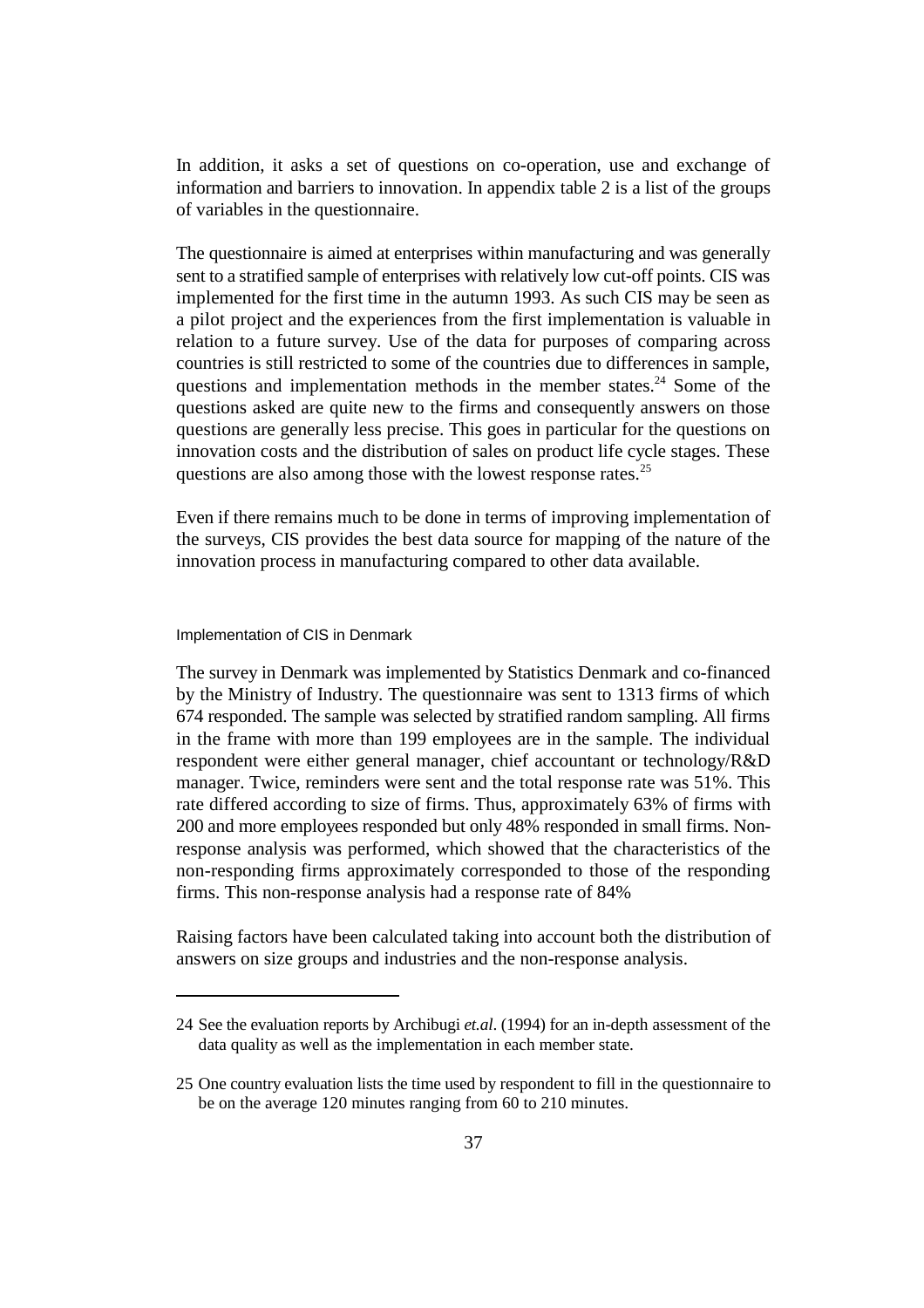In addition, it asks a set of questions on co-operation, use and exchange of information and barriers to innovation. In appendix table 2 is a list of the groups of variables in the questionnaire.

The questionnaire is aimed at enterprises within manufacturing and was generally sent to a stratified sample of enterprises with relatively low cut-off points. CIS was implemented for the first time in the autumn 1993. As such CIS may be seen as a pilot project and the experiences from the first implementation is valuable in relation to a future survey. Use of the data for purposes of comparing across countries is still restricted to some of the countries due to differences in sample, questions and implementation methods in the member states.[24] Some of the questions asked are quite new to the firms and consequently answers on those questions are generally less precise. This goes in particular for the questions on innovation costs and the distribution of sales on product life cycle stages. These questions are also among those with the lowest response rates.[25]

Even if there remains much to be done in terms of improving implementation of the surveys, CIS provides the best data source for mapping of the nature of the innovation process in manufacturing compared to other data available.

### Implementation of CIS in Denmark

The survey in Denmark was implemented by Statistics Denmark and co-financed by the Ministry of Industry. The questionnaire was sent to 1313 firms of which 674 responded. The sample was selected by stratified random sampling. All firms in the frame with more than 199 employees are in the sample. The individual respondent were either general manager, chief accountant or technology/R&D manager. Twice, reminders were sent and the total response rate was 51%. This rate differed according to size of firms. Thus, approximately 63% of firms with 200 and more employees responded but only 48% responded in small firms. Non-response analysis was performed, which showed that the characteristics of the non-responding firms approximately corresponded to those of the responding firms. This non-response analysis had a response rate of 84%

Raising factors have been calculated taking into account both the distribution of answers on size groups and industries and the non-response analysis.

---

24 See the evaluation reports by Archibugi *et.al*. (1994) for an in-depth assessment of the data quality as well as the implementation in each member state.

25 One country evaluation lists the time used by respondent to fill in the questionnaire to be on the average 120 minutes ranging from 60 to 210 minutes.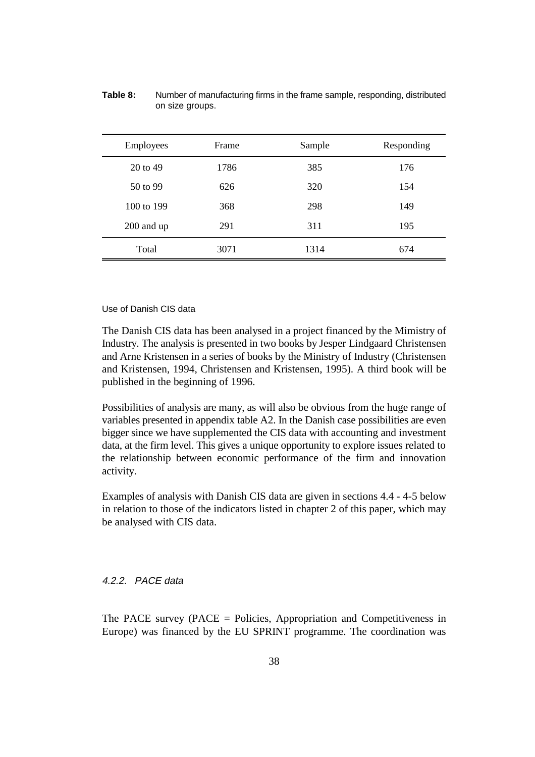**Table 8:** Number of manufacturing firms in the frame sample, responding, distributed on size groups.

| Employees | Frame | Sample | Responding |
|---|---|---|---|
| 20 to 49 | 1786 | 385 | 176 |
| 50 to 99 | 626 | 320 | 154 |
| 100 to 199 | 368 | 298 | 149 |
| 200 and up | 291 | 311 | 195 |
| Total | 3071 | 1314 | 674 |

Use of Danish CIS data

The Danish CIS data has been analysed in a project financed by the Mimistry of Industry. The analysis is presented in two books by Jesper Lindgaard Christensen and Arne Kristensen in a series of books by the Ministry of Industry (Christensen and Kristensen, 1994, Christensen and Kristensen, 1995). A third book will be published in the beginning of 1996.

Possibilities of analysis are many, as will also be obvious from the huge range of variables presented in appendix table A2. In the Danish case possibilities are even bigger since we have supplemented the CIS data with accounting and investment data, at the firm level. This gives a unique opportunity to explore issues related to the relationship between economic performance of the firm and innovation activity.

Examples of analysis with Danish CIS data are given in sections 4.4 - 4-5 below in relation to those of the indicators listed in chapter 2 of this paper, which may be analysed with CIS data.

### *4.2.2. PACE data*

The PACE survey (PACE = Policies, Appropriation and Competitiveness in Europe) was financed by the EU SPRINT programme. The coordination was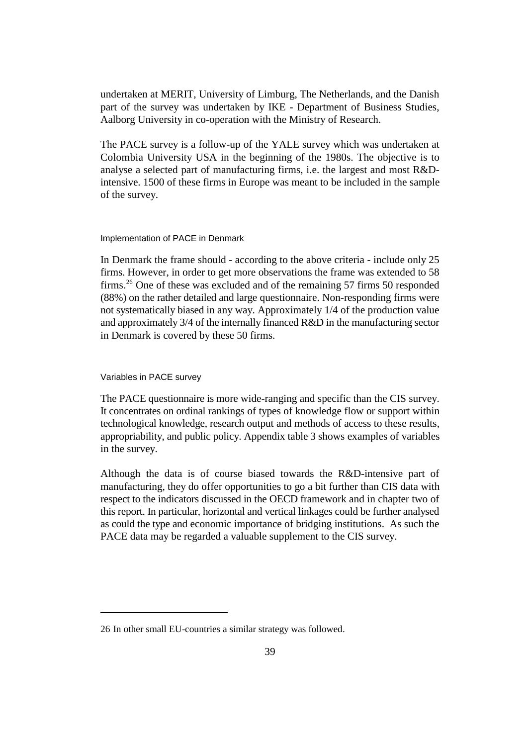undertaken at MERIT, University of Limburg, The Netherlands, and the Danish part of the survey was undertaken by IKE - Department of Business Studies, Aalborg University in co-operation with the Ministry of Research.

The PACE survey is a follow-up of the YALE survey which was undertaken at Colombia University USA in the beginning of the 1980s. The objective is to analyse a selected part of manufacturing firms, i.e. the largest and most R&D-intensive. 1500 of these firms in Europe was meant to be included in the sample of the survey.

### Implementation of PACE in Denmark

In Denmark the frame should - according to the above criteria - include only 25 firms. However, in order to get more observations the frame was extended to 58 firms.[26] One of these was excluded and of the remaining 57 firms 50 responded (88%) on the rather detailed and large questionnaire. Non-responding firms were not systematically biased in any way. Approximately 1/4 of the production value and approximately 3/4 of the internally financed R&D in the manufacturing sector in Denmark is covered by these 50 firms.

### Variables in PACE survey

The PACE questionnaire is more wide-ranging and specific than the CIS survey. It concentrates on ordinal rankings of types of knowledge flow or support within technological knowledge, research output and methods of access to these results, appropriability, and public policy. Appendix table 3 shows examples of variables in the survey.

Although the data is of course biased towards the R&D-intensive part of manufacturing, they do offer opportunities to go a bit further than CIS data with respect to the indicators discussed in the OECD framework and in chapter two of this report. In particular, horizontal and vertical linkages could be further analysed as could the type and economic importance of bridging institutions. As such the PACE data may be regarded a valuable supplement to the CIS survey.

---

26 In other small EU-countries a similar strategy was followed.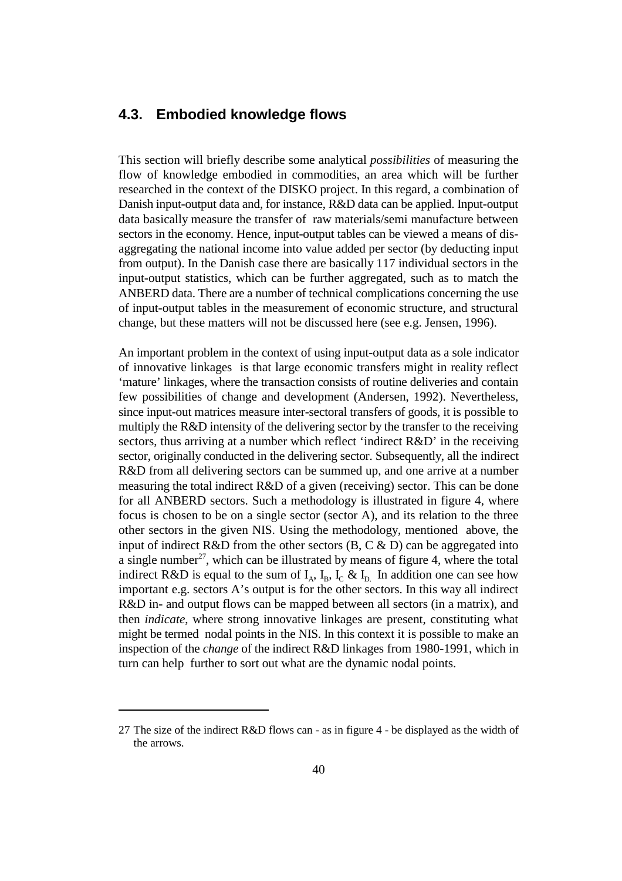## 4.3. Embodied knowledge flows

This section will briefly describe some analytical *possibilities* of measuring the flow of knowledge embodied in commodities, an area which will be further researched in the context of the DISKO project. In this regard, a combination of Danish input-output data and, for instance, R&D data can be applied. Input-output data basically measure the transfer of raw materials/semi manufacture between sectors in the economy. Hence, input-output tables can be viewed a means of dis-aggregating the national income into value added per sector (by deducting input from output). In the Danish case there are basically 117 individual sectors in the input-output statistics, which can be further aggregated, such as to match the ANBERD data. There are a number of technical complications concerning the use of input-output tables in the measurement of economic structure, and structural change, but these matters will not be discussed here (see e.g. Jensen, 1996).

An important problem in the context of using input-output data as a sole indicator of innovative linkages is that large economic transfers might in reality reflect 'mature' linkages, where the transaction consists of routine deliveries and contain few possibilities of change and development (Andersen, 1992). Nevertheless, since input-out matrices measure inter-sectoral transfers of goods, it is possible to multiply the R&D intensity of the delivering sector by the transfer to the receiving sectors, thus arriving at a number which reflect 'indirect R&D' in the receiving sector, originally conducted in the delivering sector. Subsequently, all the indirect R&D from all delivering sectors can be summed up, and one arrive at a number measuring the total indirect R&D of a given (receiving) sector. This can be done for all ANBERD sectors. Such a methodology is illustrated in figure 4, where focus is chosen to be on a single sector (sector A), and its relation to the three other sectors in the given NIS. Using the methodology, mentioned above, the input of indirect R&D from the other sectors (B, C & D) can be aggregated into a single number[27], which can be illustrated by means of figure 4, where the total indirect R&D is equal to the sum of $I_A$, $I_B$, $I_C$ & $I_D$. In addition one can see how important e.g. sectors A's output is for the other sectors. In this way all indirect R&D in- and output flows can be mapped between all sectors (in a matrix), and then *indicate*, where strong innovative linkages are present, constituting what might be termed nodal points in the NIS. In this context it is possible to make an inspection of the *change* of the indirect R&D linkages from 1980-1991, which in turn can help further to sort out what are the dynamic nodal points.

---

27 The size of the indirect R&D flows can - as in figure 4 - be displayed as the width of the arrows.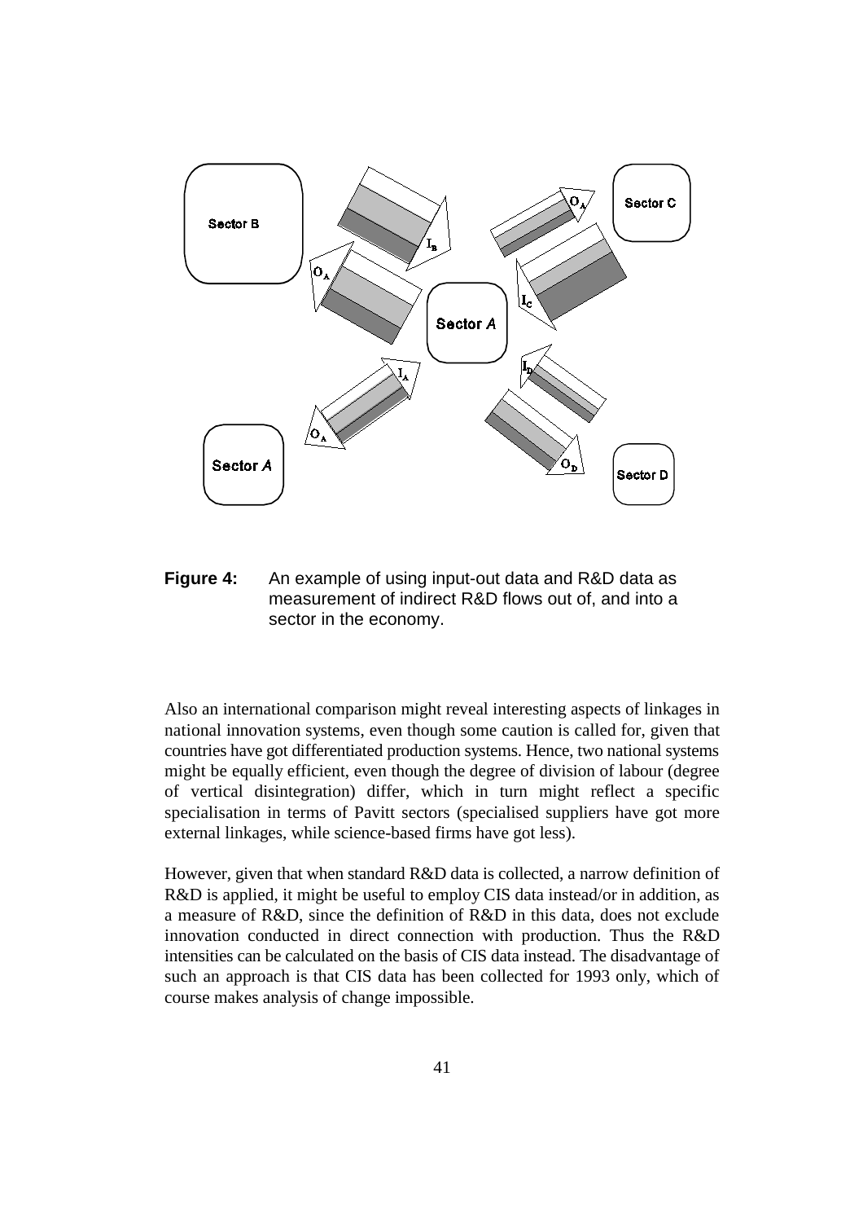**Figure 4:** An example of using input-out data and R&D data as measurement of indirect R&D flows out of, and into a sector in the economy.

Also an international comparison might reveal interesting aspects of linkages in national innovation systems, even though some caution is called for, given that countries have got differentiated production systems. Hence, two national systems might be equally efficient, even though the degree of division of labour (degree of vertical disintegration) differ, which in turn might reflect a specific specialisation in terms of Pavitt sectors (specialised suppliers have got more external linkages, while science-based firms have got less).

However, given that when standard R&D data is collected, a narrow definition of R&D is applied, it might be useful to employ CIS data instead/or in addition, as a measure of R&D, since the definition of R&D in this data, does not exclude innovation conducted in direct connection with production. Thus the R&D intensities can be calculated on the basis of CIS data instead. The disadvantage of such an approach is that CIS data has been collected for 1993 only, which of course makes analysis of change impossible.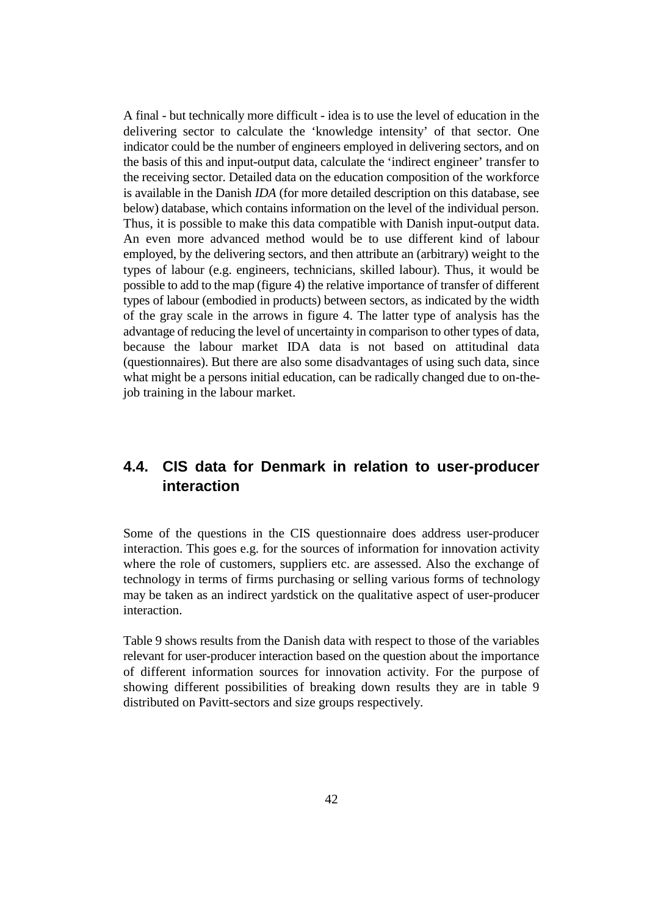A final - but technically more difficult - idea is to use the level of education in the delivering sector to calculate the 'knowledge intensity' of that sector. One indicator could be the number of engineers employed in delivering sectors, and on the basis of this and input-output data, calculate the 'indirect engineer' transfer to the receiving sector. Detailed data on the education composition of the workforce is available in the Danish *IDA* (for more detailed description on this database, see below) database, which contains information on the level of the individual person. Thus, it is possible to make this data compatible with Danish input-output data. An even more advanced method would be to use different kind of labour employed, by the delivering sectors, and then attribute an (arbitrary) weight to the types of labour (e.g. engineers, technicians, skilled labour). Thus, it would be possible to add to the map (figure 4) the relative importance of transfer of different types of labour (embodied in products) between sectors, as indicated by the width of the gray scale in the arrows in figure 4. The latter type of analysis has the advantage of reducing the level of uncertainty in comparison to other types of data, because the labour market IDA data is not based on attitudinal data (questionnaires). But there are also some disadvantages of using such data, since what might be a persons initial education, can be radically changed due to on-the-job training in the labour market.

## 4.4. CIS data for Denmark in relation to user-producer interaction

Some of the questions in the CIS questionnaire does address user-producer interaction. This goes e.g. for the sources of information for innovation activity where the role of customers, suppliers etc. are assessed. Also the exchange of technology in terms of firms purchasing or selling various forms of technology may be taken as an indirect yardstick on the qualitative aspect of user-producer interaction.

Table 9 shows results from the Danish data with respect to those of the variables relevant for user-producer interaction based on the question about the importance of different information sources for innovation activity. For the purpose of showing different possibilities of breaking down results they are in table 9 distributed on Pavitt-sectors and size groups respectively.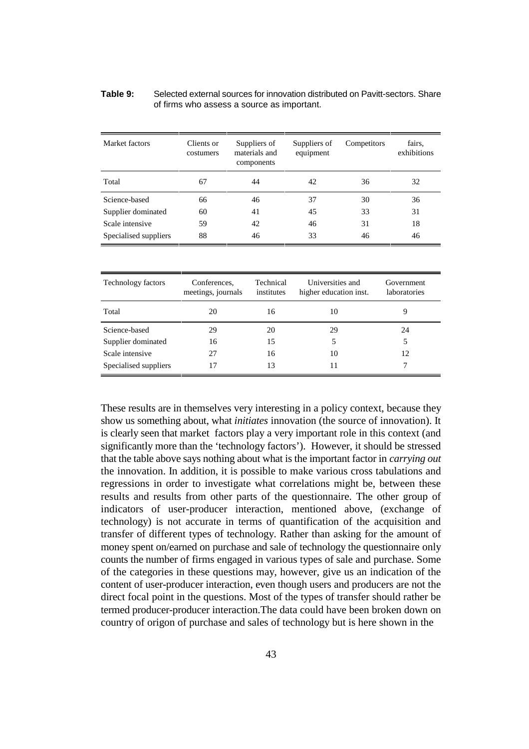**Table 9:** Selected external sources for innovation distributed on Pavitt-sectors. Share of firms who assess a source as important.

| Market factors | Clients or costumers | Suppliers of materials and components | Suppliers of equipment | Competitors | fairs, exhibitions |
|---|---|---|---|---|---|
| Total | 67 | 44 | 42 | 36 | 32 |
| Science-based | 66 | 46 | 37 | 30 | 36 |
| Supplier dominated | 60 | 41 | 45 | 33 | 31 |
| Scale intensive | 59 | 42 | 46 | 31 | 18 |
| Specialised suppliers | 88 | 46 | 33 | 46 | 46 |

| Technology factors | Conferences, meetings, journals | Technical institutes | Universities and higher education inst. | Government laboratories |
|---|---|---|---|---|
| Total | 20 | 16 | 10 | 9 |
| Science-based | 29 | 20 | 29 | 24 |
| Supplier dominated | 16 | 15 | 5 | 5 |
| Scale intensive | 27 | 16 | 10 | 12 |
| Specialised suppliers | 17 | 13 | 11 | 7 |

These results are in themselves very interesting in a policy context, because they show us something about, what *initiates* innovation (the source of innovation). It is clearly seen that market factors play a very important role in this context (and significantly more than the 'technology factors'). However, it should be stressed that the table above says nothing about what is the important factor in *carrying out* the innovation. In addition, it is possible to make various cross tabulations and regressions in order to investigate what correlations might be, between these results and results from other parts of the questionnaire. The other group of indicators of user-producer interaction, mentioned above, (exchange of technology) is not accurate in terms of quantification of the acquisition and transfer of different types of technology. Rather than asking for the amount of money spent on/earned on purchase and sale of technology the questionnaire only counts the number of firms engaged in various types of sale and purchase. Some of the categories in these questions may, however, give us an indication of the content of user-producer interaction, even though users and producers are not the direct focal point in the questions. Most of the types of transfer should rather be termed producer-producer interaction.The data could have been broken down on country of origon of purchase and sales of technology but is here shown in the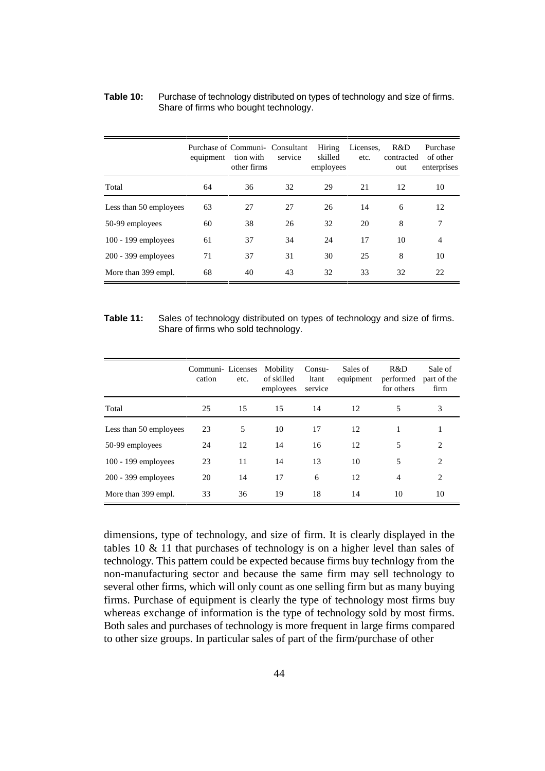**Table 10:** Purchase of technology distributed on types of technology and size of firms. Share of firms who bought technology.

| | Purchase of equipment | Communi-tion with other firms | Consultant service | Hiring skilled employees | Licenses, etc. | R&D contracted out | Purchase of other enterprises |
|---|---|---|---|---|---|---|---|
| Total | 64 | 36 | 32 | 29 | 21 | 12 | 10 |
| Less than 50 employees | 63 | 27 | 27 | 26 | 14 | 6 | 12 |
| 50-99 employees | 60 | 38 | 26 | 32 | 20 | 8 | 7 |
| 100 - 199 employees | 61 | 37 | 34 | 24 | 17 | 10 | 4 |
| 200 - 399 employees | 71 | 37 | 31 | 30 | 25 | 8 | 10 |
| More than 399 empl. | 68 | 40 | 43 | 32 | 33 | 32 | 22 |

**Table 11:** Sales of technology distributed on types of technology and size of firms. Share of firms who sold technology.

| | Communi-cation | Licenses etc. | Mobility of skilled employees | Consu-ltant service | Sales of equipment | R&D performed for others | Sale of part of the firm |
|---|---|---|---|---|---|---|---|
| Total | 25 | 15 | 15 | 14 | 12 | 5 | 3 |
| Less than 50 employees | 23 | 5 | 10 | 17 | 12 | 1 | 1 |
| 50-99 employees | 24 | 12 | 14 | 16 | 12 | 5 | 2 |
| 100 - 199 employees | 23 | 11 | 14 | 13 | 10 | 5 | 2 |
| 200 - 399 employees | 20 | 14 | 17 | 6 | 12 | 4 | 2 |
| More than 399 empl. | 33 | 36 | 19 | 18 | 14 | 10 | 10 |

dimensions, type of technology, and size of firm. It is clearly displayed in the tables 10 & 11 that purchases of technology is on a higher level than sales of technology. This pattern could be expected because firms buy technlogy from the non-manufacturing sector and because the same firm may sell technology to several other firms, which will only count as one selling firm but as many buying firms. Purchase of equipment is clearly the type of technology most firms buy whereas exchange of information is the type of technology sold by most firms. Both sales and purchases of technology is more frequent in large firms compared to other size groups. In particular sales of part of the firm/purchase of other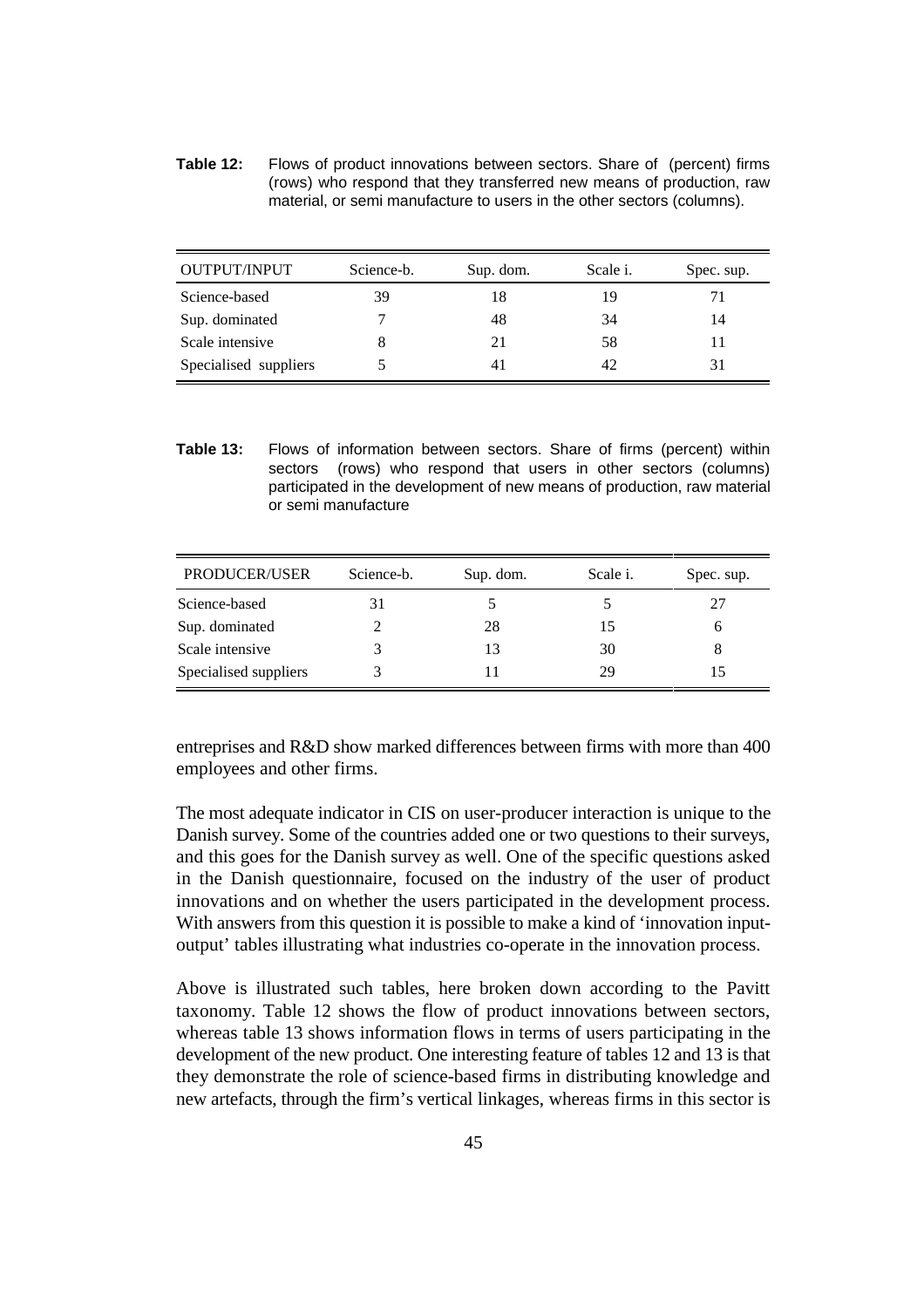**Table 12:** Flows of product innovations between sectors. Share of (percent) firms (rows) who respond that they transferred new means of production, raw material, or semi manufacture to users in the other sectors (columns).

| OUTPUT/INPUT | Science-b. | Sup. dom. | Scale i. | Spec. sup. |
|---|---|---|---|---|
| Science-based | 39 | 18 | 19 | 71 |
| Sup. dominated | 7 | 48 | 34 | 14 |
| Scale intensive | 8 | 21 | 58 | 11 |
| Specialised suppliers | 5 | 41 | 42 | 31 |

**Table 13:** Flows of information between sectors. Share of firms (percent) within sectors (rows) who respond that users in other sectors (columns) participated in the development of new means of production, raw material or semi manufacture

| PRODUCER/USER | Science-b. | Sup. dom. | Scale i. | Spec. sup. |
|---|---|---|---|---|
| Science-based | 31 | 5 | 5 | 27 |
| Sup. dominated | 2 | 28 | 15 | 6 |
| Scale intensive | 3 | 13 | 30 | 8 |
| Specialised suppliers | 3 | 11 | 29 | 15 |

entreprises and R&D show marked differences between firms with more than 400 employees and other firms.

The most adequate indicator in CIS on user-producer interaction is unique to the Danish survey. Some of the countries added one or two questions to their surveys, and this goes for the Danish survey as well. One of the specific questions asked in the Danish questionnaire, focused on the industry of the user of product innovations and on whether the users participated in the development process. With answers from this question it is possible to make a kind of 'innovation input-output' tables illustrating what industries co-operate in the innovation process.

Above is illustrated such tables, here broken down according to the Pavitt taxonomy. Table 12 shows the flow of product innovations between sectors, whereas table 13 shows information flows in terms of users participating in the development of the new product. One interesting feature of tables 12 and 13 is that they demonstrate the role of science-based firms in distributing knowledge and new artefacts, through the firm's vertical linkages, whereas firms in this sector is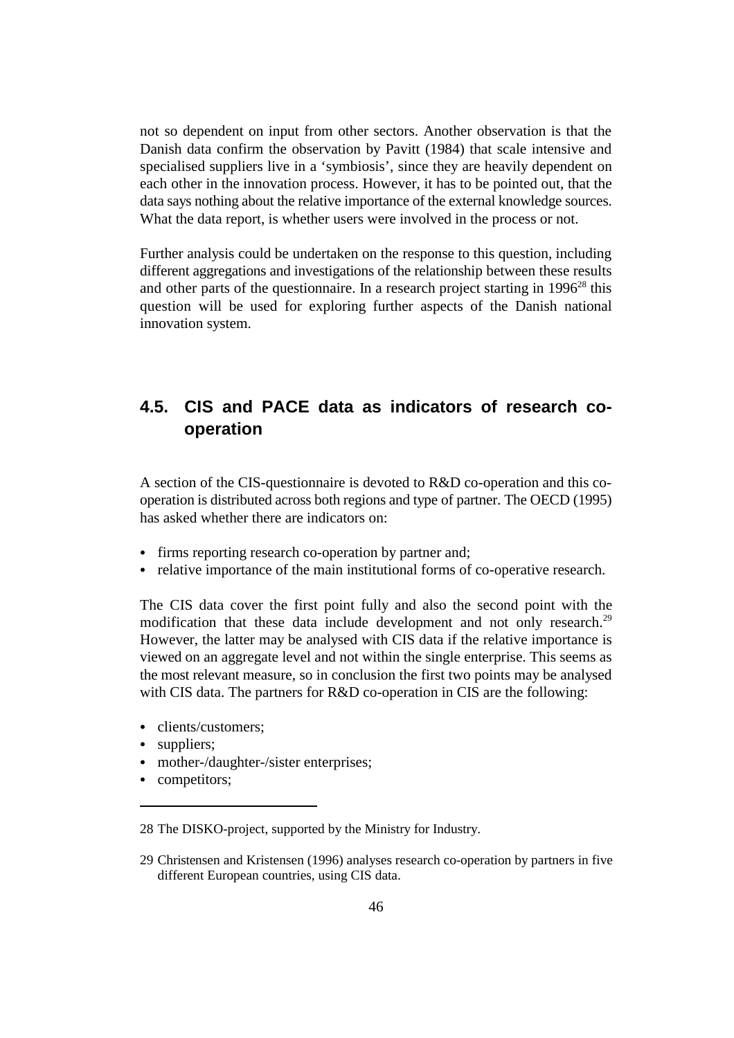not so dependent on input from other sectors. Another observation is that the Danish data confirm the observation by Pavitt (1984) that scale intensive and specialised suppliers live in a 'symbiosis', since they are heavily dependent on each other in the innovation process. However, it has to be pointed out, that the data says nothing about the relative importance of the external knowledge sources. What the data report, is whether users were involved in the process or not.

Further analysis could be undertaken on the response to this question, including different aggregations and investigations of the relationship between these results and other parts of the questionnaire. In a research project starting in 1996[28] this question will be used for exploring further aspects of the Danish national innovation system.

## 4.5. CIS and PACE data as indicators of research co-operation

A section of the CIS-questionnaire is devoted to R&D co-operation and this co-operation is distributed across both regions and type of partner. The OECD (1995) has asked whether there are indicators on:

- firms reporting research co-operation by partner and;
- relative importance of the main institutional forms of co-operative research.

The CIS data cover the first point fully and also the second point with the modification that these data include development and not only research.[29] However, the latter may be analysed with CIS data if the relative importance is viewed on an aggregate level and not within the single enterprise. This seems as the most relevant measure, so in conclusion the first two points may be analysed with CIS data. The partners for R&D co-operation in CIS are the following:

- clients/customers;
- suppliers;
- mother-/daughter-/sister enterprises;
- competitors;

---

28 The DISKO-project, supported by the Ministry for Industry.

29 Christensen and Kristensen (1996) analyses research co-operation by partners in five different European countries, using CIS data.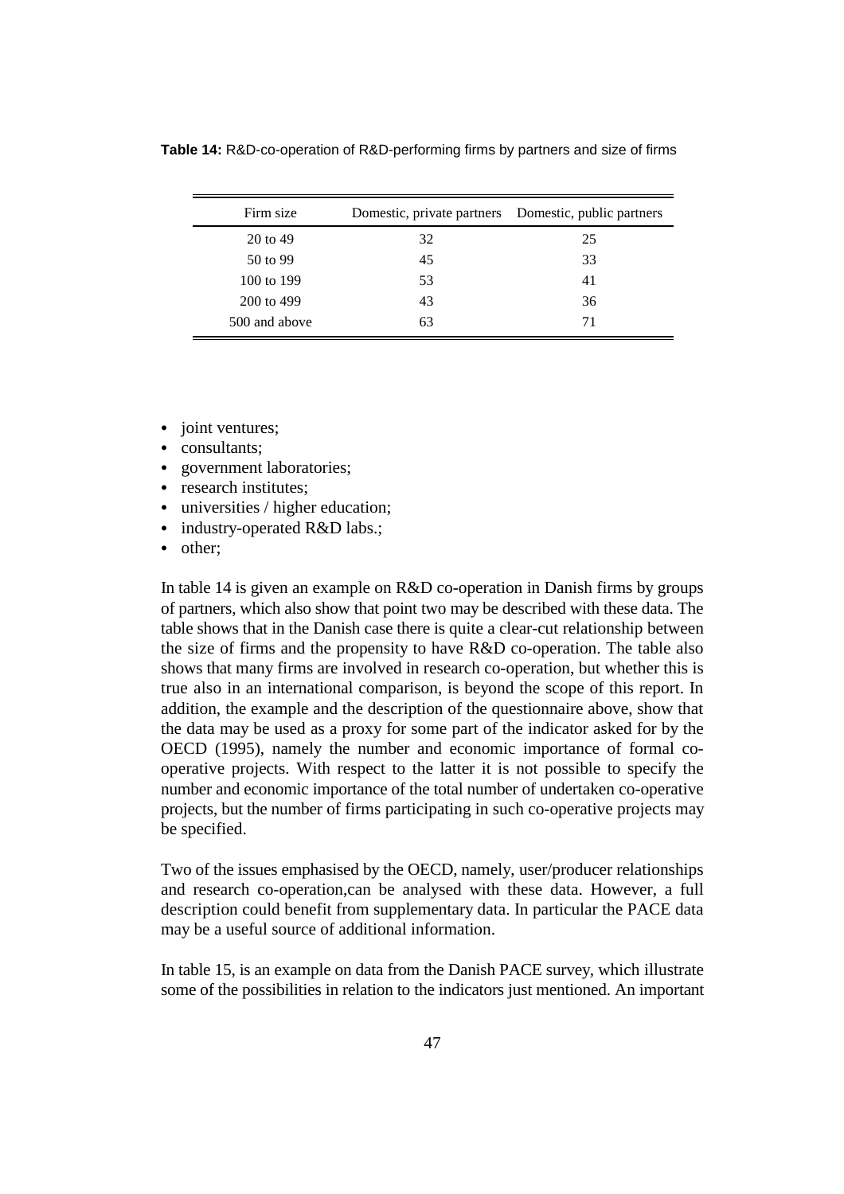**Table 14:** R&D-co-operation of R&D-performing firms by partners and size of firms

| Firm size | Domestic, private partners | Domestic, public partners |
|---|---|---|
| 20 to 49 | 32 | 25 |
| 50 to 99 | 45 | 33 |
| 100 to 199 | 53 | 41 |
| 200 to 499 | 43 | 36 |
| 500 and above | 63 | 71 |

- joint ventures;
- consultants;
- government laboratories;
- research institutes;
- universities / higher education;
- industry-operated R&D labs.;
- other;

In table 14 is given an example on R&D co-operation in Danish firms by groups of partners, which also show that point two may be described with these data. The table shows that in the Danish case there is quite a clear-cut relationship between the size of firms and the propensity to have R&D co-operation. The table also shows that many firms are involved in research co-operation, but whether this is true also in an international comparison, is beyond the scope of this report. In addition, the example and the description of the questionnaire above, show that the data may be used as a proxy for some part of the indicator asked for by the OECD (1995), namely the number and economic importance of formal co-operative projects. With respect to the latter it is not possible to specify the number and economic importance of the total number of undertaken co-operative projects, but the number of firms participating in such co-operative projects may be specified.

Two of the issues emphasised by the OECD, namely, user/producer relationships and research co-operation,can be analysed with these data. However, a full description could benefit from supplementary data. In particular the PACE data may be a useful source of additional information.

In table 15, is an example on data from the Danish PACE survey, which illustrate some of the possibilities in relation to the indicators just mentioned. An important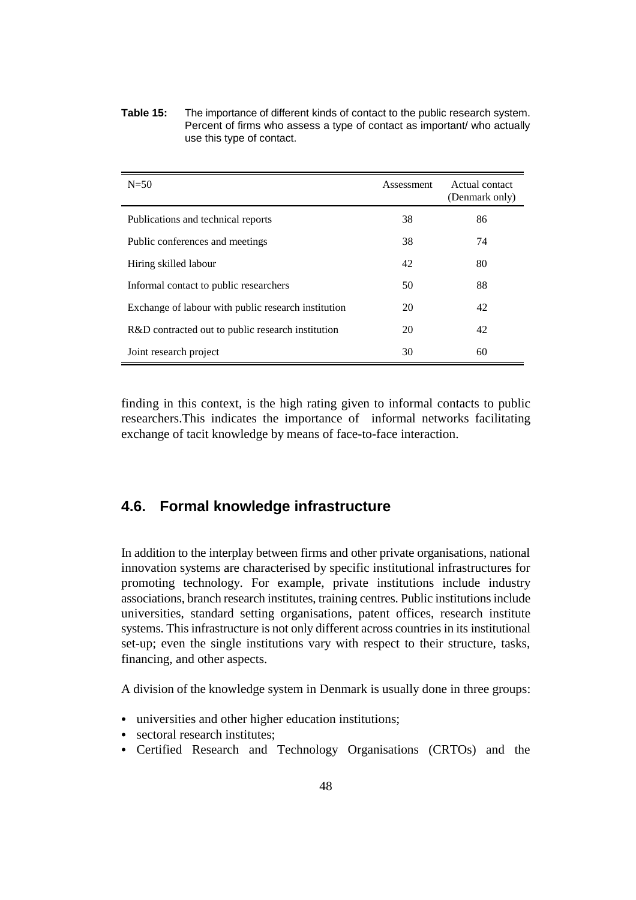**Table 15:** The importance of different kinds of contact to the public research system. Percent of firms who assess a type of contact as important/ who actually use this type of contact.

| N=50 | Assessment | Actual contact (Denmark only) |
|---|---|---|
| Publications and technical reports | 38 | 86 |
| Public conferences and meetings | 38 | 74 |
| Hiring skilled labour | 42 | 80 |
| Informal contact to public researchers | 50 | 88 |
| Exchange of labour with public research institution | 20 | 42 |
| R&D contracted out to public research institution | 20 | 42 |
| Joint research project | 30 | 60 |

finding in this context, is the high rating given to informal contacts to public researchers.This indicates the importance of informal networks facilitating exchange of tacit knowledge by means of face-to-face interaction.

## 4.6. Formal knowledge infrastructure

In addition to the interplay between firms and other private organisations, national innovation systems are characterised by specific institutional infrastructures for promoting technology. For example, private institutions include industry associations, branch research institutes, training centres. Public institutions include universities, standard setting organisations, patent offices, research institute systems. This infrastructure is not only different across countries in its institutional set-up; even the single institutions vary with respect to their structure, tasks, financing, and other aspects.

A division of the knowledge system in Denmark is usually done in three groups:

- universities and other higher education institutions;
- sectoral research institutes;
- Certified Research and Technology Organisations (CRTOs) and the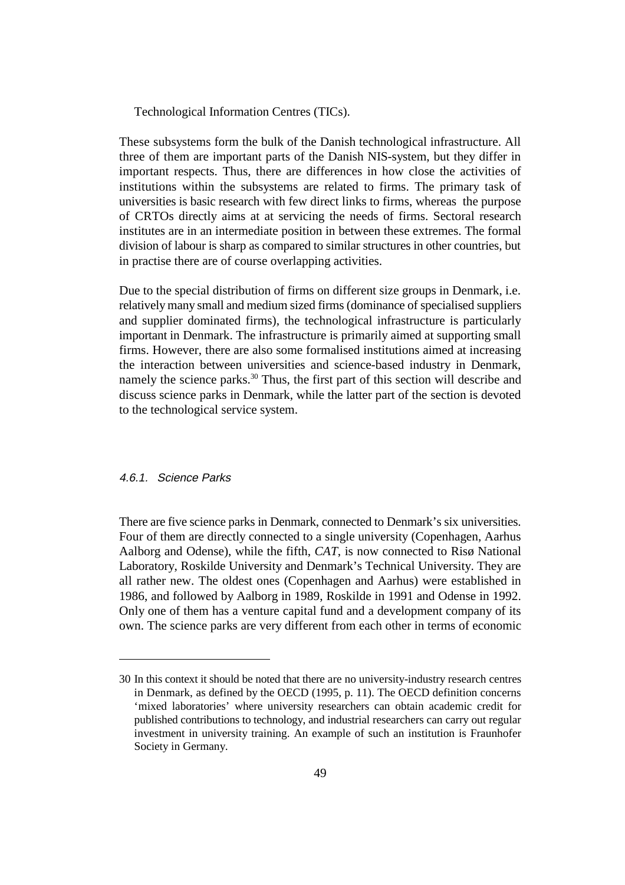Technological Information Centres (TICs).

These subsystems form the bulk of the Danish technological infrastructure. All three of them are important parts of the Danish NIS-system, but they differ in important respects. Thus, there are differences in how close the activities of institutions within the subsystems are related to firms. The primary task of universities is basic research with few direct links to firms, whereas the purpose of CRTOs directly aims at at servicing the needs of firms. Sectoral research institutes are in an intermediate position in between these extremes. The formal division of labour is sharp as compared to similar structures in other countries, but in practise there are of course overlapping activities.

Due to the special distribution of firms on different size groups in Denmark, i.e. relatively many small and medium sized firms (dominance of specialised suppliers and supplier dominated firms), the technological infrastructure is particularly important in Denmark. The infrastructure is primarily aimed at supporting small firms. However, there are also some formalised institutions aimed at increasing the interaction between universities and science-based industry in Denmark, namely the science parks.[30] Thus, the first part of this section will describe and discuss science parks in Denmark, while the latter part of the section is devoted to the technological service system.

#### *4.6.1. Science Parks*

There are five science parks in Denmark, connected to Denmark's six universities. Four of them are directly connected to a single university (Copenhagen, Aarhus Aalborg and Odense), while the fifth, *CAT*, is now connected to Risø National Laboratory, Roskilde University and Denmark's Technical University. They are all rather new. The oldest ones (Copenhagen and Aarhus) were established in 1986, and followed by Aalborg in 1989, Roskilde in 1991 and Odense in 1992. Only one of them has a venture capital fund and a development company of its own. The science parks are very different from each other in terms of economic

---

30 In this context it should be noted that there are no university-industry research centres in Denmark, as defined by the OECD (1995, p. 11). The OECD definition concerns 'mixed laboratories' where university researchers can obtain academic credit for published contributions to technology, and industrial researchers can carry out regular investment in university training. An example of such an institution is Fraunhofer Society in Germany.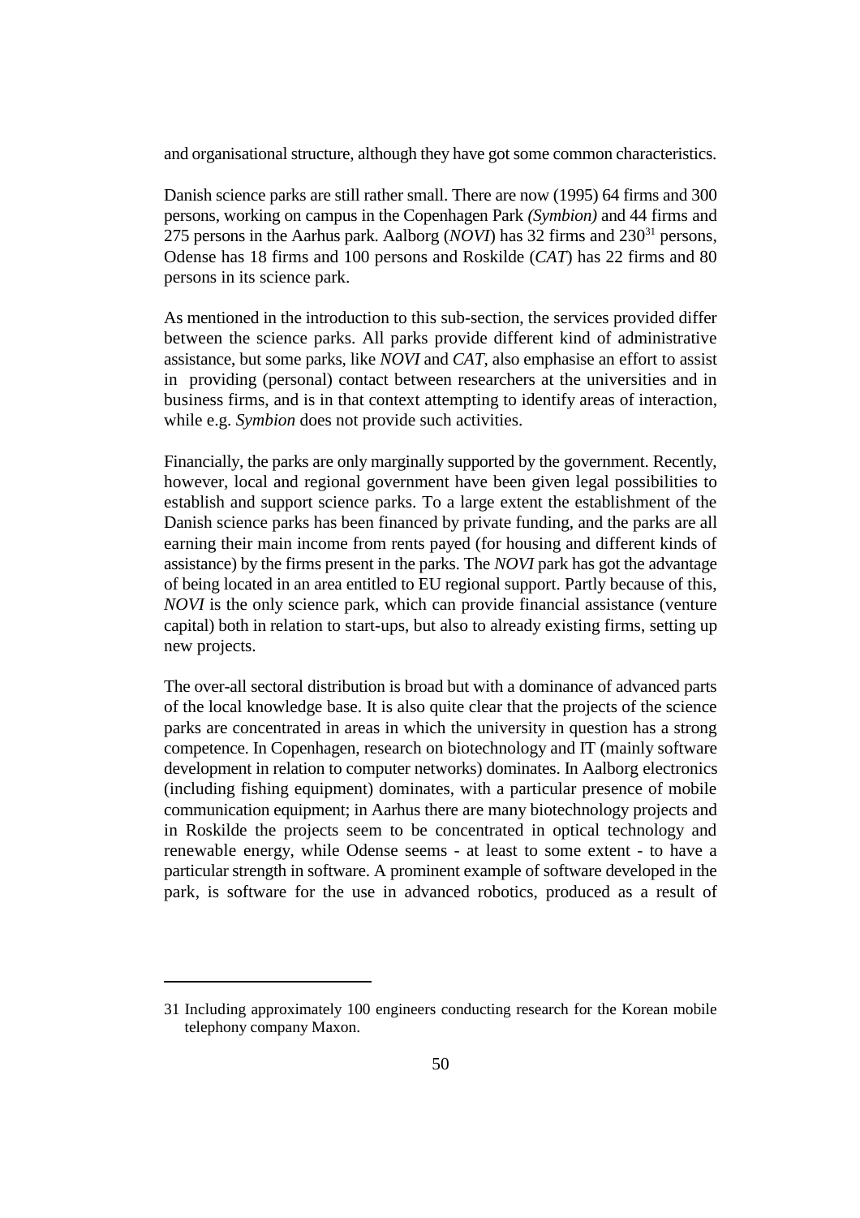and organisational structure, although they have got some common characteristics.

Danish science parks are still rather small. There are now (1995) 64 firms and 300 persons, working on campus in the Copenhagen Park *(Symbion)* and 44 firms and 275 persons in the Aarhus park. Aalborg (*NOVI*) has 32 firms and 230[31] persons, Odense has 18 firms and 100 persons and Roskilde (*CAT*) has 22 firms and 80 persons in its science park.

As mentioned in the introduction to this sub-section, the services provided differ between the science parks. All parks provide different kind of administrative assistance, but some parks, like *NOVI* and *CAT*, also emphasise an effort to assist in providing (personal) contact between researchers at the universities and in business firms, and is in that context attempting to identify areas of interaction, while e.g. *Symbion* does not provide such activities.

Financially, the parks are only marginally supported by the government. Recently, however, local and regional government have been given legal possibilities to establish and support science parks. To a large extent the establishment of the Danish science parks has been financed by private funding, and the parks are all earning their main income from rents payed (for housing and different kinds of assistance) by the firms present in the parks. The *NOVI* park has got the advantage of being located in an area entitled to EU regional support. Partly because of this, *NOVI* is the only science park, which can provide financial assistance (venture capital) both in relation to start-ups, but also to already existing firms, setting up new projects.

The over-all sectoral distribution is broad but with a dominance of advanced parts of the local knowledge base. It is also quite clear that the projects of the science parks are concentrated in areas in which the university in question has a strong competence. In Copenhagen, research on biotechnology and IT (mainly software development in relation to computer networks) dominates. In Aalborg electronics (including fishing equipment) dominates, with a particular presence of mobile communication equipment; in Aarhus there are many biotechnology projects and in Roskilde the projects seem to be concentrated in optical technology and renewable energy, while Odense seems - at least to some extent - to have a particular strength in software. A prominent example of software developed in the park, is software for the use in advanced robotics, produced as a result of

---

31 Including approximately 100 engineers conducting research for the Korean mobile telephony company Maxon.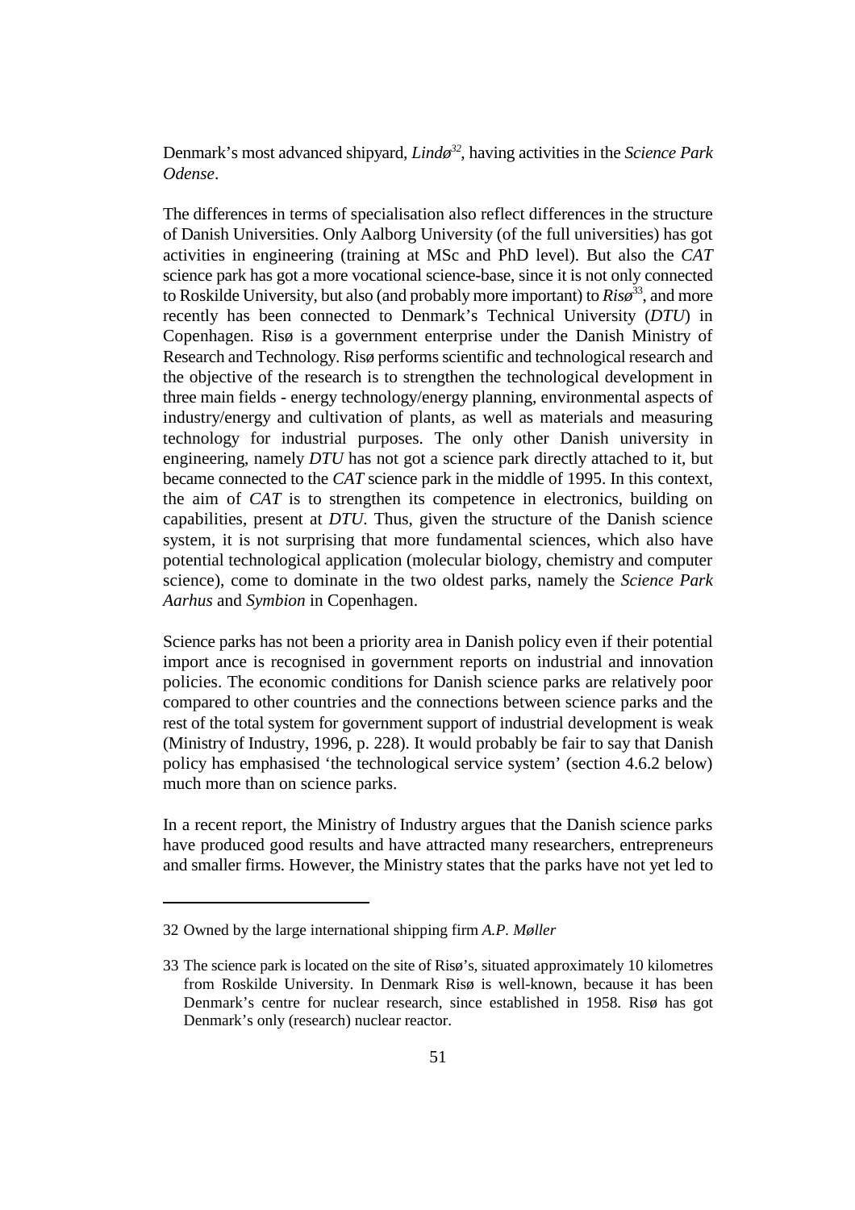Denmark's most advanced shipyard, *Lindø*[32], having activities in the *Science Park Odense*.

The differences in terms of specialisation also reflect differences in the structure of Danish Universities. Only Aalborg University (of the full universities) has got activities in engineering (training at MSc and PhD level). But also the *CAT* science park has got a more vocational science-base, since it is not only connected to Roskilde University, but also (and probably more important) to *Risø*[33], and more recently has been connected to Denmark's Technical University (*DTU*) in Copenhagen. Risø is a government enterprise under the Danish Ministry of Research and Technology. Risø performs scientific and technological research and the objective of the research is to strengthen the technological development in three main fields - energy technology/energy planning, environmental aspects of industry/energy and cultivation of plants, as well as materials and measuring technology for industrial purposes. The only other Danish university in engineering, namely *DTU* has not got a science park directly attached to it, but became connected to the *CAT* science park in the middle of 1995. In this context, the aim of *CAT* is to strengthen its competence in electronics, building on capabilities, present at *DTU*. Thus, given the structure of the Danish science system, it is not surprising that more fundamental sciences, which also have potential technological application (molecular biology, chemistry and computer science), come to dominate in the two oldest parks, namely the *Science Park Aarhus* and *Symbion* in Copenhagen.

Science parks has not been a priority area in Danish policy even if their potential import ance is recognised in government reports on industrial and innovation policies. The economic conditions for Danish science parks are relatively poor compared to other countries and the connections between science parks and the rest of the total system for government support of industrial development is weak (Ministry of Industry, 1996, p. 228). It would probably be fair to say that Danish policy has emphasised 'the technological service system' (section 4.6.2 below) much more than on science parks.

In a recent report, the Ministry of Industry argues that the Danish science parks have produced good results and have attracted many researchers, entrepreneurs and smaller firms. However, the Ministry states that the parks have not yet led to

---

32 Owned by the large international shipping firm *A.P. Møller*

33 The science park is located on the site of Risø's, situated approximately 10 kilometres from Roskilde University. In Denmark Risø is well-known, because it has been Denmark's centre for nuclear research, since established in 1958. Risø has got Denmark's only (research) nuclear reactor.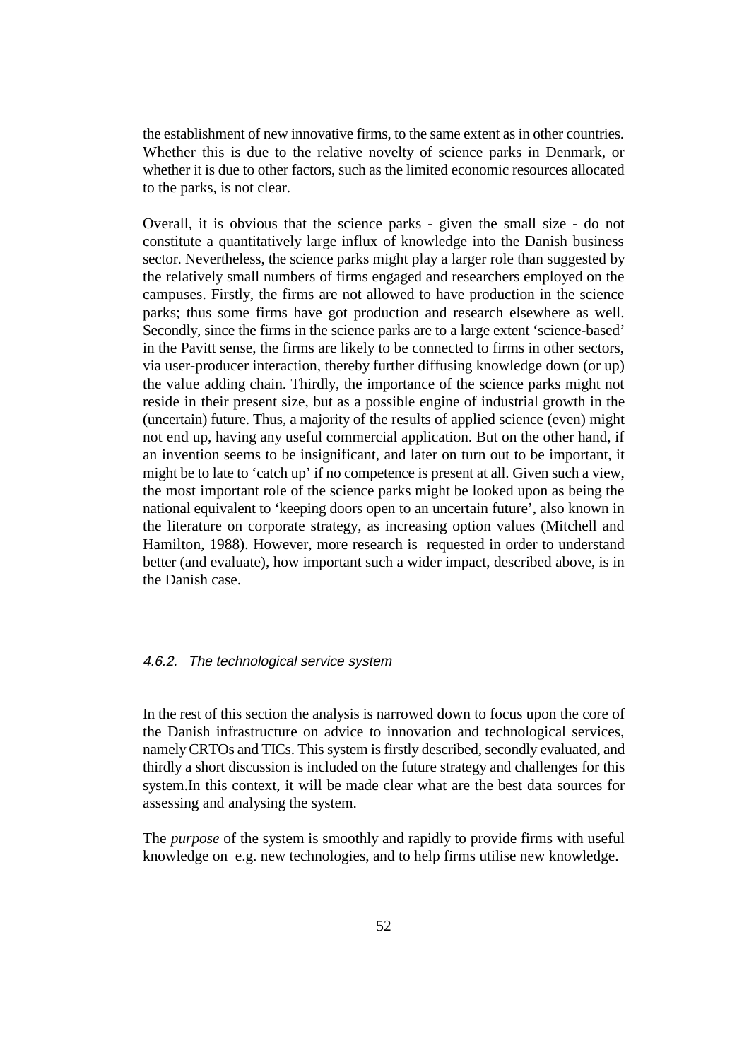the establishment of new innovative firms, to the same extent as in other countries. Whether this is due to the relative novelty of science parks in Denmark, or whether it is due to other factors, such as the limited economic resources allocated to the parks, is not clear.

Overall, it is obvious that the science parks - given the small size - do not constitute a quantitatively large influx of knowledge into the Danish business sector. Nevertheless, the science parks might play a larger role than suggested by the relatively small numbers of firms engaged and researchers employed on the campuses. Firstly, the firms are not allowed to have production in the science parks; thus some firms have got production and research elsewhere as well. Secondly, since the firms in the science parks are to a large extent 'science-based' in the Pavitt sense, the firms are likely to be connected to firms in other sectors, via user-producer interaction, thereby further diffusing knowledge down (or up) the value adding chain. Thirdly, the importance of the science parks might not reside in their present size, but as a possible engine of industrial growth in the (uncertain) future. Thus, a majority of the results of applied science (even) might not end up, having any useful commercial application. But on the other hand, if an invention seems to be insignificant, and later on turn out to be important, it might be to late to 'catch up' if no competence is present at all. Given such a view, the most important role of the science parks might be looked upon as being the national equivalent to 'keeping doors open to an uncertain future', also known in the literature on corporate strategy, as increasing option values (Mitchell and Hamilton, 1988). However, more research is requested in order to understand better (and evaluate), how important such a wider impact, described above, is in the Danish case.

### *4.6.2. The technological service system*

In the rest of this section the analysis is narrowed down to focus upon the core of the Danish infrastructure on advice to innovation and technological services, namely CRTOs and TICs. This system is firstly described, secondly evaluated, and thirdly a short discussion is included on the future strategy and challenges for this system.In this context, it will be made clear what are the best data sources for assessing and analysing the system.

The *purpose* of the system is smoothly and rapidly to provide firms with useful knowledge on e.g. new technologies, and to help firms utilise new knowledge.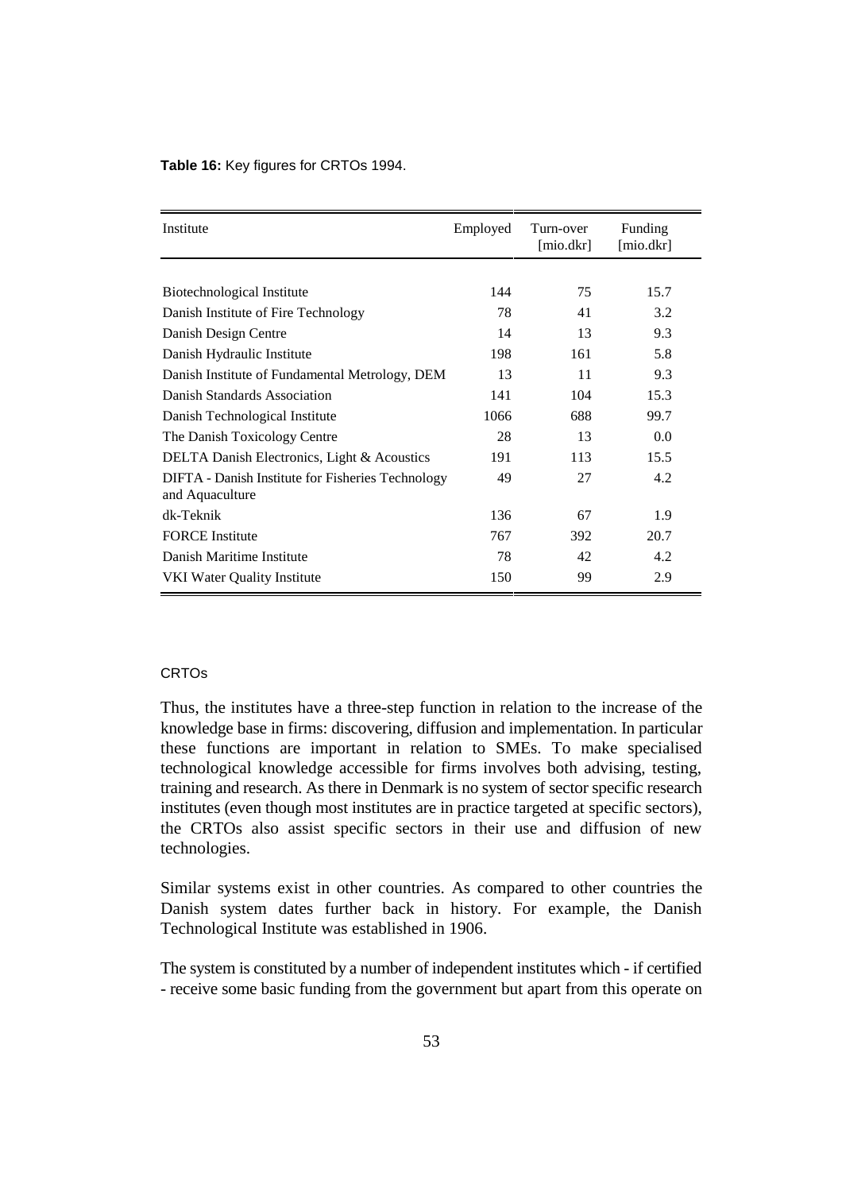**Table 16:** Key figures for CRTOs 1994.

| Institute | Employed | Turn-over [mio.dkr] | Funding [mio.dkr] |
|---|---|---|---|
| Biotechnological Institute | 144 | 75 | 15.7 |
| Danish Institute of Fire Technology | 78 | 41 | 3.2 |
| Danish Design Centre | 14 | 13 | 9.3 |
| Danish Hydraulic Institute | 198 | 161 | 5.8 |
| Danish Institute of Fundamental Metrology, DEM | 13 | 11 | 9.3 |
| Danish Standards Association | 141 | 104 | 15.3 |
| Danish Technological Institute | 1066 | 688 | 99.7 |
| The Danish Toxicology Centre | 28 | 13 | 0.0 |
| DELTA Danish Electronics, Light & Acoustics | 191 | 113 | 15.5 |
| DIFTA - Danish Institute for Fisheries Technology and Aquaculture | 49 | 27 | 4.2 |
| dk-Teknik | 136 | 67 | 1.9 |
| FORCE Institute | 767 | 392 | 20.7 |
| Danish Maritime Institute | 78 | 42 | 4.2 |
| VKI Water Quality Institute | 150 | 99 | 2.9 |

CRTOs

Thus, the institutes have a three-step function in relation to the increase of the knowledge base in firms: discovering, diffusion and implementation. In particular these functions are important in relation to SMEs. To make specialised technological knowledge accessible for firms involves both advising, testing, training and research. As there in Denmark is no system of sector specific research institutes (even though most institutes are in practice targeted at specific sectors), the CRTOs also assist specific sectors in their use and diffusion of new technologies.

Similar systems exist in other countries. As compared to other countries the Danish system dates further back in history. For example, the Danish Technological Institute was established in 1906.

The system is constituted by a number of independent institutes which - if certified - receive some basic funding from the government but apart from this operate on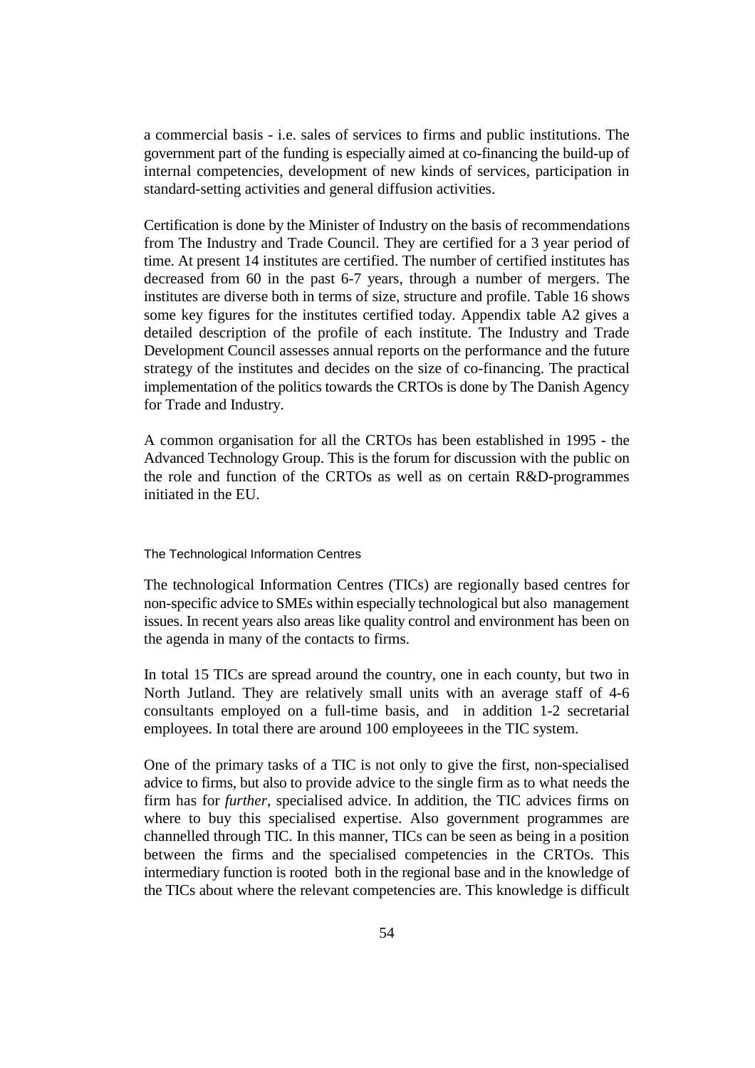a commercial basis - i.e. sales of services to firms and public institutions. The government part of the funding is especially aimed at co-financing the build-up of internal competencies, development of new kinds of services, participation in standard-setting activities and general diffusion activities.

Certification is done by the Minister of Industry on the basis of recommendations from The Industry and Trade Council. They are certified for a 3 year period of time. At present 14 institutes are certified. The number of certified institutes has decreased from 60 in the past 6-7 years, through a number of mergers. The institutes are diverse both in terms of size, structure and profile. Table 16 shows some key figures for the institutes certified today. Appendix table A2 gives a detailed description of the profile of each institute. The Industry and Trade Development Council assesses annual reports on the performance and the future strategy of the institutes and decides on the size of co-financing. The practical implementation of the politics towards the CRTOs is done by The Danish Agency for Trade and Industry.

A common organisation for all the CRTOs has been established in 1995 - the Advanced Technology Group. This is the forum for discussion with the public on the role and function of the CRTOs as well as on certain R&D-programmes initiated in the EU.

### The Technological Information Centres

The technological Information Centres (TICs) are regionally based centres for non-specific advice to SMEs within especially technological but also management issues. In recent years also areas like quality control and environment has been on the agenda in many of the contacts to firms.

In total 15 TICs are spread around the country, one in each county, but two in North Jutland. They are relatively small units with an average staff of 4-6 consultants employed on a full-time basis, and in addition 1-2 secretarial employees. In total there are around 100 employeees in the TIC system.

One of the primary tasks of a TIC is not only to give the first, non-specialised advice to firms, but also to provide advice to the single firm as to what needs the firm has for *further*, specialised advice. In addition, the TIC advices firms on where to buy this specialised expertise. Also government programmes are channelled through TIC. In this manner, TICs can be seen as being in a position between the firms and the specialised competencies in the CRTOs. This intermediary function is rooted both in the regional base and in the knowledge of the TICs about where the relevant competencies are. This knowledge is difficult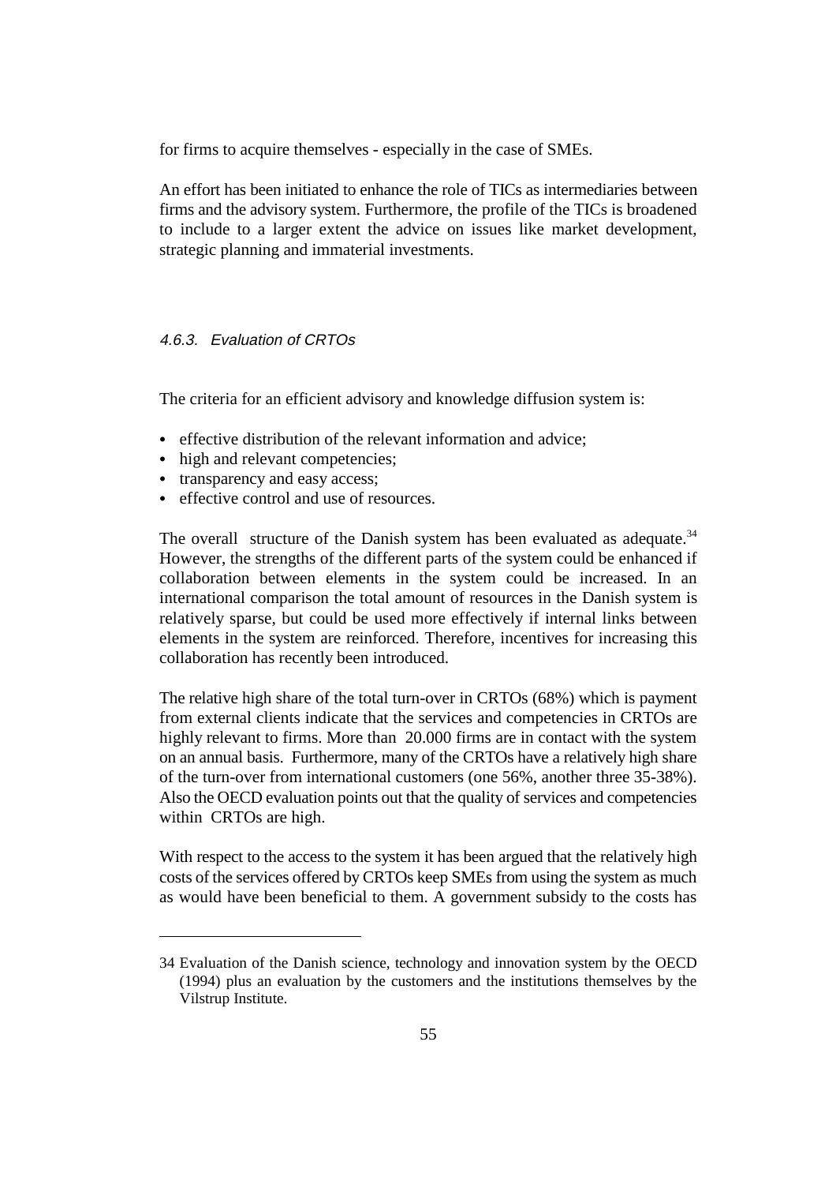for firms to acquire themselves - especially in the case of SMEs.

An effort has been initiated to enhance the role of TICs as intermediaries between firms and the advisory system. Furthermore, the profile of the TICs is broadened to include to a larger extent the advice on issues like market development, strategic planning and immaterial investments.

#### *4.6.3. Evaluation of CRTOs*

The criteria for an efficient advisory and knowledge diffusion system is:

- effective distribution of the relevant information and advice;
- high and relevant competencies;
- transparency and easy access;
- effective control and use of resources.

The overall structure of the Danish system has been evaluated as adequate.[34] However, the strengths of the different parts of the system could be enhanced if collaboration between elements in the system could be increased. In an international comparison the total amount of resources in the Danish system is relatively sparse, but could be used more effectively if internal links between elements in the system are reinforced. Therefore, incentives for increasing this collaboration has recently been introduced.

The relative high share of the total turn-over in CRTOs (68%) which is payment from external clients indicate that the services and competencies in CRTOs are highly relevant to firms. More than 20.000 firms are in contact with the system on an annual basis. Furthermore, many of the CRTOs have a relatively high share of the turn-over from international customers (one 56%, another three 35-38%). Also the OECD evaluation points out that the quality of services and competencies within CRTOs are high.

With respect to the access to the system it has been argued that the relatively high costs of the services offered by CRTOs keep SMEs from using the system as much as would have been beneficial to them. A government subsidy to the costs has

---

34 Evaluation of the Danish science, technology and innovation system by the OECD (1994) plus an evaluation by the customers and the institutions themselves by the Vilstrup Institute.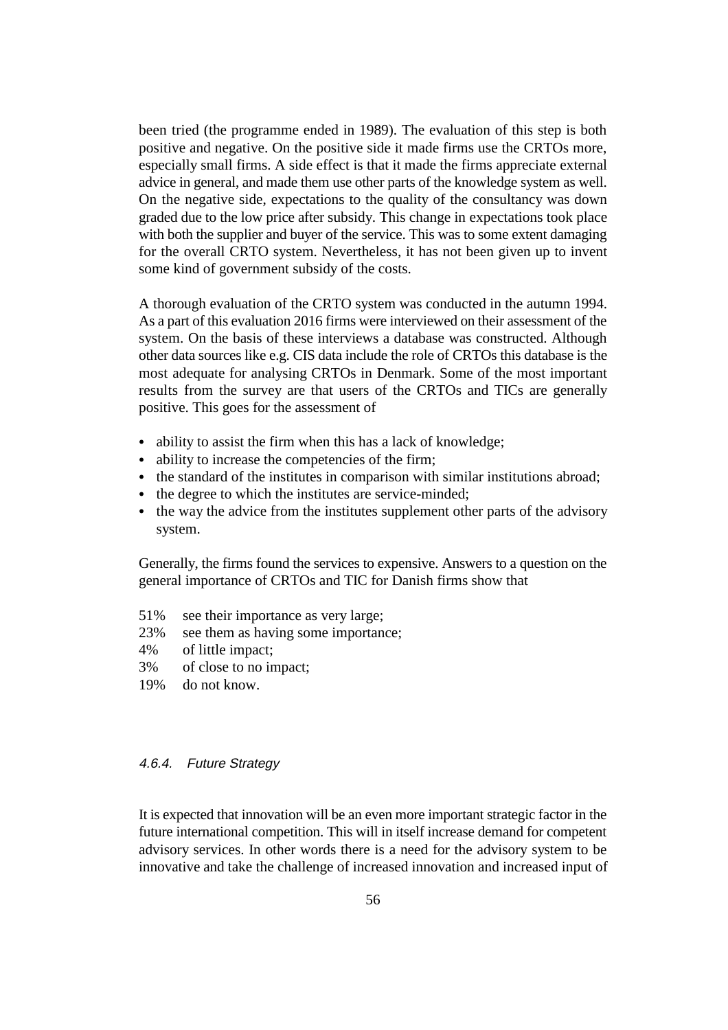been tried (the programme ended in 1989). The evaluation of this step is both positive and negative. On the positive side it made firms use the CRTOs more, especially small firms. A side effect is that it made the firms appreciate external advice in general, and made them use other parts of the knowledge system as well. On the negative side, expectations to the quality of the consultancy was down graded due to the low price after subsidy. This change in expectations took place with both the supplier and buyer of the service. This was to some extent damaging for the overall CRTO system. Nevertheless, it has not been given up to invent some kind of government subsidy of the costs.

A thorough evaluation of the CRTO system was conducted in the autumn 1994. As a part of this evaluation 2016 firms were interviewed on their assessment of the system. On the basis of these interviews a database was constructed. Although other data sources like e.g. CIS data include the role of CRTOs this database is the most adequate for analysing CRTOs in Denmark. Some of the most important results from the survey are that users of the CRTOs and TICs are generally positive. This goes for the assessment of

- ability to assist the firm when this has a lack of knowledge;
- ability to increase the competencies of the firm;
- the standard of the institutes in comparison with similar institutions abroad;
- the degree to which the institutes are service-minded;
- the way the advice from the institutes supplement other parts of the advisory system.

Generally, the firms found the services to expensive. Answers to a question on the general importance of CRTOs and TIC for Danish firms show that

51% see their importance as very large;
23% see them as having some importance;
4% of little impact;
3% of close to no impact;
19% do not know.

#### *4.6.4. Future Strategy*

It is expected that innovation will be an even more important strategic factor in the future international competition. This will in itself increase demand for competent advisory services. In other words there is a need for the advisory system to be innovative and take the challenge of increased innovation and increased input of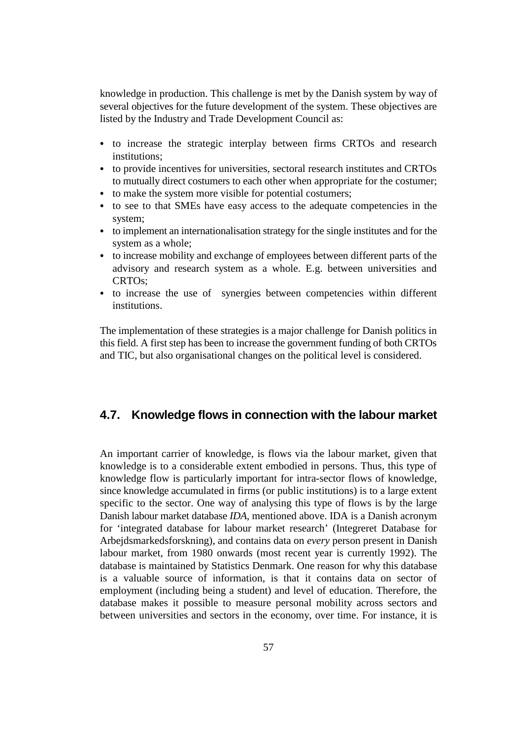knowledge in production. This challenge is met by the Danish system by way of several objectives for the future development of the system. These objectives are listed by the Industry and Trade Development Council as:

- to increase the strategic interplay between firms CRTOs and research institutions;
- to provide incentives for universities, sectoral research institutes and CRTOs to mutually direct costumers to each other when appropriate for the costumer;
- to make the system more visible for potential costumers;
- to see to that SMEs have easy access to the adequate competencies in the system;
- to implement an internationalisation strategy for the single institutes and for the system as a whole;
- to increase mobility and exchange of employees between different parts of the advisory and research system as a whole. E.g. between universities and CRTOs;
- to increase the use of synergies between competencies within different institutions.

The implementation of these strategies is a major challenge for Danish politics in this field. A first step has been to increase the government funding of both CRTOs and TIC, but also organisational changes on the political level is considered.

## 4.7. Knowledge flows in connection with the labour market

An important carrier of knowledge, is flows via the labour market, given that knowledge is to a considerable extent embodied in persons. Thus, this type of knowledge flow is particularly important for intra-sector flows of knowledge, since knowledge accumulated in firms (or public institutions) is to a large extent specific to the sector. One way of analysing this type of flows is by the large Danish labour market database *IDA*, mentioned above. IDA is a Danish acronym for 'integrated database for labour market research' (Integreret Database for Arbejdsmarkedsforskning), and contains data on *every* person present in Danish labour market, from 1980 onwards (most recent year is currently 1992). The database is maintained by Statistics Denmark. One reason for why this database is a valuable source of information, is that it contains data on sector of employment (including being a student) and level of education. Therefore, the database makes it possible to measure personal mobility across sectors and between universities and sectors in the economy, over time. For instance, it is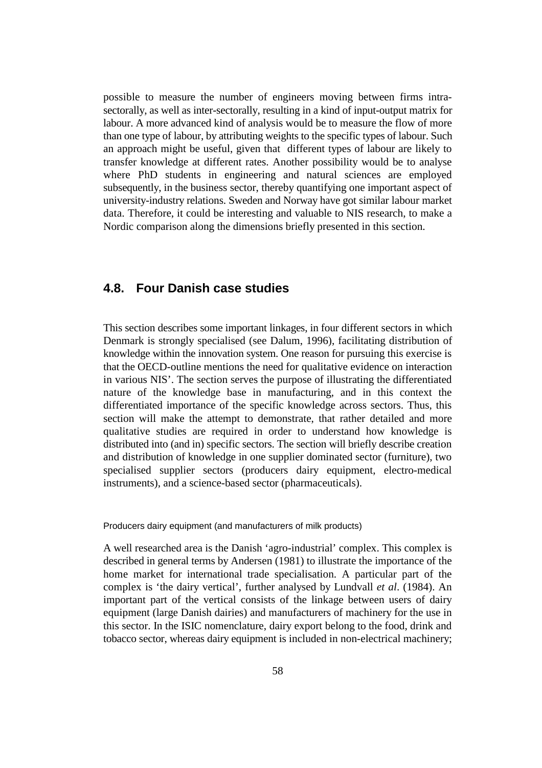possible to measure the number of engineers moving between firms intra-sectorally, as well as inter-sectorally, resulting in a kind of input-output matrix for labour. A more advanced kind of analysis would be to measure the flow of more than one type of labour, by attributing weights to the specific types of labour. Such an approach might be useful, given that different types of labour are likely to transfer knowledge at different rates. Another possibility would be to analyse where PhD students in engineering and natural sciences are employed subsequently, in the business sector, thereby quantifying one important aspect of university-industry relations. Sweden and Norway have got similar labour market data. Therefore, it could be interesting and valuable to NIS research, to make a Nordic comparison along the dimensions briefly presented in this section.

## 4.8. Four Danish case studies

This section describes some important linkages, in four different sectors in which Denmark is strongly specialised (see Dalum, 1996), facilitating distribution of knowledge within the innovation system. One reason for pursuing this exercise is that the OECD-outline mentions the need for qualitative evidence on interaction in various NIS'. The section serves the purpose of illustrating the differentiated nature of the knowledge base in manufacturing, and in this context the differentiated importance of the specific knowledge across sectors. Thus, this section will make the attempt to demonstrate, that rather detailed and more qualitative studies are required in order to understand how knowledge is distributed into (and in) specific sectors. The section will briefly describe creation and distribution of knowledge in one supplier dominated sector (furniture), two specialised supplier sectors (producers dairy equipment, electro-medical instruments), and a science-based sector (pharmaceuticals).

#### Producers dairy equipment (and manufacturers of milk products)

A well researched area is the Danish 'agro-industrial' complex. This complex is described in general terms by Andersen (1981) to illustrate the importance of the home market for international trade specialisation. A particular part of the complex is 'the dairy vertical', further analysed by Lundvall *et al*. (1984). An important part of the vertical consists of the linkage between users of dairy equipment (large Danish dairies) and manufacturers of machinery for the use in this sector. In the ISIC nomenclature, dairy export belong to the food, drink and tobacco sector, whereas dairy equipment is included in non-electrical machinery;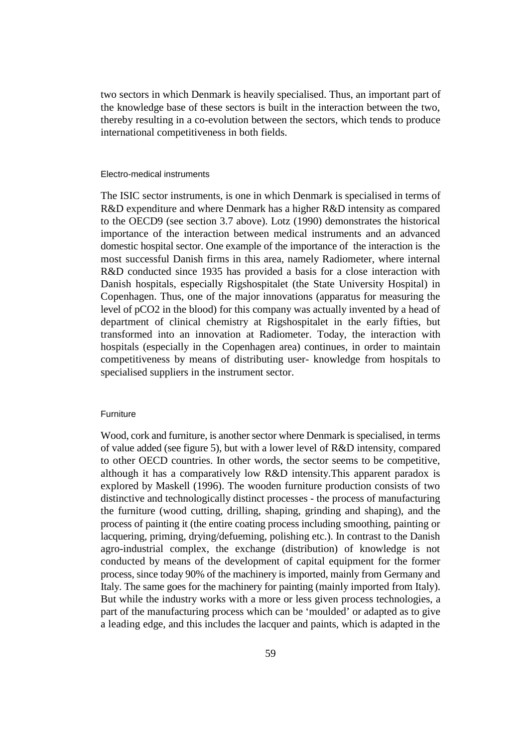two sectors in which Denmark is heavily specialised. Thus, an important part of the knowledge base of these sectors is built in the interaction between the two, thereby resulting in a co-evolution between the sectors, which tends to produce international competitiveness in both fields.

#### Electro-medical instruments

The ISIC sector instruments, is one in which Denmark is specialised in terms of R&D expenditure and where Denmark has a higher R&D intensity as compared to the OECD9 (see section 3.7 above). Lotz (1990) demonstrates the historical importance of the interaction between medical instruments and an advanced domestic hospital sector. One example of the importance of the interaction is the most successful Danish firms in this area, namely Radiometer, where internal R&D conducted since 1935 has provided a basis for a close interaction with Danish hospitals, especially Rigshospitalet (the State University Hospital) in Copenhagen. Thus, one of the major innovations (apparatus for measuring the level of pCO2 in the blood) for this company was actually invented by a head of department of clinical chemistry at Rigshospitalet in the early fifties, but transformed into an innovation at Radiometer. Today, the interaction with hospitals (especially in the Copenhagen area) continues, in order to maintain competitiveness by means of distributing user- knowledge from hospitals to specialised suppliers in the instrument sector.

#### Furniture

Wood, cork and furniture, is another sector where Denmark is specialised, in terms of value added (see figure 5), but with a lower level of R&D intensity, compared to other OECD countries. In other words, the sector seems to be competitive, although it has a comparatively low R&D intensity.This apparent paradox is explored by Maskell (1996). The wooden furniture production consists of two distinctive and technologically distinct processes - the process of manufacturing the furniture (wood cutting, drilling, shaping, grinding and shaping), and the process of painting it (the entire coating process including smoothing, painting or lacquering, priming, drying/defueming, polishing etc.). In contrast to the Danish agro-industrial complex, the exchange (distribution) of knowledge is not conducted by means of the development of capital equipment for the former process, since today 90% of the machinery is imported, mainly from Germany and Italy. The same goes for the machinery for painting (mainly imported from Italy). But while the industry works with a more or less given process technologies, a part of the manufacturing process which can be 'moulded' or adapted as to give a leading edge, and this includes the lacquer and paints, which is adapted in the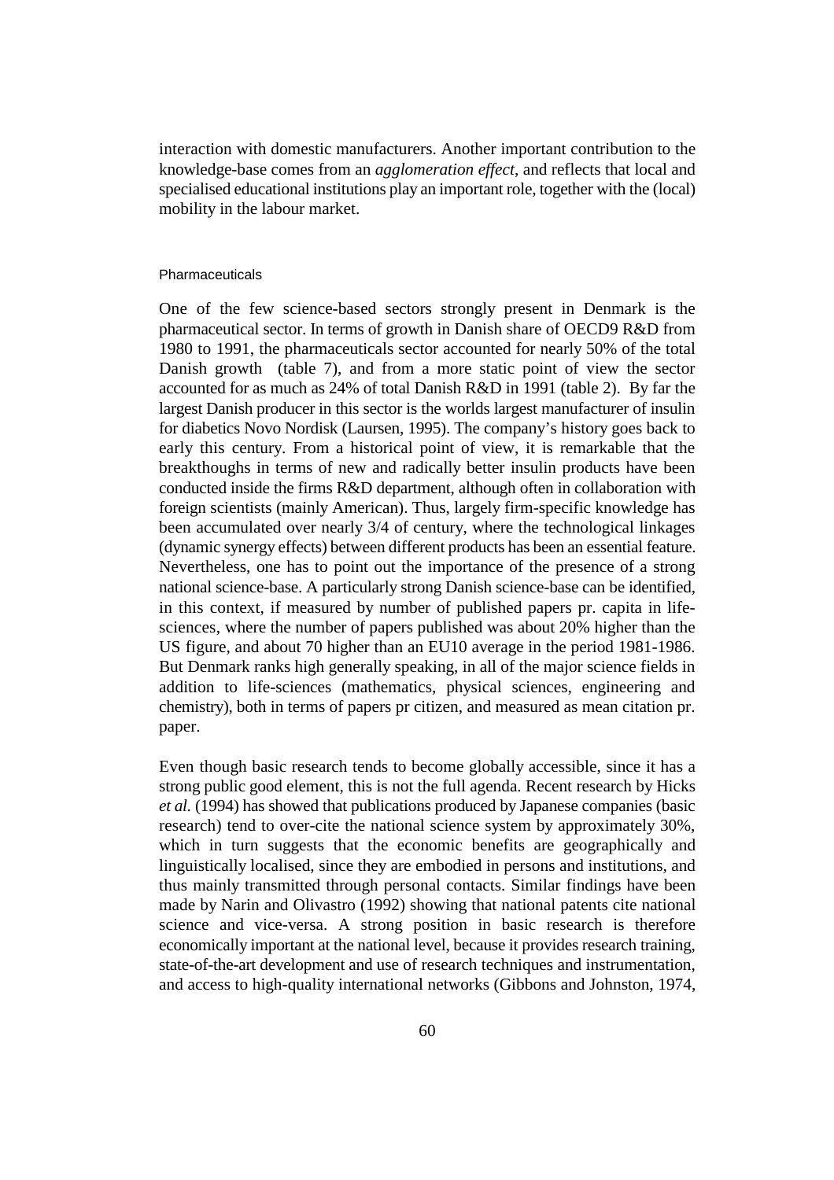interaction with domestic manufacturers. Another important contribution to the knowledge-base comes from an *agglomeration effect*, and reflects that local and specialised educational institutions play an important role, together with the (local) mobility in the labour market.

### Pharmaceuticals

One of the few science-based sectors strongly present in Denmark is the pharmaceutical sector. In terms of growth in Danish share of OECD9 R&D from 1980 to 1991, the pharmaceuticals sector accounted for nearly 50% of the total Danish growth (table 7), and from a more static point of view the sector accounted for as much as 24% of total Danish R&D in 1991 (table 2). By far the largest Danish producer in this sector is the worlds largest manufacturer of insulin for diabetics Novo Nordisk (Laursen, 1995). The company's history goes back to early this century. From a historical point of view, it is remarkable that the breakthoughs in terms of new and radically better insulin products have been conducted inside the firms R&D department, although often in collaboration with foreign scientists (mainly American). Thus, largely firm-specific knowledge has been accumulated over nearly 3/4 of century, where the technological linkages (dynamic synergy effects) between different products has been an essential feature. Nevertheless, one has to point out the importance of the presence of a strong national science-base. A particularly strong Danish science-base can be identified, in this context, if measured by number of published papers pr. capita in life-sciences, where the number of papers published was about 20% higher than the US figure, and about 70 higher than an EU10 average in the period 1981-1986. But Denmark ranks high generally speaking, in all of the major science fields in addition to life-sciences (mathematics, physical sciences, engineering and chemistry), both in terms of papers pr citizen, and measured as mean citation pr. paper.

Even though basic research tends to become globally accessible, since it has a strong public good element, this is not the full agenda. Recent research by Hicks *et al.* (1994) has showed that publications produced by Japanese companies (basic research) tend to over-cite the national science system by approximately 30%, which in turn suggests that the economic benefits are geographically and linguistically localised, since they are embodied in persons and institutions, and thus mainly transmitted through personal contacts. Similar findings have been made by Narin and Olivastro (1992) showing that national patents cite national science and vice-versa. A strong position in basic research is therefore economically important at the national level, because it provides research training, state-of-the-art development and use of research techniques and instrumentation, and access to high-quality international networks (Gibbons and Johnston, 1974,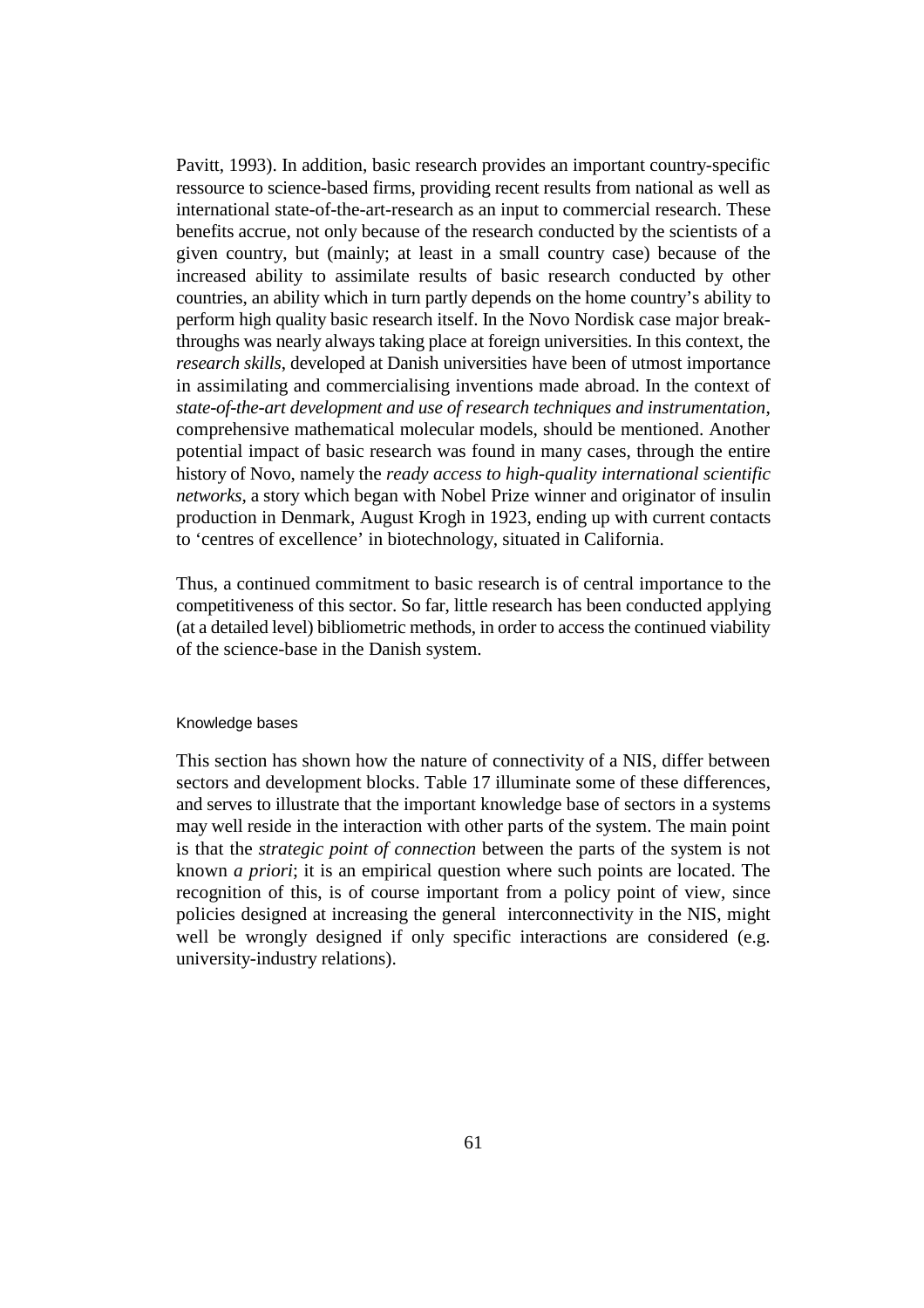Pavitt, 1993). In addition, basic research provides an important country-specific ressource to science-based firms, providing recent results from national as well as international state-of-the-art-research as an input to commercial research. These benefits accrue, not only because of the research conducted by the scientists of a given country, but (mainly; at least in a small country case) because of the increased ability to assimilate results of basic research conducted by other countries, an ability which in turn partly depends on the home country's ability to perform high quality basic research itself. In the Novo Nordisk case major break-throughs was nearly always taking place at foreign universities. In this context, the *research skills*, developed at Danish universities have been of utmost importance in assimilating and commercialising inventions made abroad. In the context of *state-of-the-art development and use of research techniques and instrumentation*, comprehensive mathematical molecular models, should be mentioned. Another potential impact of basic research was found in many cases, through the entire history of Novo, namely the *ready access to high-quality international scientific networks*, a story which began with Nobel Prize winner and originator of insulin production in Denmark, August Krogh in 1923, ending up with current contacts to 'centres of excellence' in biotechnology, situated in California.

Thus, a continued commitment to basic research is of central importance to the competitiveness of this sector. So far, little research has been conducted applying (at a detailed level) bibliometric methods, in order to access the continued viability of the science-base in the Danish system.

### Knowledge bases

This section has shown how the nature of connectivity of a NIS, differ between sectors and development blocks. Table 17 illuminate some of these differences, and serves to illustrate that the important knowledge base of sectors in a systems may well reside in the interaction with other parts of the system. The main point is that the *strategic point of connection* between the parts of the system is not known *a priori*; it is an empirical question where such points are located. The recognition of this, is of course important from a policy point of view, since policies designed at increasing the general interconnectivity in the NIS, might well be wrongly designed if only specific interactions are considered (e.g. university-industry relations).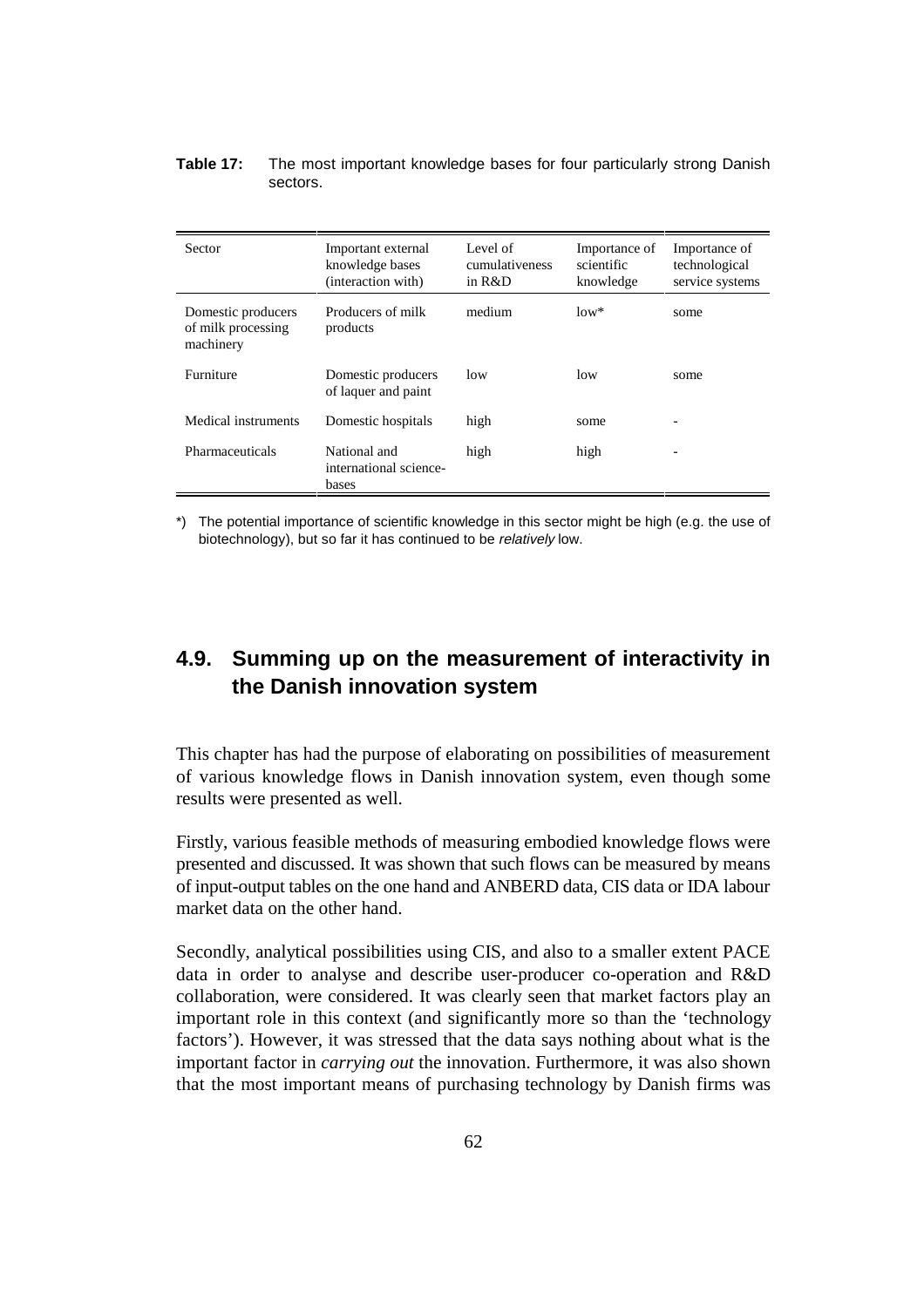**Table 17:** The most important knowledge bases for four particularly strong Danish sectors.

| Sector | Important external knowledge bases (interaction with) | Level of cumulativeness in R&D | Importance of scientific knowledge | Importance of technological service systems |
|---|---|---|---|---|
| Domestic producers of milk processing machinery | Producers of milk products | medium | low* | some |
| Furniture | Domestic producers of laquer and paint | low | low | some |
| Medical instruments | Domestic hospitals | high | some | - |
| Pharmaceuticals | National and international science-bases | high | high | - |

*) The potential importance of scientific knowledge in this sector might be high (e.g. the use of biotechnology), but so far it has continued to be *relatively* low.

## 4.9. Summing up on the measurement of interactivity in the Danish innovation system

This chapter has had the purpose of elaborating on possibilities of measurement of various knowledge flows in Danish innovation system, even though some results were presented as well.

Firstly, various feasible methods of measuring embodied knowledge flows were presented and discussed. It was shown that such flows can be measured by means of input-output tables on the one hand and ANBERD data, CIS data or IDA labour market data on the other hand.

Secondly, analytical possibilities using CIS, and also to a smaller extent PACE data in order to analyse and describe user-producer co-operation and R&D collaboration, were considered. It was clearly seen that market factors play an important role in this context (and significantly more so than the 'technology factors'). However, it was stressed that the data says nothing about what is the important factor in *carrying out* the innovation. Furthermore, it was also shown that the most important means of purchasing technology by Danish firms was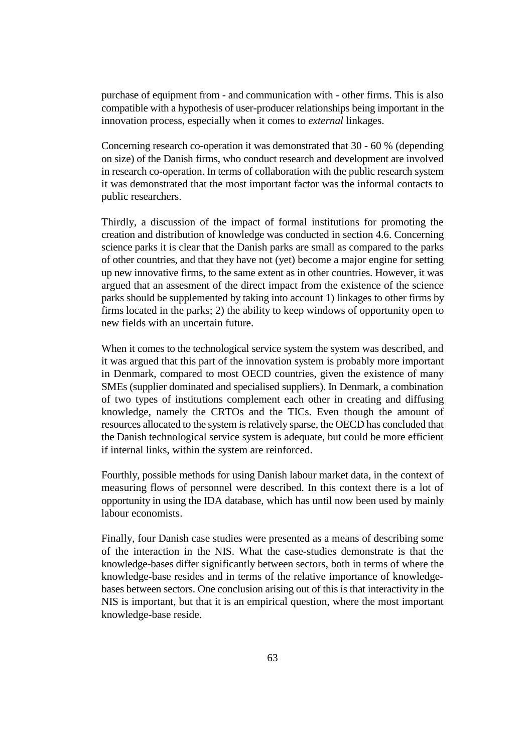purchase of equipment from - and communication with - other firms. This is also compatible with a hypothesis of user-producer relationships being important in the innovation process, especially when it comes to *external* linkages.

Concerning research co-operation it was demonstrated that 30 - 60 % (depending on size) of the Danish firms, who conduct research and development are involved in research co-operation. In terms of collaboration with the public research system it was demonstrated that the most important factor was the informal contacts to public researchers.

Thirdly, a discussion of the impact of formal institutions for promoting the creation and distribution of knowledge was conducted in section 4.6. Concerning science parks it is clear that the Danish parks are small as compared to the parks of other countries, and that they have not (yet) become a major engine for setting up new innovative firms, to the same extent as in other countries. However, it was argued that an assesment of the direct impact from the existence of the science parks should be supplemented by taking into account 1) linkages to other firms by firms located in the parks; 2) the ability to keep windows of opportunity open to new fields with an uncertain future.

When it comes to the technological service system the system was described, and it was argued that this part of the innovation system is probably more important in Denmark, compared to most OECD countries, given the existence of many SMEs (supplier dominated and specialised suppliers). In Denmark, a combination of two types of institutions complement each other in creating and diffusing knowledge, namely the CRTOs and the TICs. Even though the amount of resources allocated to the system is relatively sparse, the OECD has concluded that the Danish technological service system is adequate, but could be more efficient if internal links, within the system are reinforced.

Fourthly, possible methods for using Danish labour market data, in the context of measuring flows of personnel were described. In this context there is a lot of opportunity in using the IDA database, which has until now been used by mainly labour economists.

Finally, four Danish case studies were presented as a means of describing some of the interaction in the NIS. What the case-studies demonstrate is that the knowledge-bases differ significantly between sectors, both in terms of where the knowledge-base resides and in terms of the relative importance of knowledge-bases between sectors. One conclusion arising out of this is that interactivity in the NIS is important, but that it is an empirical question, where the most important knowledge-base reside.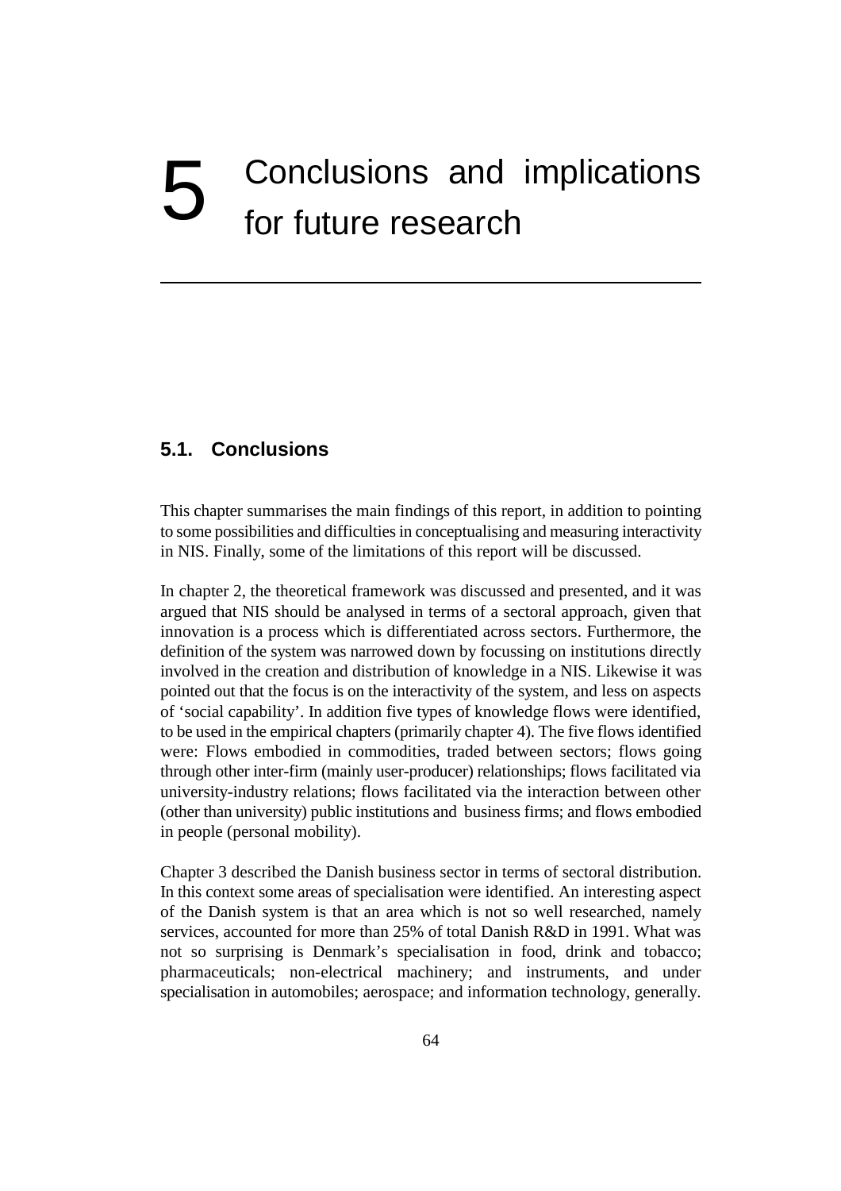# 5 Conclusions and implications for future research

## 5.1. Conclusions

This chapter summarises the main findings of this report, in addition to pointing to some possibilities and difficulties in conceptualising and measuring interactivity in NIS. Finally, some of the limitations of this report will be discussed.

In chapter 2, the theoretical framework was discussed and presented, and it was argued that NIS should be analysed in terms of a sectoral approach, given that innovation is a process which is differentiated across sectors. Furthermore, the definition of the system was narrowed down by focussing on institutions directly involved in the creation and distribution of knowledge in a NIS. Likewise it was pointed out that the focus is on the interactivity of the system, and less on aspects of 'social capability'. In addition five types of knowledge flows were identified, to be used in the empirical chapters (primarily chapter 4). The five flows identified were: Flows embodied in commodities, traded between sectors; flows going through other inter-firm (mainly user-producer) relationships; flows facilitated via university-industry relations; flows facilitated via the interaction between other (other than university) public institutions and business firms; and flows embodied in people (personal mobility).

Chapter 3 described the Danish business sector in terms of sectoral distribution. In this context some areas of specialisation were identified. An interesting aspect of the Danish system is that an area which is not so well researched, namely services, accounted for more than 25% of total Danish R&D in 1991. What was not so surprising is Denmark's specialisation in food, drink and tobacco; pharmaceuticals; non-electrical machinery; and instruments, and under specialisation in automobiles; aerospace; and information technology, generally.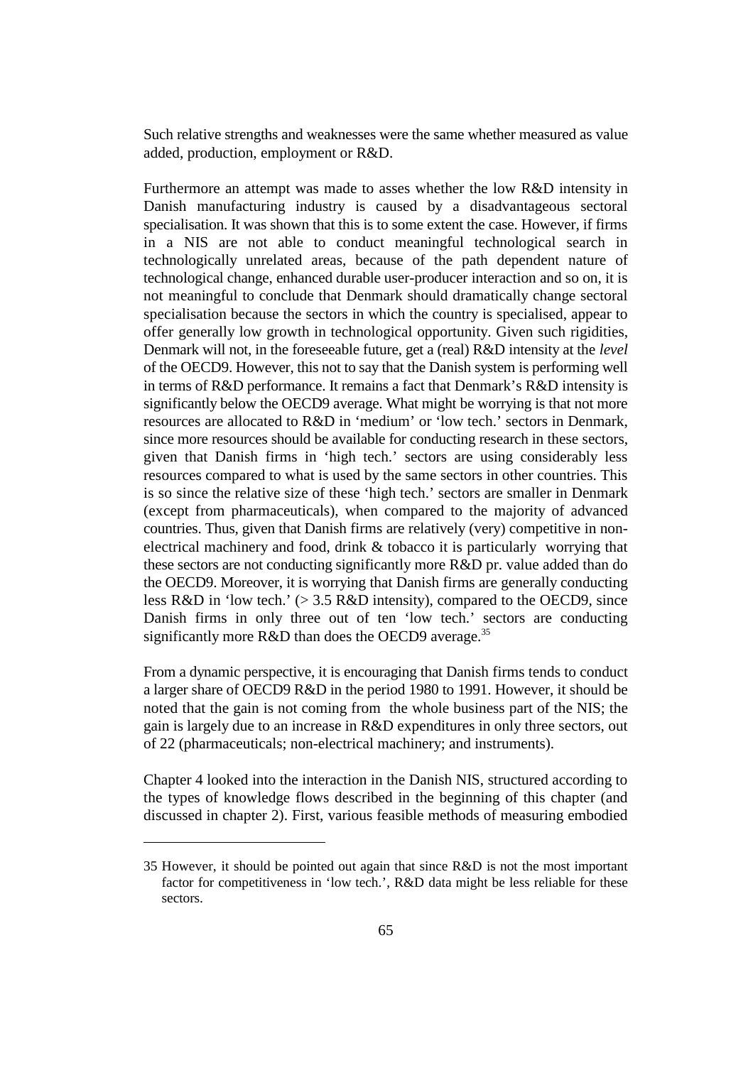Such relative strengths and weaknesses were the same whether measured as value added, production, employment or R&D.

Furthermore an attempt was made to asses whether the low R&D intensity in Danish manufacturing industry is caused by a disadvantageous sectoral specialisation. It was shown that this is to some extent the case. However, if firms in a NIS are not able to conduct meaningful technological search in technologically unrelated areas, because of the path dependent nature of technological change, enhanced durable user-producer interaction and so on, it is not meaningful to conclude that Denmark should dramatically change sectoral specialisation because the sectors in which the country is specialised, appear to offer generally low growth in technological opportunity. Given such rigidities, Denmark will not, in the foreseeable future, get a (real) R&D intensity at the *level* of the OECD9. However, this not to say that the Danish system is performing well in terms of R&D performance. It remains a fact that Denmark's R&D intensity is significantly below the OECD9 average. What might be worrying is that not more resources are allocated to R&D in 'medium' or 'low tech.' sectors in Denmark, since more resources should be available for conducting research in these sectors, given that Danish firms in 'high tech.' sectors are using considerably less resources compared to what is used by the same sectors in other countries. This is so since the relative size of these 'high tech.' sectors are smaller in Denmark (except from pharmaceuticals), when compared to the majority of advanced countries. Thus, given that Danish firms are relatively (very) competitive in non-electrical machinery and food, drink & tobacco it is particularly worrying that these sectors are not conducting significantly more R&D pr. value added than do the OECD9. Moreover, it is worrying that Danish firms are generally conducting less R&D in 'low tech.' (> 3.5 R&D intensity), compared to the OECD9, since Danish firms in only three out of ten 'low tech.' sectors are conducting significantly more R&D than does the OECD9 average.[35]

From a dynamic perspective, it is encouraging that Danish firms tends to conduct a larger share of OECD9 R&D in the period 1980 to 1991. However, it should be noted that the gain is not coming from the whole business part of the NIS; the gain is largely due to an increase in R&D expenditures in only three sectors, out of 22 (pharmaceuticals; non-electrical machinery; and instruments).

Chapter 4 looked into the interaction in the Danish NIS, structured according to the types of knowledge flows described in the beginning of this chapter (and discussed in chapter 2). First, various feasible methods of measuring embodied

35 However, it should be pointed out again that since R&D is not the most important factor for competitiveness in 'low tech.', R&D data might be less reliable for these sectors.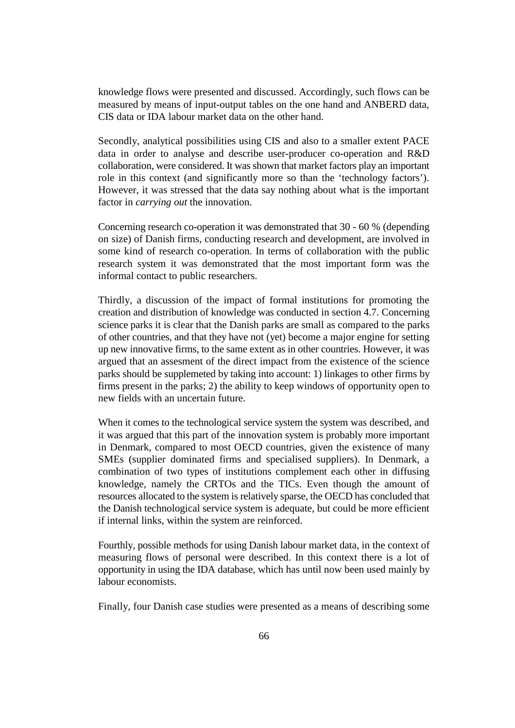knowledge flows were presented and discussed. Accordingly, such flows can be measured by means of input-output tables on the one hand and ANBERD data, CIS data or IDA labour market data on the other hand.

Secondly, analytical possibilities using CIS and also to a smaller extent PACE data in order to analyse and describe user-producer co-operation and R&D collaboration, were considered. It was shown that market factors play an important role in this context (and significantly more so than the 'technology factors'). However, it was stressed that the data say nothing about what is the important factor in *carrying out* the innovation.

Concerning research co-operation it was demonstrated that 30 - 60 % (depending on size) of Danish firms, conducting research and development, are involved in some kind of research co-operation. In terms of collaboration with the public research system it was demonstrated that the most important form was the informal contact to public researchers.

Thirdly, a discussion of the impact of formal institutions for promoting the creation and distribution of knowledge was conducted in section 4.7. Concerning science parks it is clear that the Danish parks are small as compared to the parks of other countries, and that they have not (yet) become a major engine for setting up new innovative firms, to the same extent as in other countries. However, it was argued that an assesment of the direct impact from the existence of the science parks should be supplemeted by taking into account: 1) linkages to other firms by firms present in the parks; 2) the ability to keep windows of opportunity open to new fields with an uncertain future.

When it comes to the technological service system the system was described, and it was argued that this part of the innovation system is probably more important in Denmark, compared to most OECD countries, given the existence of many SMEs (supplier dominated firms and specialised suppliers). In Denmark, a combination of two types of institutions complement each other in diffusing knowledge, namely the CRTOs and the TICs. Even though the amount of resources allocated to the system is relatively sparse, the OECD has concluded that the Danish technological service system is adequate, but could be more efficient if internal links, within the system are reinforced.

Fourthly, possible methods for using Danish labour market data, in the context of measuring flows of personal were described. In this context there is a lot of opportunity in using the IDA database, which has until now been used mainly by labour economists.

Finally, four Danish case studies were presented as a means of describing some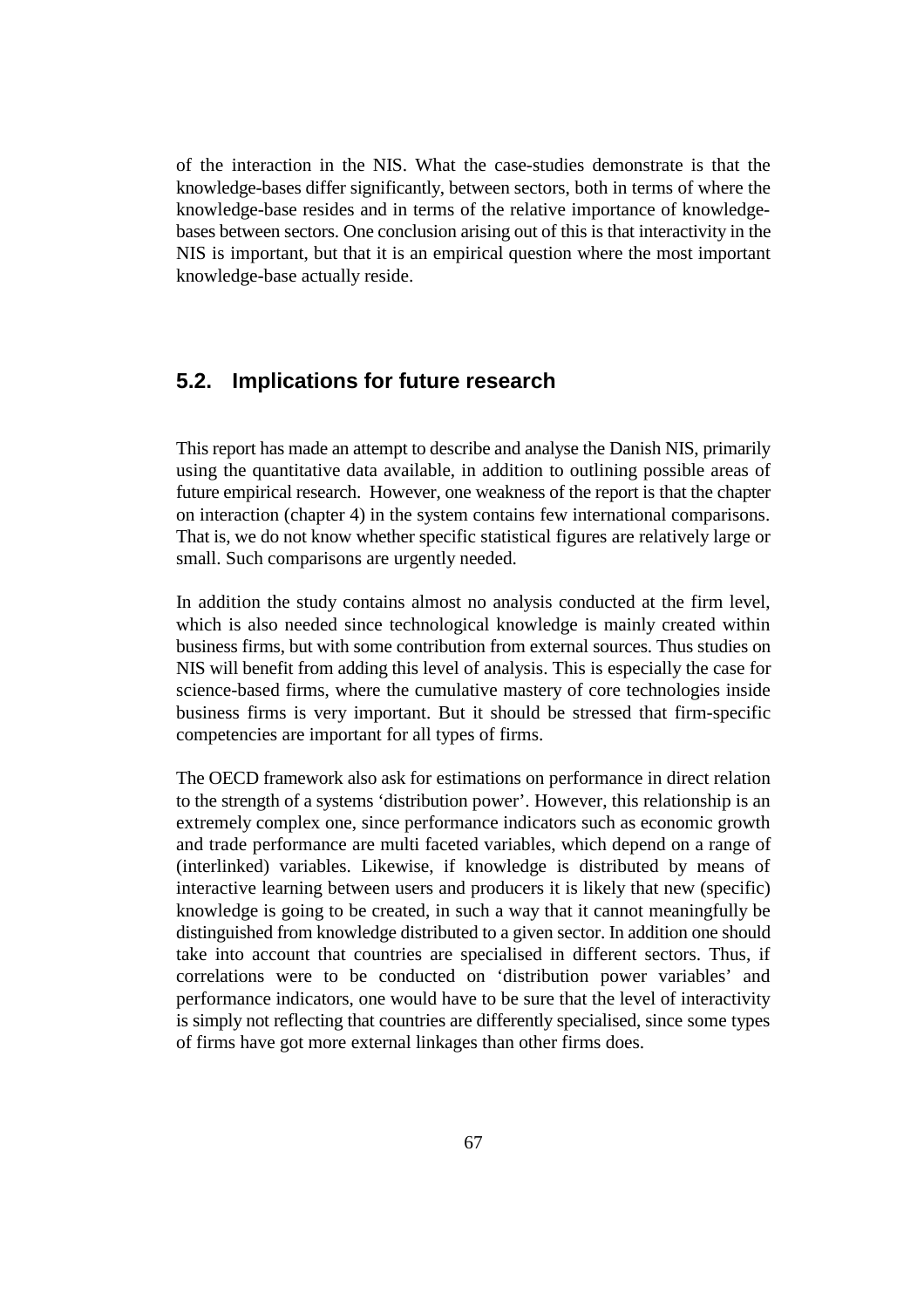of the interaction in the NIS. What the case-studies demonstrate is that the knowledge-bases differ significantly, between sectors, both in terms of where the knowledge-base resides and in terms of the relative importance of knowledge-bases between sectors. One conclusion arising out of this is that interactivity in the NIS is important, but that it is an empirical question where the most important knowledge-base actually reside.

## 5.2. Implications for future research

This report has made an attempt to describe and analyse the Danish NIS, primarily using the quantitative data available, in addition to outlining possible areas of future empirical research. However, one weakness of the report is that the chapter on interaction (chapter 4) in the system contains few international comparisons. That is, we do not know whether specific statistical figures are relatively large or small. Such comparisons are urgently needed.

In addition the study contains almost no analysis conducted at the firm level, which is also needed since technological knowledge is mainly created within business firms, but with some contribution from external sources. Thus studies on NIS will benefit from adding this level of analysis. This is especially the case for science-based firms, where the cumulative mastery of core technologies inside business firms is very important. But it should be stressed that firm-specific competencies are important for all types of firms.

The OECD framework also ask for estimations on performance in direct relation to the strength of a systems 'distribution power'. However, this relationship is an extremely complex one, since performance indicators such as economic growth and trade performance are multi faceted variables, which depend on a range of (interlinked) variables. Likewise, if knowledge is distributed by means of interactive learning between users and producers it is likely that new (specific) knowledge is going to be created, in such a way that it cannot meaningfully be distinguished from knowledge distributed to a given sector. In addition one should take into account that countries are specialised in different sectors. Thus, if correlations were to be conducted on 'distribution power variables' and performance indicators, one would have to be sure that the level of interactivity is simply not reflecting that countries are differently specialised, since some types of firms have got more external linkages than other firms does.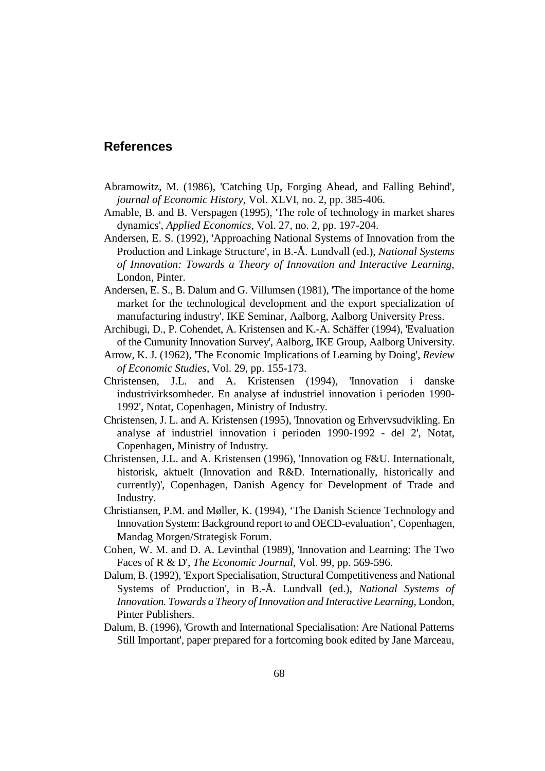## References

Abramowitz, M. (1986), 'Catching Up, Forging Ahead, and Falling Behind', *journal of Economic History*, Vol. XLVI, no. 2, pp. 385-406.

Amable, B. and B. Verspagen (1995), 'The role of technology in market shares dynamics', *Applied Economics*, Vol. 27, no. 2, pp. 197-204.

Andersen, E. S. (1992), 'Approaching National Systems of Innovation from the Production and Linkage Structure', in B.-Å. Lundvall (ed.), *National Systems of Innovation: Towards a Theory of Innovation and Interactive Learning*, London, Pinter.

Andersen, E. S., B. Dalum and G. Villumsen (1981), 'The importance of the home market for the technological development and the export specialization of manufacturing industry', IKE Seminar, Aalborg, Aalborg University Press.

Archibugi, D., P. Cohendet, A. Kristensen and K.-A. Schäffer (1994), 'Evaluation of the Cumunity Innovation Survey', Aalborg, IKE Group, Aalborg University.

Arrow, K. J. (1962), 'The Economic Implications of Learning by Doing', *Review of Economic Studies*, Vol. 29, pp. 155-173.

Christensen, J.L. and A. Kristensen (1994), 'Innovation i danske industrivirksomheder. En analyse af industriel innovation i perioden 1990-1992', Notat, Copenhagen, Ministry of Industry.

Christensen, J. L. and A. Kristensen (1995), 'Innovation og Erhvervsudvikling. En analyse af industriel innovation i perioden 1990-1992 - del 2', Notat, Copenhagen, Ministry of Industry.

Christensen, J.L. and A. Kristensen (1996), 'Innovation og F&U. Internationalt, historisk, aktuelt (Innovation and R&D. Internationally, historically and currently)', Copenhagen, Danish Agency for Development of Trade and Industry.

Christiansen, P.M. and Møller, K. (1994), 'The Danish Science Technology and Innovation System: Background report to and OECD-evaluation', Copenhagen, Mandag Morgen/Strategisk Forum.

Cohen, W. M. and D. A. Levinthal (1989), 'Innovation and Learning: The Two Faces of R & D', *The Economic Journal*, Vol. 99, pp. 569-596.

Dalum, B. (1992), 'Export Specialisation, Structural Competitiveness and National Systems of Production', in B.-Å. Lundvall (ed.), *National Systems of Innovation. Towards a Theory of Innovation and Interactive Learning*, London, Pinter Publishers.

Dalum, B. (1996), 'Growth and International Specialisation: Are National Patterns Still Important', paper prepared for a fortcoming book edited by Jane Marceau,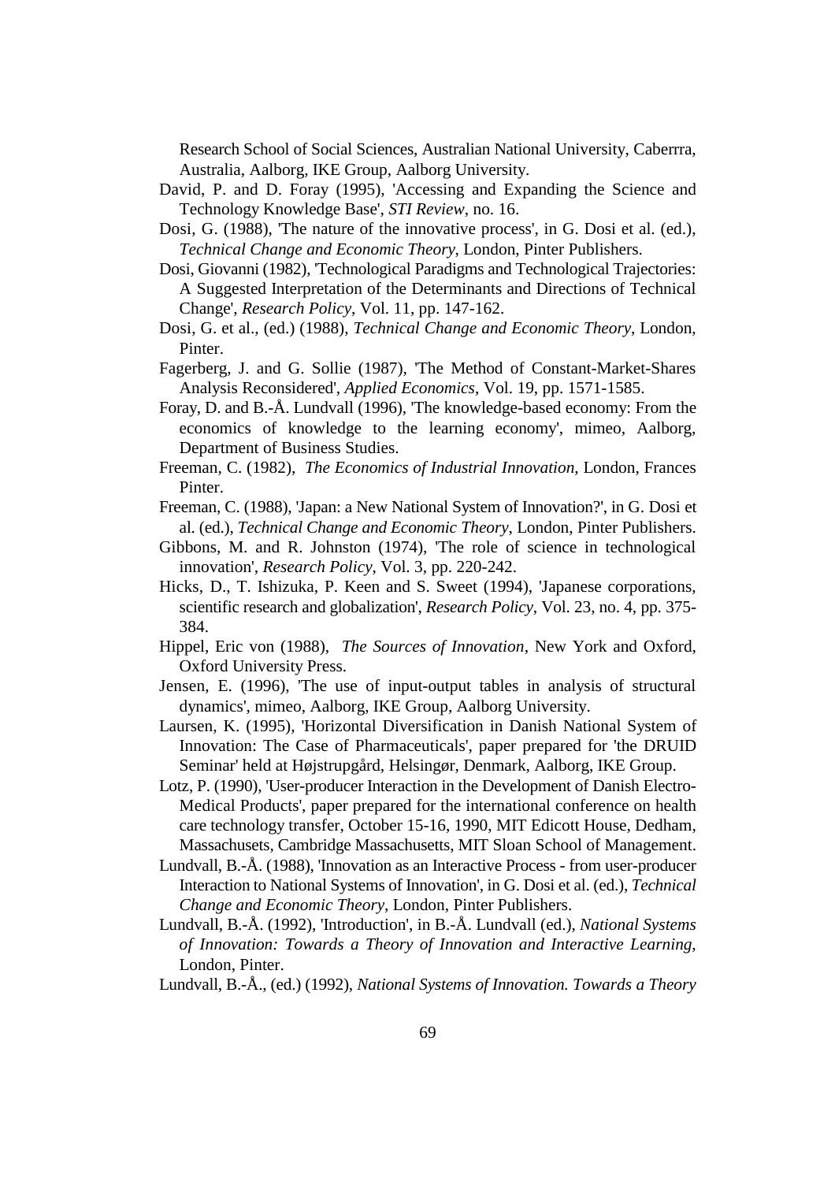Research School of Social Sciences, Australian National University, Caberrra, Australia, Aalborg, IKE Group, Aalborg University.

David, P. and D. Foray (1995), 'Accessing and Expanding the Science and Technology Knowledge Base', *STI Review*, no. 16.

Dosi, G. (1988), 'The nature of the innovative process', in G. Dosi et al. (ed.), *Technical Change and Economic Theory*, London, Pinter Publishers.

Dosi, Giovanni (1982), 'Technological Paradigms and Technological Trajectories: A Suggested Interpretation of the Determinants and Directions of Technical Change', *Research Policy*, Vol. 11, pp. 147-162.

Dosi, G. et al., (ed.) (1988), *Technical Change and Economic Theory*, London, Pinter.

Fagerberg, J. and G. Sollie (1987), 'The Method of Constant-Market-Shares Analysis Reconsidered', *Applied Economics*, Vol. 19, pp. 1571-1585.

Foray, D. and B.-Å. Lundvall (1996), 'The knowledge-based economy: From the economics of knowledge to the learning economy', mimeo, Aalborg, Department of Business Studies.

Freeman, C. (1982), *The Economics of Industrial Innovation*, London, Frances Pinter.

Freeman, C. (1988), 'Japan: a New National System of Innovation?', in G. Dosi et al. (ed.), *Technical Change and Economic Theory*, London, Pinter Publishers.

Gibbons, M. and R. Johnston (1974), 'The role of science in technological innovation', *Research Policy*, Vol. 3, pp. 220-242.

Hicks, D., T. Ishizuka, P. Keen and S. Sweet (1994), 'Japanese corporations, scientific research and globalization', *Research Policy*, Vol. 23, no. 4, pp. 375-384.

Hippel, Eric von (1988), *The Sources of Innovation*, New York and Oxford, Oxford University Press.

Jensen, E. (1996), 'The use of input-output tables in analysis of structural dynamics', mimeo, Aalborg, IKE Group, Aalborg University.

Laursen, K. (1995), 'Horizontal Diversification in Danish National System of Innovation: The Case of Pharmaceuticals', paper prepared for 'the DRUID Seminar' held at Højstrupgård, Helsingør, Denmark, Aalborg, IKE Group.

Lotz, P. (1990), 'User-producer Interaction in the Development of Danish Electro-Medical Products', paper prepared for the international conference on health care technology transfer, October 15-16, 1990, MIT Edicott House, Dedham, Massachusets, Cambridge Massachusetts, MIT Sloan School of Management.

Lundvall, B.-Å. (1988), 'Innovation as an Interactive Process - from user-producer Interaction to National Systems of Innovation', in G. Dosi et al. (ed.), *Technical Change and Economic Theory*, London, Pinter Publishers.

Lundvall, B.-Å. (1992), 'Introduction', in B.-Å. Lundvall (ed.), *National Systems of Innovation: Towards a Theory of Innovation and Interactive Learning*, London, Pinter.

Lundvall, B.-Å., (ed.) (1992), *National Systems of Innovation. Towards a Theory*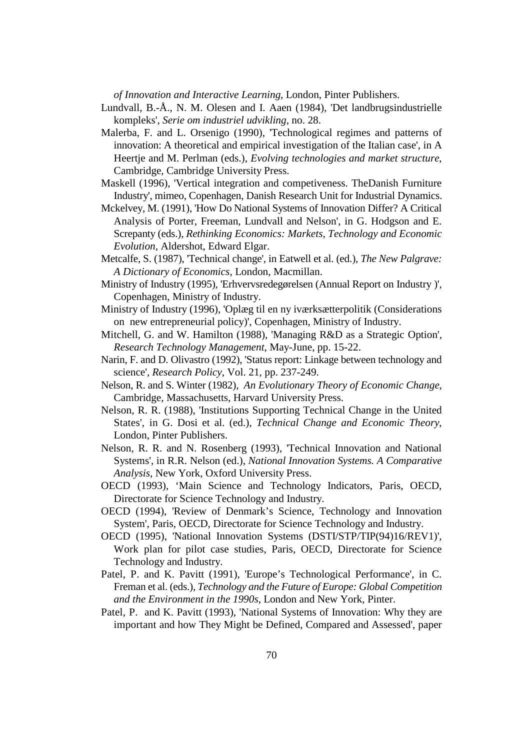*of Innovation and Interactive Learning*, London, Pinter Publishers.

Lundvall, B.-Å., N. M. Olesen and I. Aaen (1984), 'Det landbrugsindustrielle kompleks', *Serie om industriel udvikling*, no. 28.

Malerba, F. and L. Orsenigo (1990), 'Technological regimes and patterns of innovation: A theoretical and empirical investigation of the Italian case', in A Heertje and M. Perlman (eds.), *Evolving technologies and market structure*, Cambridge, Cambridge University Press.

Maskell (1996), 'Vertical integration and competiveness. TheDanish Furniture Industry', mimeo, Copenhagen, Danish Research Unit for Industrial Dynamics.

Mckelvey, M. (1991), 'How Do National Systems of Innovation Differ? A Critical Analysis of Porter, Freeman, Lundvall and Nelson', in G. Hodgson and E. Screpanty (eds.), *Rethinking Economics: Markets, Technology and Economic Evolution*, Aldershot, Edward Elgar.

Metcalfe, S. (1987), 'Technical change', in Eatwell et al. (ed.), *The New Palgrave: A Dictionary of Economics*, London, Macmillan.

Ministry of Industry (1995), 'Erhvervsredegørelsen (Annual Report on Industry )', Copenhagen, Ministry of Industry.

Ministry of Industry (1996), 'Oplæg til en ny iværksætterpolitik (Considerations on new entrepreneurial policy)', Copenhagen, Ministry of Industry.

Mitchell, G. and W. Hamilton (1988), 'Managing R&D as a Strategic Option', *Research Technology Management*, May-June, pp. 15-22.

Narin, F. and D. Olivastro (1992), 'Status report: Linkage between technology and science', *Research Policy*, Vol. 21, pp. 237-249.

Nelson, R. and S. Winter (1982), *An Evolutionary Theory of Economic Change*, Cambridge, Massachusetts, Harvard University Press.

Nelson, R. R. (1988), 'Institutions Supporting Technical Change in the United States', in G. Dosi et al. (ed.), *Technical Change and Economic Theory*, London, Pinter Publishers.

Nelson, R. R. and N. Rosenberg (1993), 'Technical Innovation and National Systems', in R.R. Nelson (ed.), *National Innovation Systems. A Comparative Analysis*, New York, Oxford University Press.

OECD (1993), 'Main Science and Technology Indicators, Paris, OECD, Directorate for Science Technology and Industry.

OECD (1994), 'Review of Denmark's Science, Technology and Innovation System', Paris, OECD, Directorate for Science Technology and Industry.

OECD (1995), 'National Innovation Systems (DSTI/STP/TIP(94)16/REV1)', Work plan for pilot case studies, Paris, OECD, Directorate for Science Technology and Industry.

Patel, P. and K. Pavitt (1991), 'Europe's Technological Performance', in C. Freman et al. (eds.), *Technology and the Future of Europe: Global Competition and the Environment in the 1990s*, London and New York, Pinter.

Patel, P. and K. Pavitt (1993), 'National Systems of Innovation: Why they are important and how They Might be Defined, Compared and Assessed', paper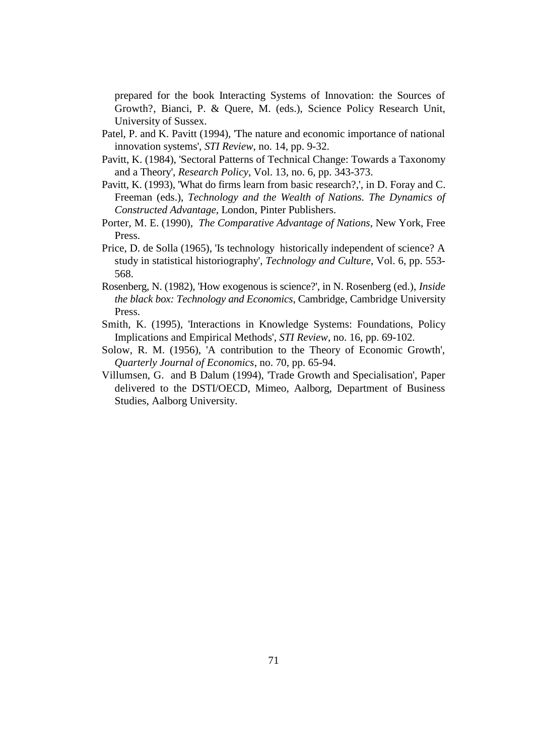prepared for the book Interacting Systems of Innovation: the Sources of Growth?, Bianci, P. & Quere, M. (eds.), Science Policy Research Unit, University of Sussex.

Patel, P. and K. Pavitt (1994), 'The nature and economic importance of national innovation systems', *STI Review*, no. 14, pp. 9-32.

Pavitt, K. (1984), 'Sectoral Patterns of Technical Change: Towards a Taxonomy and a Theory', *Research Policy*, Vol. 13, no. 6, pp. 343-373.

Pavitt, K. (1993), 'What do firms learn from basic research?,', in D. Foray and C. Freeman (eds.), *Technology and the Wealth of Nations. The Dynamics of Constructed Advantage*, London, Pinter Publishers.

Porter, M. E. (1990), *The Comparative Advantage of Nations*, New York, Free Press.

Price, D. de Solla (1965), 'Is technology historically independent of science? A study in statistical historiography', *Technology and Culture*, Vol. 6, pp. 553-568.

Rosenberg, N. (1982), 'How exogenous is science?', in N. Rosenberg (ed.), *Inside the black box: Technology and Economics*, Cambridge, Cambridge University Press.

Smith, K. (1995), 'Interactions in Knowledge Systems: Foundations, Policy Implications and Empirical Methods', *STI Review*, no. 16, pp. 69-102.

Solow, R. M. (1956), 'A contribution to the Theory of Economic Growth', *Quarterly Journal of Economics*, no. 70, pp. 65-94.

Villumsen, G. and B Dalum (1994), 'Trade Growth and Specialisation', Paper delivered to the DSTI/OECD, Mimeo, Aalborg, Department of Business Studies, Aalborg University.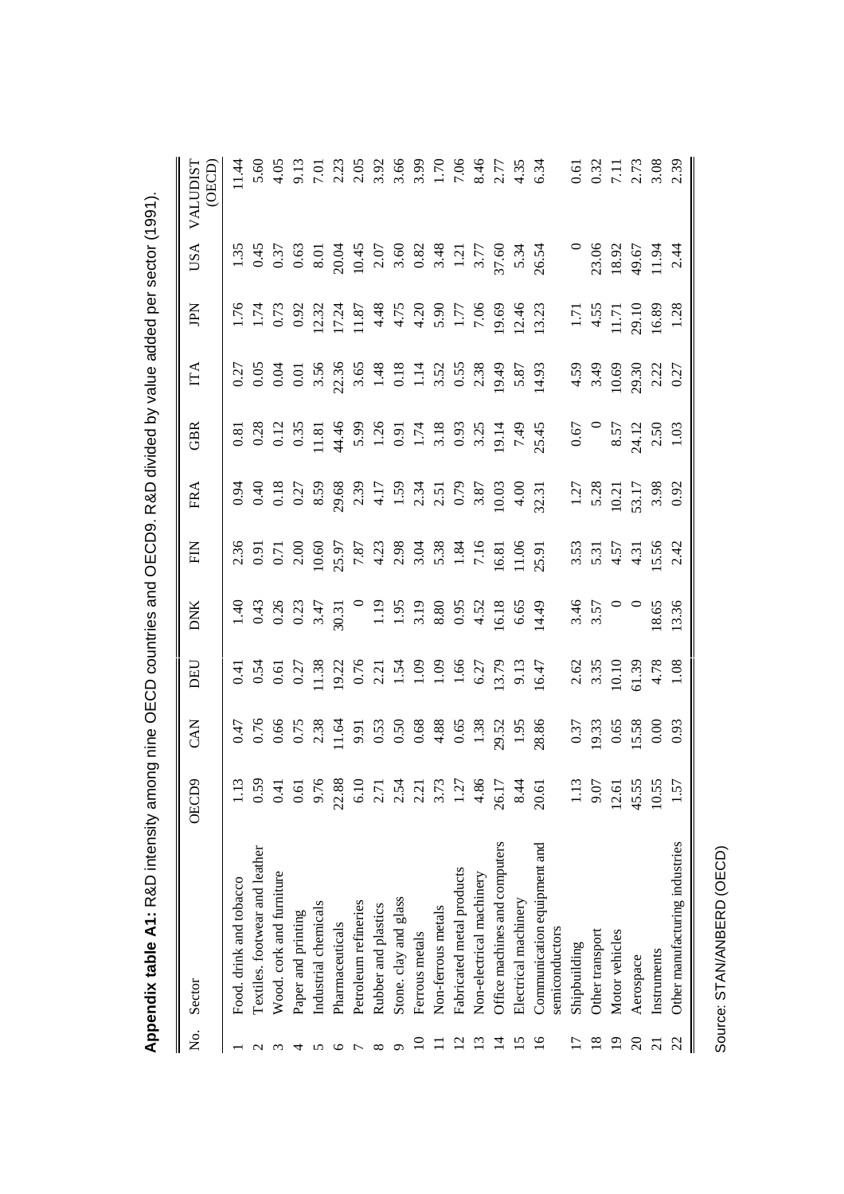**Appendix table A1:** R&D intensity among nine OECD countries and OECD9. R&D divided by value added per sector (1991).

| No. | Sector | OECD9 | CAN | DEU | DNK | FIN | FRA | GBR | ITA | JPN | USA | VALUDIST (OECD) |
|---|---|---|---|---|---|---|---|---|---|---|---|---|
| 1 | Food. drink and tobacco | 1.13 | 0.47 | 0.41 | 1.40 | 2.36 | 0.94 | 0.81 | 0.27 | 1.76 | 1.35 | 11.44 |
| 2 | Textiles. footwear and leather | 0.59 | 0.76 | 0.54 | 0.43 | 0.91 | 0.40 | 0.28 | 0.05 | 1.74 | 0.45 | 5.60 |
| 3 | Wood. cork and furniture | 0.41 | 0.66 | 0.61 | 0.26 | 0.71 | 0.18 | 0.12 | 0.04 | 0.73 | 0.37 | 4.05 |
| 4 | Paper and printing | 0.61 | 0.75 | 0.27 | 0.23 | 2.00 | 0.27 | 0.35 | 0.01 | 0.92 | 0.63 | 9.13 |
| 5 | Industrial chemicals | 9.76 | 2.38 | 11.38 | 3.47 | 10.60 | 8.59 | 11.81 | 3.56 | 12.32 | 8.01 | 7.01 |
| 6 | Pharmaceuticals | 22.88 | 11.64 | 19.22 | 30.31 | 25.97 | 29.68 | 44.46 | 22.36 | 17.24 | 20.04 | 2.23 |
| 7 | Petroleum refineries | 6.10 | 9.91 | 0.76 | 0 | 7.87 | 2.39 | 5.99 | 3.65 | 11.87 | 10.45 | 2.05 |
| 8 | Rubber and plastics | 2.71 | 0.53 | 2.21 | 1.19 | 4.23 | 4.17 | 1.26 | 1.48 | 4.48 | 2.07 | 3.92 |
| 9 | Stone. clay and glass | 2.54 | 0.50 | 1.54 | 1.95 | 2.98 | 1.59 | 0.91 | 0.18 | 4.75 | 3.60 | 3.66 |
| 10 | Ferrous metals | 2.21 | 0.68 | 1.09 | 3.19 | 3.04 | 2.34 | 1.74 | 1.14 | 4.20 | 0.82 | 3.99 |
| 11 | Non-ferrous metals | 3.73 | 4.88 | 1.09 | 8.80 | 5.38 | 2.51 | 3.18 | 3.52 | 5.90 | 3.48 | 1.70 |
| 12 | Fabricated metal products | 1.27 | 0.65 | 1.66 | 0.95 | 1.84 | 0.79 | 0.93 | 0.55 | 1.77 | 1.21 | 7.06 |
| 13 | Non-electrical machinery | 4.86 | 1.38 | 6.27 | 4.52 | 7.16 | 3.87 | 3.25 | 2.38 | 7.06 | 3.77 | 8.46 |
| 14 | Office machines and computers | 26.17 | 29.52 | 13.79 | 16.18 | 16.81 | 10.03 | 19.14 | 19.49 | 19.69 | 37.60 | 2.77 |
| 15 | Electrical machinery | 8.44 | 1.95 | 9.13 | 6.65 | 11.06 | 4.00 | 7.49 | 5.87 | 12.46 | 5.34 | 4.35 |
| 16 | Communication equipment and semiconductors | 20.61 | 28.86 | 16.47 | 14.49 | 25.91 | 32.31 | 25.45 | 14.93 | 13.23 | 26.54 | 6.34 |
| 17 | Shipbuilding | 1.13 | 0.37 | 2.62 | 3.46 | 3.53 | 1.27 | 0.67 | 4.59 | 1.71 | 0 | 0.61 |
| 18 | Other transport | 9.07 | 19.33 | 3.35 | 3.57 | 5.31 | 5.28 | 0 | 3.49 | 4.55 | 23.06 | 0.32 |
| 19 | Motor vehicles | 12.61 | 0.65 | 10.10 | 0 | 4.57 | 10.21 | 8.57 | 10.69 | 11.71 | 18.92 | 7.11 |
| 20 | Aerospace | 45.55 | 15.58 | 61.39 | 0 | 4.31 | 53.17 | 24.12 | 29.30 | 29.10 | 49.67 | 2.73 |
| 21 | Instruments | 10.55 | 0.00 | 4.78 | 18.65 | 15.56 | 3.98 | 2.50 | 2.22 | 16.89 | 11.94 | 3.08 |
| 22 | Other manufacturing industries | 1.57 | 0.93 | 1.08 | 13.36 | 2.42 | 0.92 | 1.03 | 0.27 | 1.28 | 2.44 | 2.39 |

Source: STAN/ANBERD (OECD)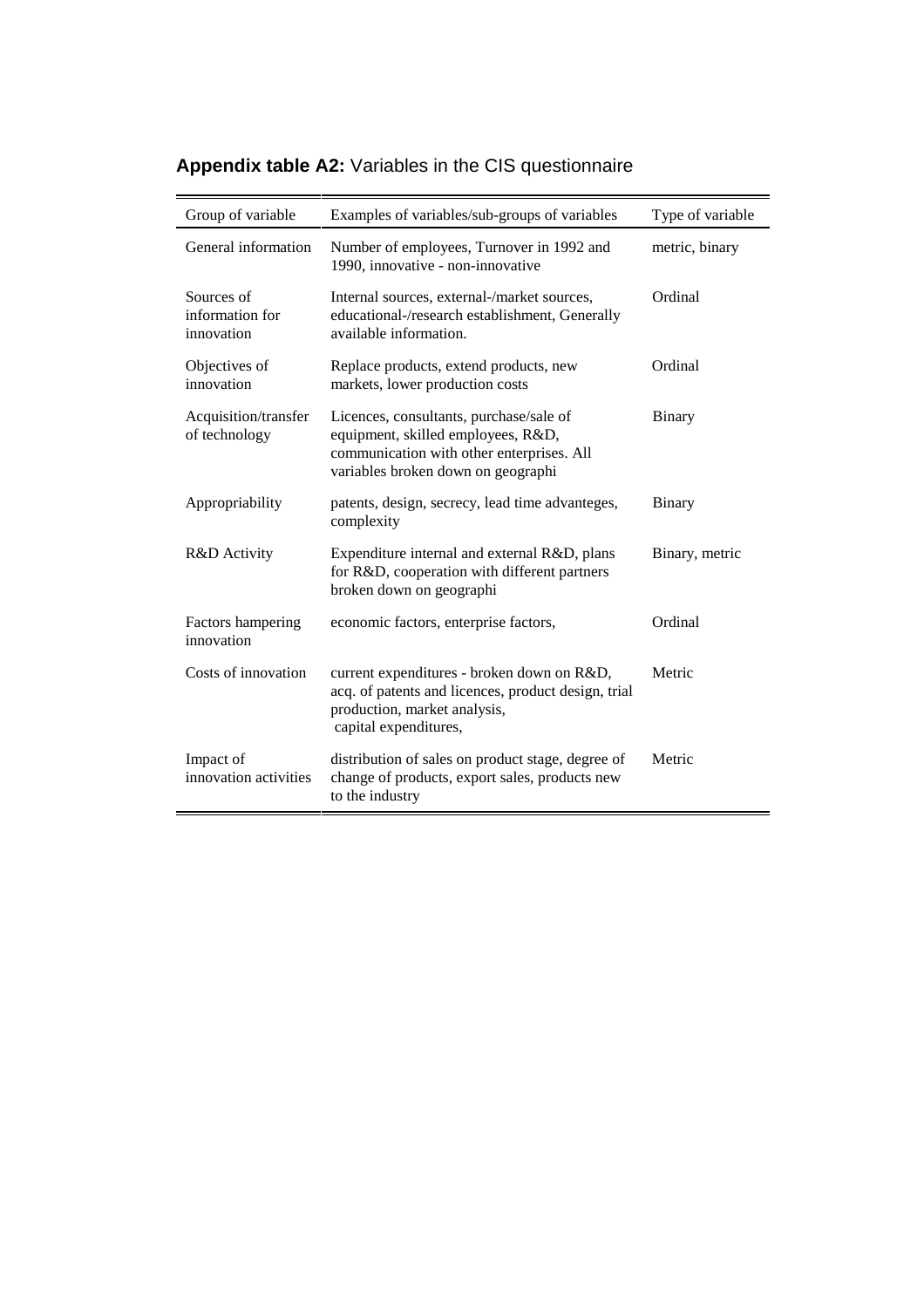**Appendix table A2:** Variables in the CIS questionnaire

| Group of variable | Examples of variables/sub-groups of variables | Type of variable |
|---|---|---|
| General information | Number of employees, Turnover in 1992 and 1990, innovative - non-innovative | metric, binary |
| Sources of information for innovation | Internal sources, external-/market sources, educational-/research establishment, Generally available information. | Ordinal |
| Objectives of innovation | Replace products, extend products, new markets, lower production costs | Ordinal |
| Acquisition/transfer of technology | Licences, consultants, purchase/sale of equipment, skilled employees, R&D, communication with other enterprises. All variables broken down on geographi | Binary |
| Appropriability | patents, design, secrecy, lead time advanteges, complexity | Binary |
| R&D Activity | Expenditure internal and external R&D, plans for R&D, cooperation with different partners broken down on geographi | Binary, metric |
| Factors hampering innovation | economic factors, enterprise factors, | Ordinal |
| Costs of innovation | current expenditures - broken down on R&D, acq. of patents and licences, product design, trial production, market analysis, capital expenditures, | Metric |
| Impact of innovation activities | distribution of sales on product stage, degree of change of products, export sales, products new to the industry | Metric |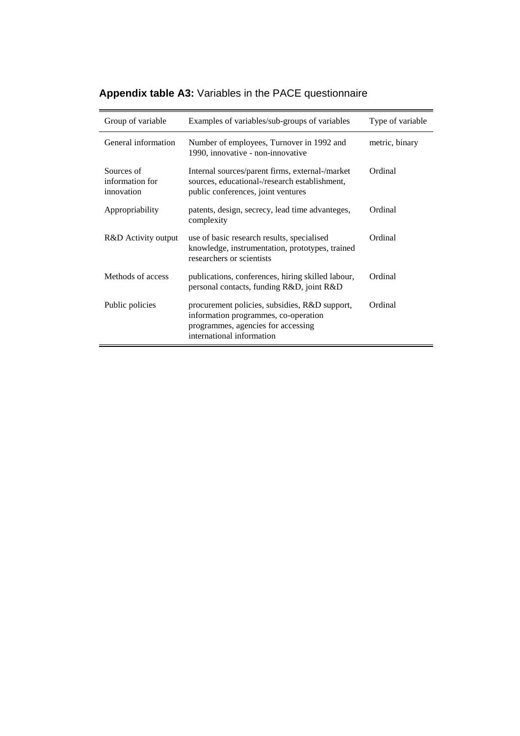**Appendix table A3:** Variables in the PACE questionnaire

| Group of variable | Examples of variables/sub-groups of variables | Type of variable |
|---|---|---|
| General information | Number of employees, Turnover in 1992 and 1990, innovative - non-innovative | metric, binary |
| Sources of information for innovation | Internal sources/parent firms, external-/market sources, educational-/research establishment, public conferences, joint ventures | Ordinal |
| Appropriability | patents, design, secrecy, lead time advanteges, complexity | Ordinal |
| R&D Activity output | use of basic research results, specialised knowledge, instrumentation, prototypes, trained researchers or scientists | Ordinal |
| Methods of access | publications, conferences, hiring skilled labour, personal contacts, funding R&D, joint R&D | Ordinal |
| Public policies | procurement policies, subsidies, R&D support, information programmes, co-operation programmes, agencies for accessing international information | Ordinal |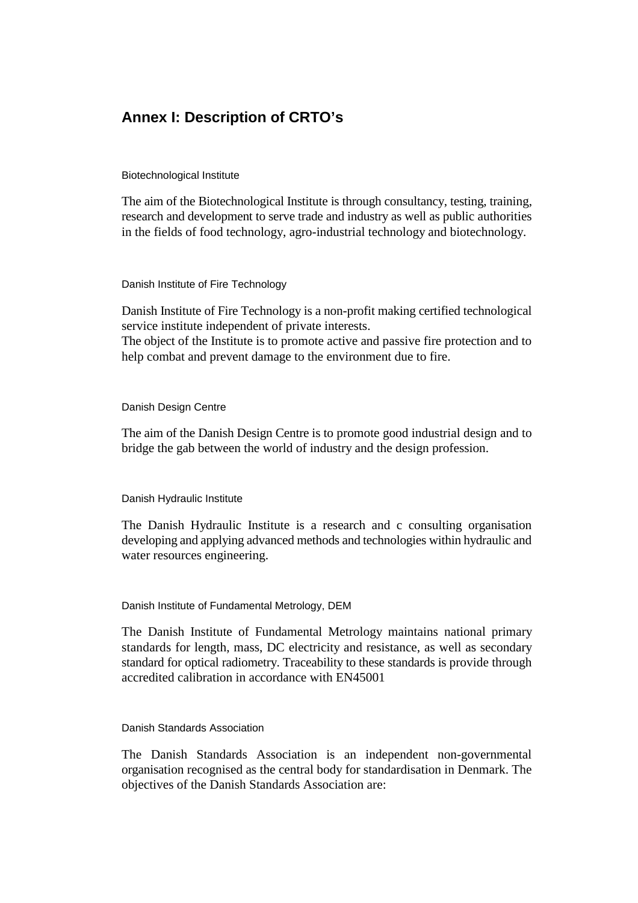## Annex I: Description of CRTO's

### Biotechnological Institute

The aim of the Biotechnological Institute is through consultancy, testing, training, research and development to serve trade and industry as well as public authorities in the fields of food technology, agro-industrial technology and biotechnology.

### Danish Institute of Fire Technology

Danish Institute of Fire Technology is a non-profit making certified technological service institute independent of private interests.
The object of the Institute is to promote active and passive fire protection and to help combat and prevent damage to the environment due to fire.

### Danish Design Centre

The aim of the Danish Design Centre is to promote good industrial design and to bridge the gab between the world of industry and the design profession.

### Danish Hydraulic Institute

The Danish Hydraulic Institute is a research and c consulting organisation developing and applying advanced methods and technologies within hydraulic and water resources engineering.

### Danish Institute of Fundamental Metrology, DEM

The Danish Institute of Fundamental Metrology maintains national primary standards for length, mass, DC electricity and resistance, as well as secondary standard for optical radiometry. Traceability to these standards is provide through accredited calibration in accordance with EN45001

### Danish Standards Association

The Danish Standards Association is an independent non-governmental organisation recognised as the central body for standardisation in Denmark. The objectives of the Danish Standards Association are: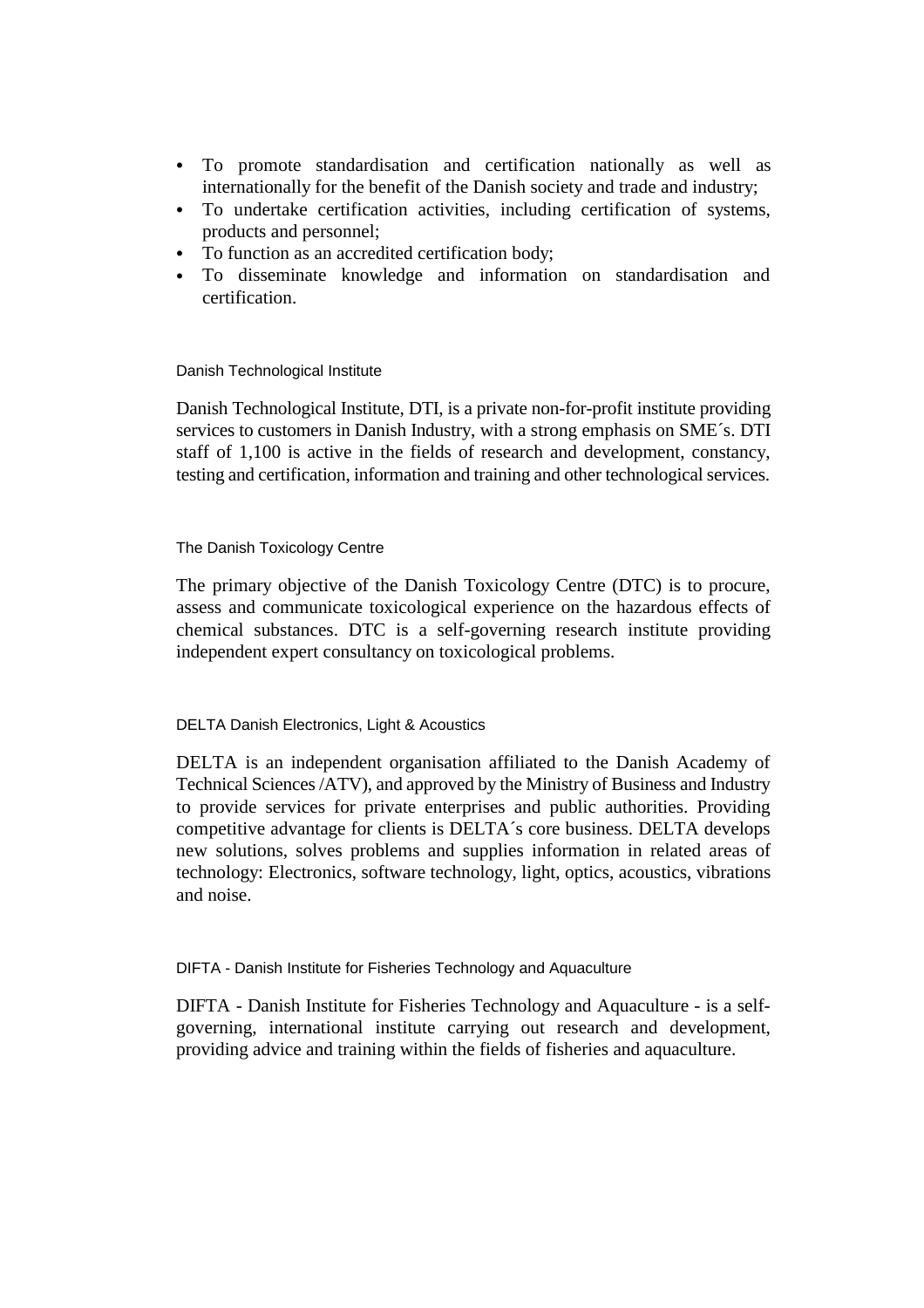- To promote standardisation and certification nationally as well as internationally for the benefit of the Danish society and trade and industry;
- To undertake certification activities, including certification of systems, products and personnel;
- To function as an accredited certification body;
- To disseminate knowledge and information on standardisation and certification.

### Danish Technological Institute

Danish Technological Institute, DTI, is a private non-for-profit institute providing services to customers in Danish Industry, with a strong emphasis on SME´s. DTI staff of 1,100 is active in the fields of research and development, constancy, testing and certification, information and training and other technological services.

### The Danish Toxicology Centre

The primary objective of the Danish Toxicology Centre (DTC) is to procure, assess and communicate toxicological experience on the hazardous effects of chemical substances. DTC is a self-governing research institute providing independent expert consultancy on toxicological problems.

### DELTA Danish Electronics, Light & Acoustics

DELTA is an independent organisation affiliated to the Danish Academy of Technical Sciences /ATV), and approved by the Ministry of Business and Industry to provide services for private enterprises and public authorities. Providing competitive advantage for clients is DELTA´s core business. DELTA develops new solutions, solves problems and supplies information in related areas of technology: Electronics, software technology, light, optics, acoustics, vibrations and noise.

### DIFTA - Danish Institute for Fisheries Technology and Aquaculture

DIFTA - Danish Institute for Fisheries Technology and Aquaculture - is a self-governing, international institute carrying out research and development, providing advice and training within the fields of fisheries and aquaculture.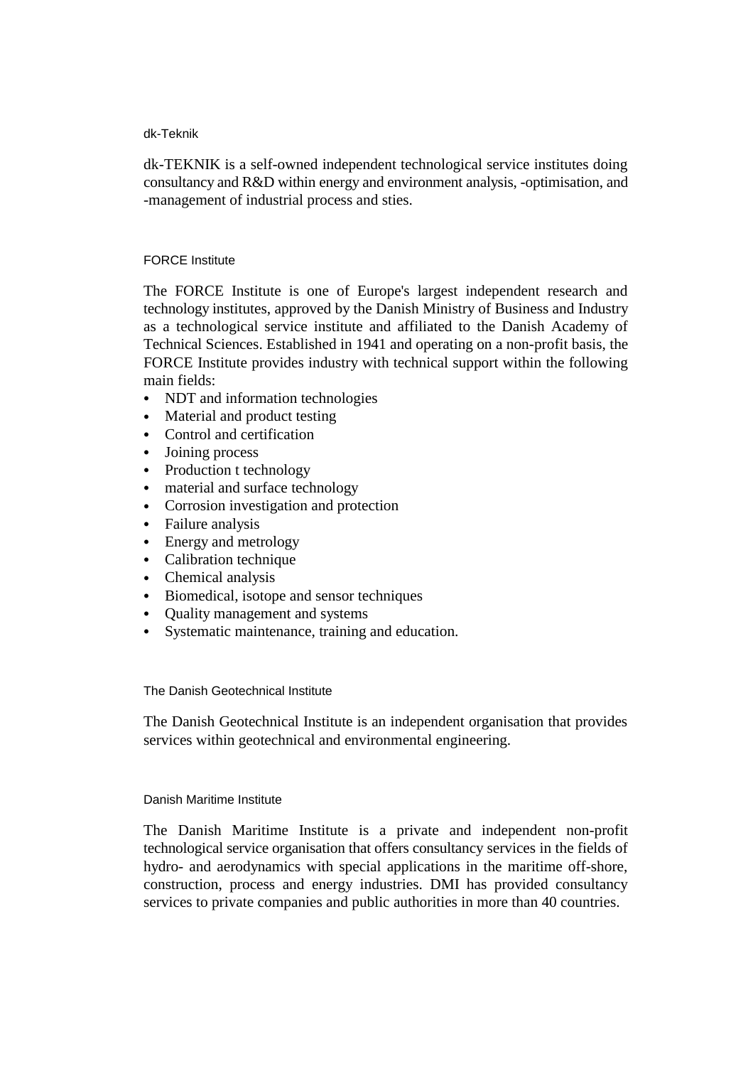### dk-Teknik

dk-TEKNIK is a self-owned independent technological service institutes doing consultancy and R&D within energy and environment analysis, -optimisation, and -management of industrial process and sties.

### FORCE Institute

The FORCE Institute is one of Europe's largest independent research and technology institutes, approved by the Danish Ministry of Business and Industry as a technological service institute and affiliated to the Danish Academy of Technical Sciences. Established in 1941 and operating on a non-profit basis, the FORCE Institute provides industry with technical support within the following main fields:

- NDT and information technologies
- Material and product testing
- Control and certification
- Joining process
- Production t technology
- material and surface technology
- Corrosion investigation and protection
- Failure analysis
- Energy and metrology
- Calibration technique
- Chemical analysis
- Biomedical, isotope and sensor techniques
- Quality management and systems
- Systematic maintenance, training and education.

### The Danish Geotechnical Institute

The Danish Geotechnical Institute is an independent organisation that provides services within geotechnical and environmental engineering.

### Danish Maritime Institute

The Danish Maritime Institute is a private and independent non-profit technological service organisation that offers consultancy services in the fields of hydro- and aerodynamics with special applications in the maritime off-shore, construction, process and energy industries. DMI has provided consultancy services to private companies and public authorities in more than 40 countries.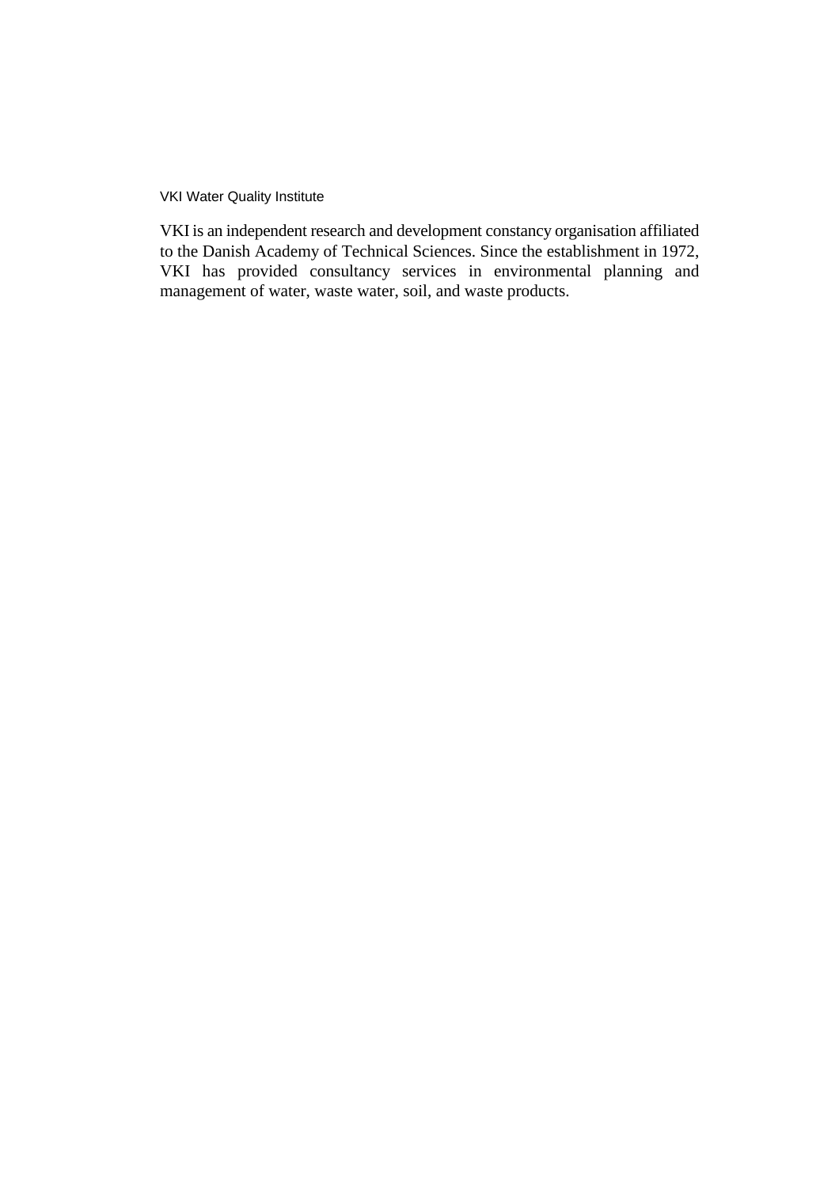VKI Water Quality Institute

VKI is an independent research and development constancy organisation affiliated to the Danish Academy of Technical Sciences. Since the establishment in 1972, VKI has provided consultancy services in environmental planning and management of water, waste water, soil, and waste products.